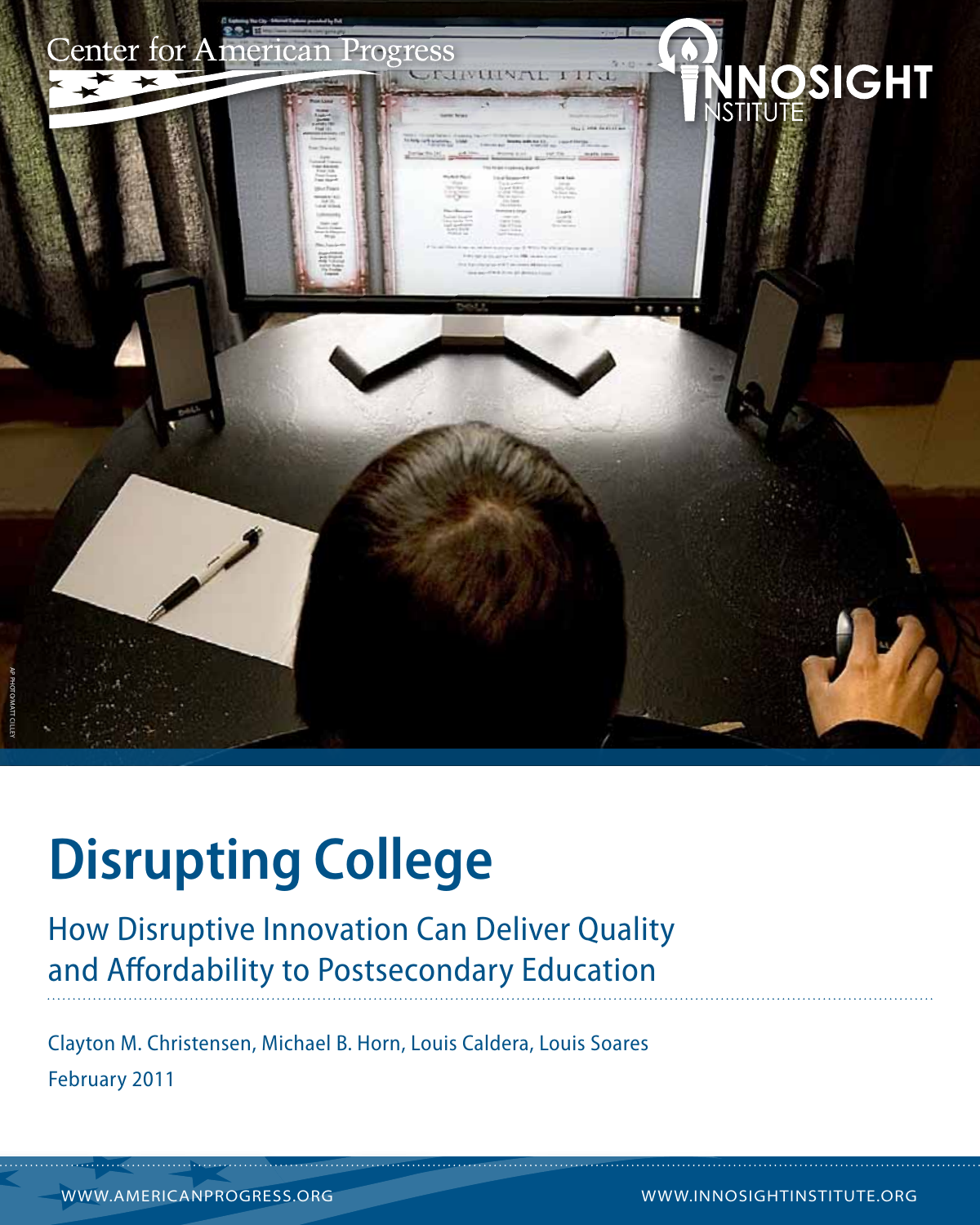Center for American Progress

INNOSIGHT INSTITUTE

# Disrupting College

## How Disruptive Innovation Can Deliver Quality and Affordability to Postsecondary Education

Clayton M. Christensen, Michael B. Horn, Louis Caldera, Louis Soares

February 2011

AP PHOTO/MATT CILLEY

WWW.AMERICANPROGRESS.ORG

WWW.INNOSIGHTINSTITUTE.ORG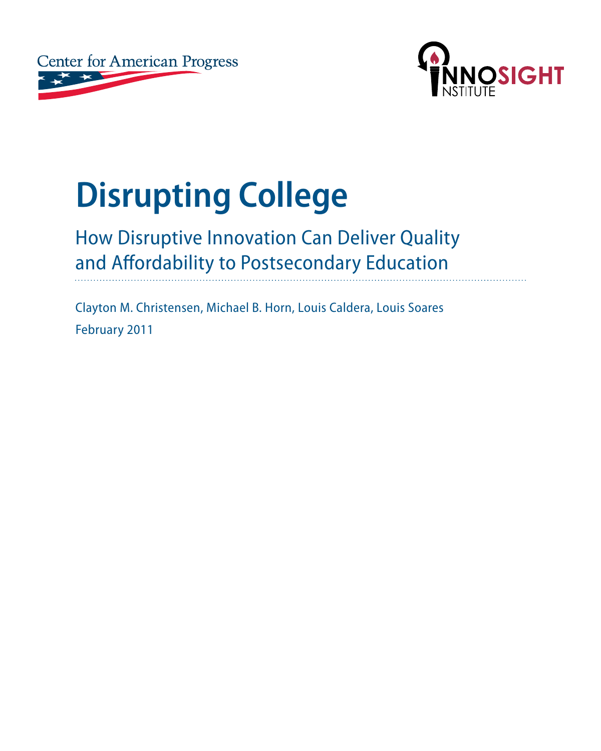Center for American Progress

INNOSIGHT INSTITUTE

# Disrupting College

## How Disruptive Innovation Can Deliver Quality and Affordability to Postsecondary Education

Clayton M. Christensen, Michael B. Horn, Louis Caldera, Louis Soares

February 2011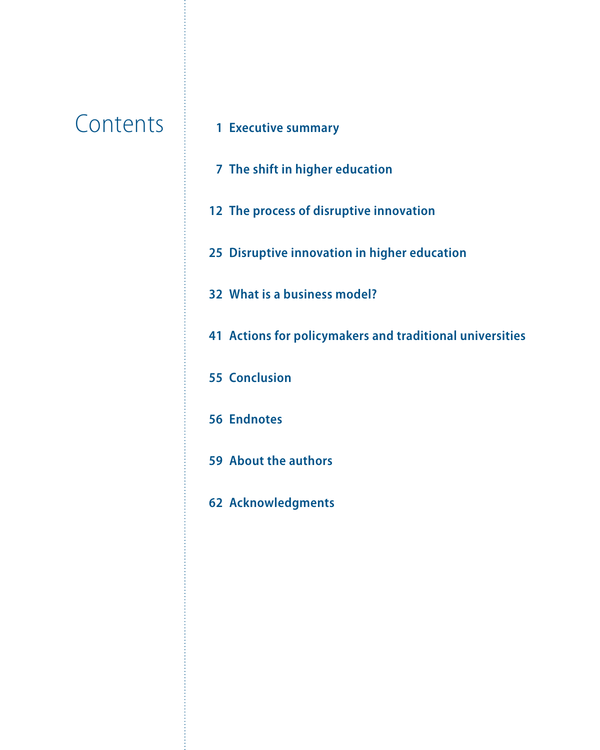# Contents

1 Executive summary

7 The shift in higher education

12 The process of disruptive innovation

25 Disruptive innovation in higher education

32 What is a business model?

41 Actions for policymakers and traditional universities

55 Conclusion

56 Endnotes

59 About the authors

62 Acknowledgments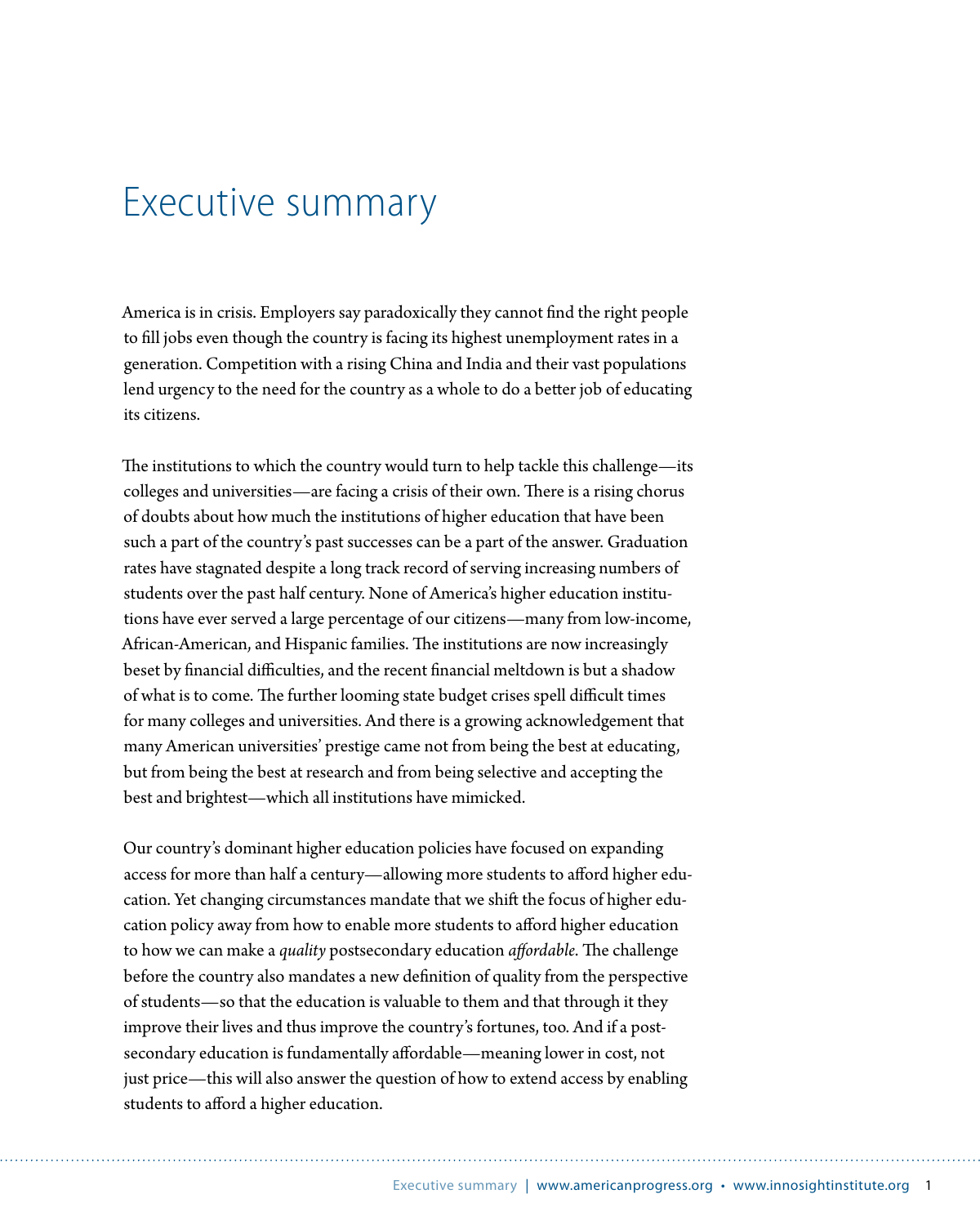# Executive summary

America is in crisis. Employers say paradoxically they cannot find the right people to fill jobs even though the country is facing its highest unemployment rates in a generation. Competition with a rising China and India and their vast populations lend urgency to the need for the country as a whole to do a better job of educating its citizens.

The institutions to which the country would turn to help tackle this challenge—its colleges and universities—are facing a crisis of their own. There is a rising chorus of doubts about how much the institutions of higher education that have been such a part of the country's past successes can be a part of the answer. Graduation rates have stagnated despite a long track record of serving increasing numbers of students over the past half century. None of America's higher education institutions have ever served a large percentage of our citizens—many from low-income, African-American, and Hispanic families. The institutions are now increasingly beset by financial difficulties, and the recent financial meltdown is but a shadow of what is to come. The further looming state budget crises spell difficult times for many colleges and universities. And there is a growing acknowledgement that many American universities' prestige came not from being the best at educating, but from being the best at research and from being selective and accepting the best and brightest—which all institutions have mimicked.

Our country's dominant higher education policies have focused on expanding access for more than half a century—allowing more students to afford higher education. Yet changing circumstances mandate that we shift the focus of higher education policy away from how to enable more students to afford higher education to how we can make a *quality* postsecondary education *affordable*. The challenge before the country also mandates a new definition of quality from the perspective of students—so that the education is valuable to them and that through it they improve their lives and thus improve the country's fortunes, too. And if a postsecondary education is fundamentally affordable—meaning lower in cost, not just price—this will also answer the question of how to extend access by enabling students to afford a higher education.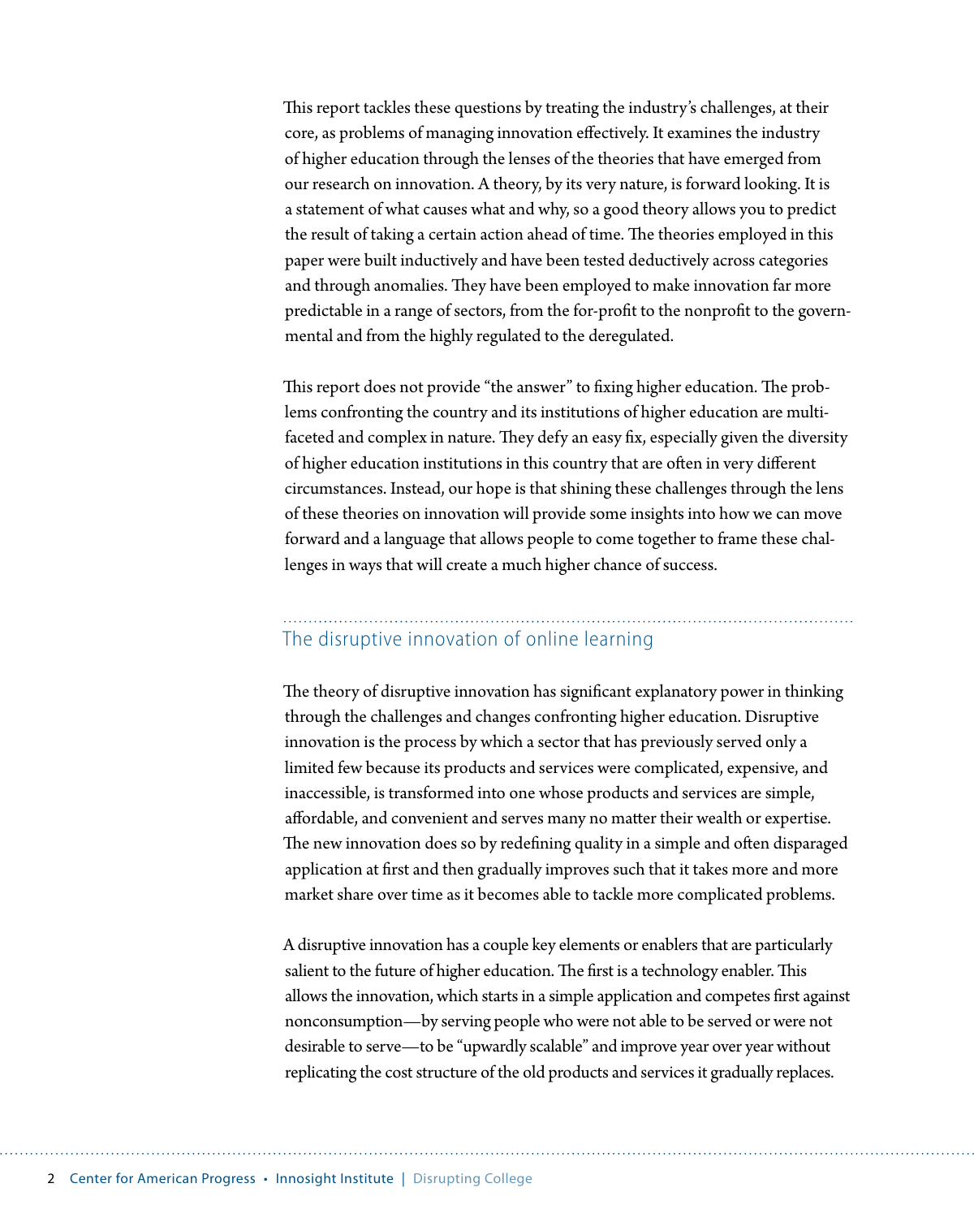This report tackles these questions by treating the industry's challenges, at their core, as problems of managing innovation effectively. It examines the industry of higher education through the lenses of the theories that have emerged from our research on innovation. A theory, by its very nature, is forward looking. It is a statement of what causes what and why, so a good theory allows you to predict the result of taking a certain action ahead of time. The theories employed in this paper were built inductively and have been tested deductively across categories and through anomalies. They have been employed to make innovation far more predictable in a range of sectors, from the for-profit to the nonprofit to the governmental and from the highly regulated to the deregulated.

This report does not provide "the answer" to fixing higher education. The problems confronting the country and its institutions of higher education are multi-faceted and complex in nature. They defy an easy fix, especially given the diversity of higher education institutions in this country that are often in very different circumstances. Instead, our hope is that shining these challenges through the lens of these theories on innovation will provide some insights into how we can move forward and a language that allows people to come together to frame these challenges in ways that will create a much higher chance of success.

## The disruptive innovation of online learning

The theory of disruptive innovation has significant explanatory power in thinking through the challenges and changes confronting higher education. Disruptive innovation is the process by which a sector that has previously served only a limited few because its products and services were complicated, expensive, and inaccessible, is transformed into one whose products and services are simple, affordable, and convenient and serves many no matter their wealth or expertise. The new innovation does so by redefining quality in a simple and often disparaged application at first and then gradually improves such that it takes more and more market share over time as it becomes able to tackle more complicated problems.

A disruptive innovation has a couple key elements or enablers that are particularly salient to the future of higher education. The first is a technology enabler. This allows the innovation, which starts in a simple application and competes first against nonconsumption—by serving people who were not able to be served or were not desirable to serve—to be "upwardly scalable" and improve year over year without replicating the cost structure of the old products and services it gradually replaces.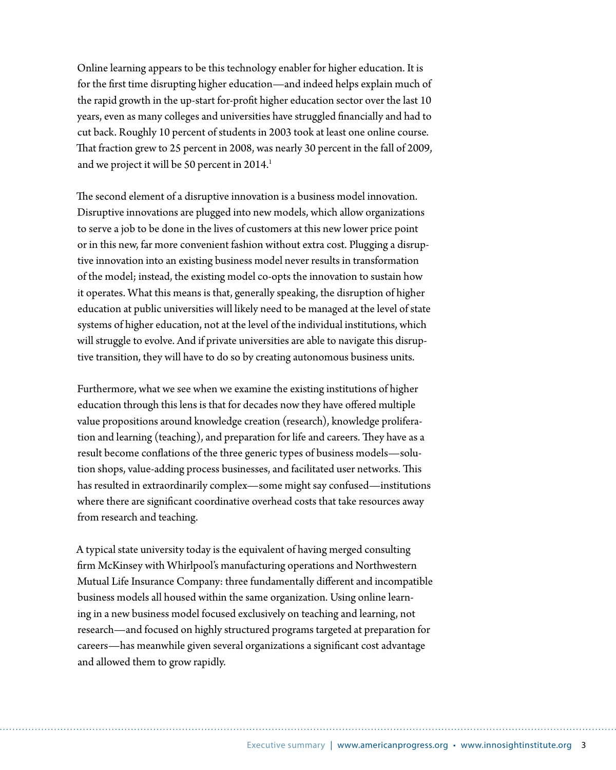Online learning appears to be this technology enabler for higher education. It is for the first time disrupting higher education—and indeed helps explain much of the rapid growth in the up-start for-profit higher education sector over the last 10 years, even as many colleges and universities have struggled financially and had to cut back. Roughly 10 percent of students in 2003 took at least one online course. That fraction grew to 25 percent in 2008, was nearly 30 percent in the fall of 2009, and we project it will be 50 percent in 2014.[1]

The second element of a disruptive innovation is a business model innovation. Disruptive innovations are plugged into new models, which allow organizations to serve a job to be done in the lives of customers at this new lower price point or in this new, far more convenient fashion without extra cost. Plugging a disruptive innovation into an existing business model never results in transformation of the model; instead, the existing model co-opts the innovation to sustain how it operates. What this means is that, generally speaking, the disruption of higher education at public universities will likely need to be managed at the level of state systems of higher education, not at the level of the individual institutions, which will struggle to evolve. And if private universities are able to navigate this disruptive transition, they will have to do so by creating autonomous business units.

Furthermore, what we see when we examine the existing institutions of higher education through this lens is that for decades now they have offered multiple value propositions around knowledge creation (research), knowledge proliferation and learning (teaching), and preparation for life and careers. They have as a result become conflations of the three generic types of business models—solution shops, value-adding process businesses, and facilitated user networks. This has resulted in extraordinarily complex—some might say confused—institutions where there are significant coordinative overhead costs that take resources away from research and teaching.

A typical state university today is the equivalent of having merged consulting firm McKinsey with Whirlpool's manufacturing operations and Northwestern Mutual Life Insurance Company: three fundamentally different and incompatible business models all housed within the same organization. Using online learning in a new business model focused exclusively on teaching and learning, not research—and focused on highly structured programs targeted at preparation for careers—has meanwhile given several organizations a significant cost advantage and allowed them to grow rapidly.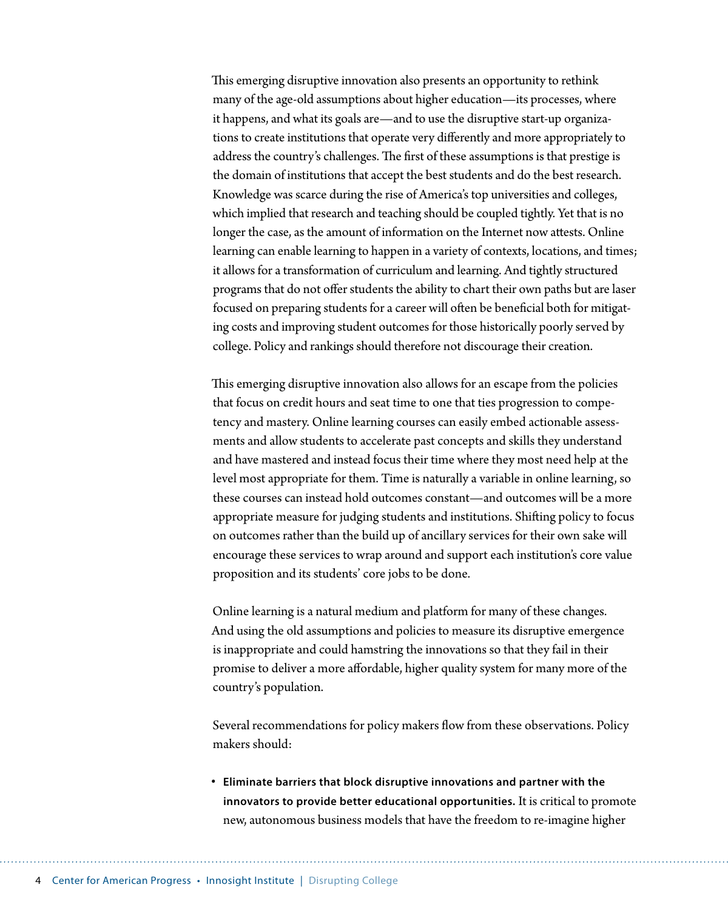This emerging disruptive innovation also presents an opportunity to rethink many of the age-old assumptions about higher education—its processes, where it happens, and what its goals are—and to use the disruptive start-up organizations to create institutions that operate very differently and more appropriately to address the country's challenges. The first of these assumptions is that prestige is the domain of institutions that accept the best students and do the best research. Knowledge was scarce during the rise of America's top universities and colleges, which implied that research and teaching should be coupled tightly. Yet that is no longer the case, as the amount of information on the Internet now attests. Online learning can enable learning to happen in a variety of contexts, locations, and times; it allows for a transformation of curriculum and learning. And tightly structured programs that do not offer students the ability to chart their own paths but are laser focused on preparing students for a career will often be beneficial both for mitigating costs and improving student outcomes for those historically poorly served by college. Policy and rankings should therefore not discourage their creation.

This emerging disruptive innovation also allows for an escape from the policies that focus on credit hours and seat time to one that ties progression to competency and mastery. Online learning courses can easily embed actionable assessments and allow students to accelerate past concepts and skills they understand and have mastered and instead focus their time where they most need help at the level most appropriate for them. Time is naturally a variable in online learning, so these courses can instead hold outcomes constant—and outcomes will be a more appropriate measure for judging students and institutions. Shifting policy to focus on outcomes rather than the build up of ancillary services for their own sake will encourage these services to wrap around and support each institution's core value proposition and its students' core jobs to be done.

Online learning is a natural medium and platform for many of these changes. And using the old assumptions and policies to measure its disruptive emergence is inappropriate and could hamstring the innovations so that they fail in their promise to deliver a more affordable, higher quality system for many more of the country's population.

Several recommendations for policy makers flow from these observations. Policy makers should:

- **Eliminate barriers that block disruptive innovations and partner with the innovators to provide better educational opportunities.** It is critical to promote new, autonomous business models that have the freedom to re-imagine higher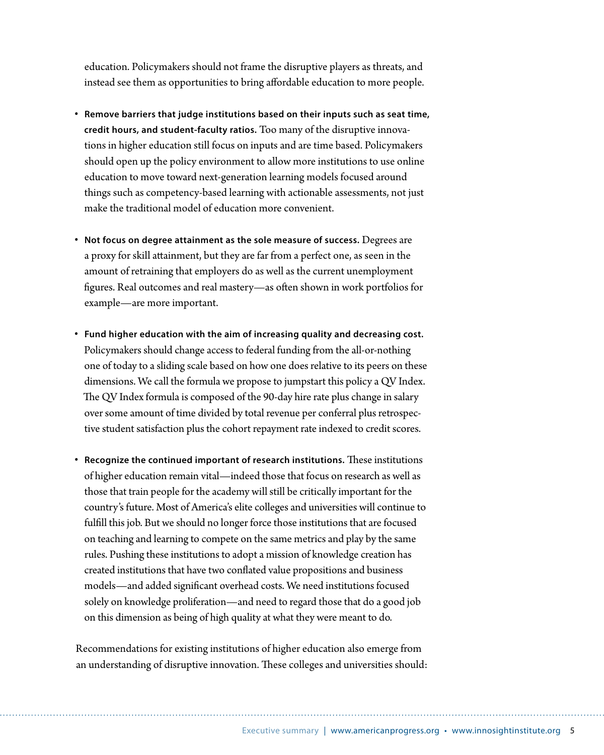education. Policymakers should not frame the disruptive players as threats, and instead see them as opportunities to bring affordable education to more people.

- **Remove barriers that judge institutions based on their inputs such as seat time, credit hours, and student-faculty ratios.** Too many of the disruptive innovations in higher education still focus on inputs and are time based. Policymakers should open up the policy environment to allow more institutions to use online education to move toward next-generation learning models focused around things such as competency-based learning with actionable assessments, not just make the traditional model of education more convenient.

- **Not focus on degree attainment as the sole measure of success.** Degrees are a proxy for skill attainment, but they are far from a perfect one, as seen in the amount of retraining that employers do as well as the current unemployment figures. Real outcomes and real mastery—as often shown in work portfolios for example—are more important.

- **Fund higher education with the aim of increasing quality and decreasing cost.** Policymakers should change access to federal funding from the all-or-nothing one of today to a sliding scale based on how one does relative to its peers on these dimensions. We call the formula we propose to jumpstart this policy a QV Index. The QV Index formula is composed of the 90-day hire rate plus change in salary over some amount of time divided by total revenue per conferral plus retrospective student satisfaction plus the cohort repayment rate indexed to credit scores.

- **Recognize the continued important of research institutions.** These institutions of higher education remain vital—indeed those that focus on research as well as those that train people for the academy will still be critically important for the country's future. Most of America's elite colleges and universities will continue to fulfill this job. But we should no longer force those institutions that are focused on teaching and learning to compete on the same metrics and play by the same rules. Pushing these institutions to adopt a mission of knowledge creation has created institutions that have two conflated value propositions and business models—and added significant overhead costs. We need institutions focused solely on knowledge proliferation—and need to regard those that do a good job on this dimension as being of high quality at what they were meant to do.

Recommendations for existing institutions of higher education also emerge from an understanding of disruptive innovation. These colleges and universities should: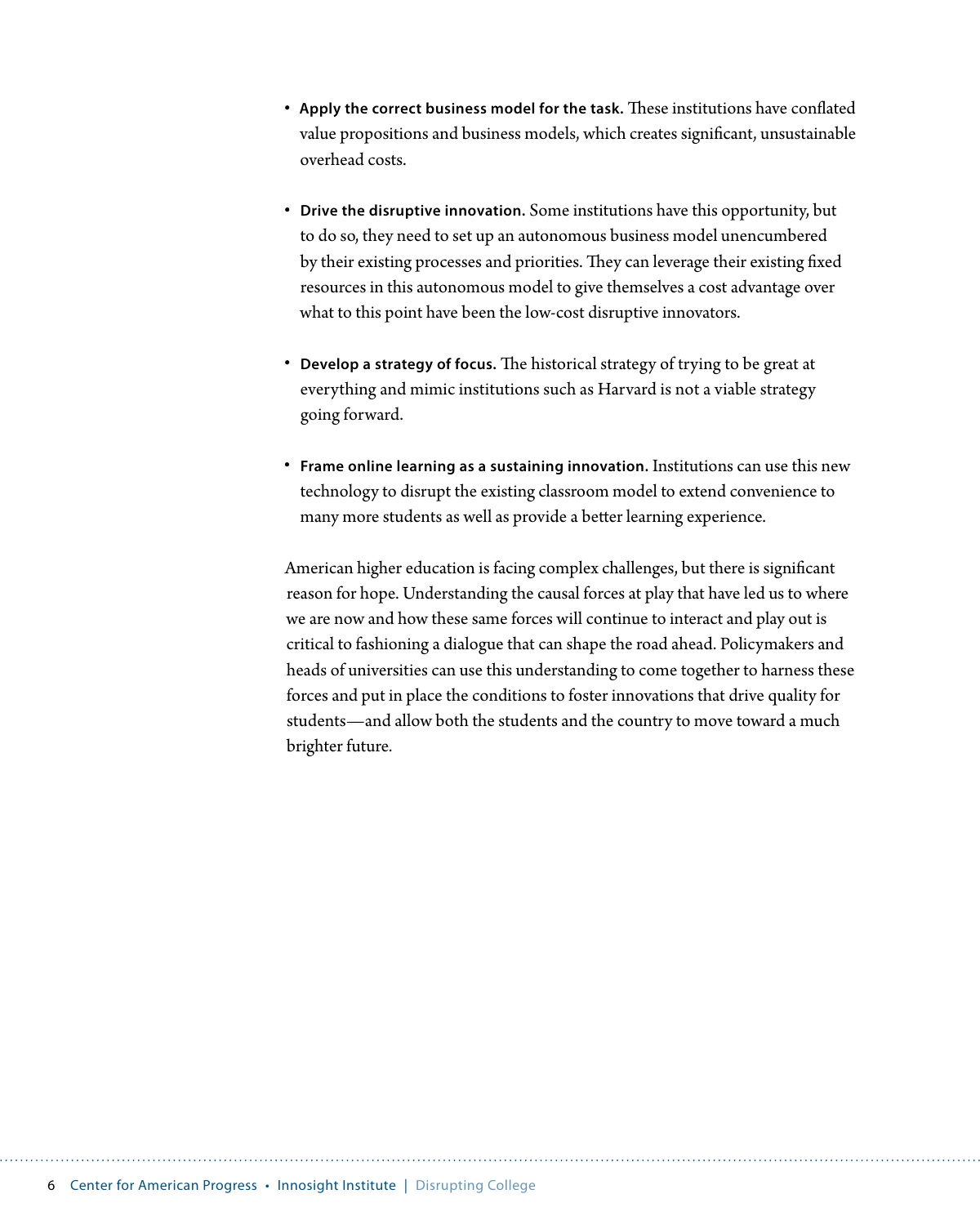- **Apply the correct business model for the task.** These institutions have conflated value propositions and business models, which creates significant, unsustainable overhead costs.

- **Drive the disruptive innovation.** Some institutions have this opportunity, but to do so, they need to set up an autonomous business model unencumbered by their existing processes and priorities. They can leverage their existing fixed resources in this autonomous model to give themselves a cost advantage over what to this point have been the low-cost disruptive innovators.

- **Develop a strategy of focus.** The historical strategy of trying to be great at everything and mimic institutions such as Harvard is not a viable strategy going forward.

- **Frame online learning as a sustaining innovation.** Institutions can use this new technology to disrupt the existing classroom model to extend convenience to many more students as well as provide a better learning experience.

American higher education is facing complex challenges, but there is significant reason for hope. Understanding the causal forces at play that have led us to where we are now and how these same forces will continue to interact and play out is critical to fashioning a dialogue that can shape the road ahead. Policymakers and heads of universities can use this understanding to come together to harness these forces and put in place the conditions to foster innovations that drive quality for students—and allow both the students and the country to move toward a much brighter future.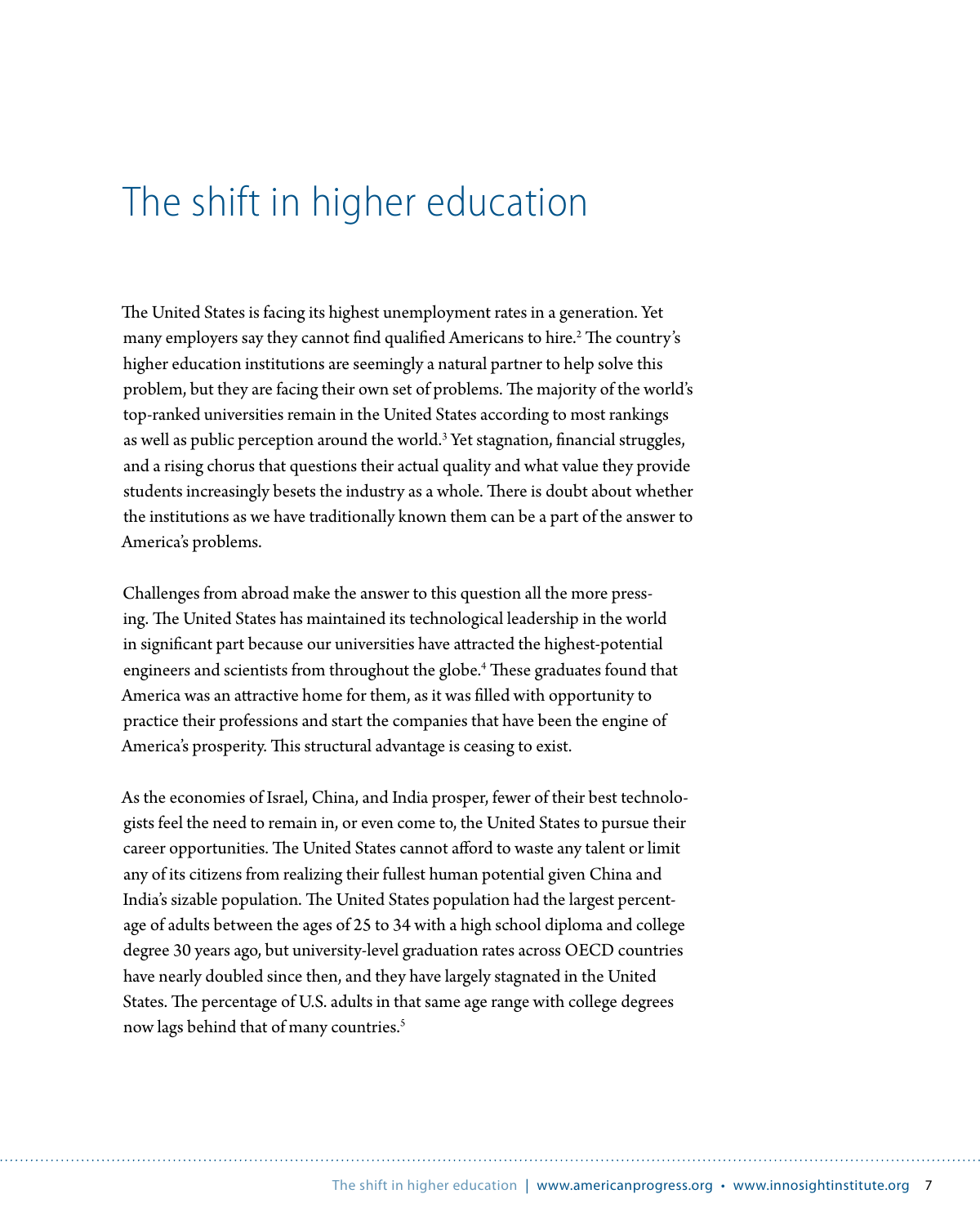# The shift in higher education

The United States is facing its highest unemployment rates in a generation. Yet many employers say they cannot find qualified Americans to hire.[2] The country's higher education institutions are seemingly a natural partner to help solve this problem, but they are facing their own set of problems. The majority of the world's top-ranked universities remain in the United States according to most rankings as well as public perception around the world.[3] Yet stagnation, financial struggles, and a rising chorus that questions their actual quality and what value they provide students increasingly besets the industry as a whole. There is doubt about whether the institutions as we have traditionally known them can be a part of the answer to America's problems.

Challenges from abroad make the answer to this question all the more pressing. The United States has maintained its technological leadership in the world in significant part because our universities have attracted the highest-potential engineers and scientists from throughout the globe.[4] These graduates found that America was an attractive home for them, as it was filled with opportunity to practice their professions and start the companies that have been the engine of America's prosperity. This structural advantage is ceasing to exist.

As the economies of Israel, China, and India prosper, fewer of their best technologists feel the need to remain in, or even come to, the United States to pursue their career opportunities. The United States cannot afford to waste any talent or limit any of its citizens from realizing their fullest human potential given China and India's sizable population. The United States population had the largest percentage of adults between the ages of 25 to 34 with a high school diploma and college degree 30 years ago, but university-level graduation rates across OECD countries have nearly doubled since then, and they have largely stagnated in the United States. The percentage of U.S. adults in that same age range with college degrees now lags behind that of many countries.[5]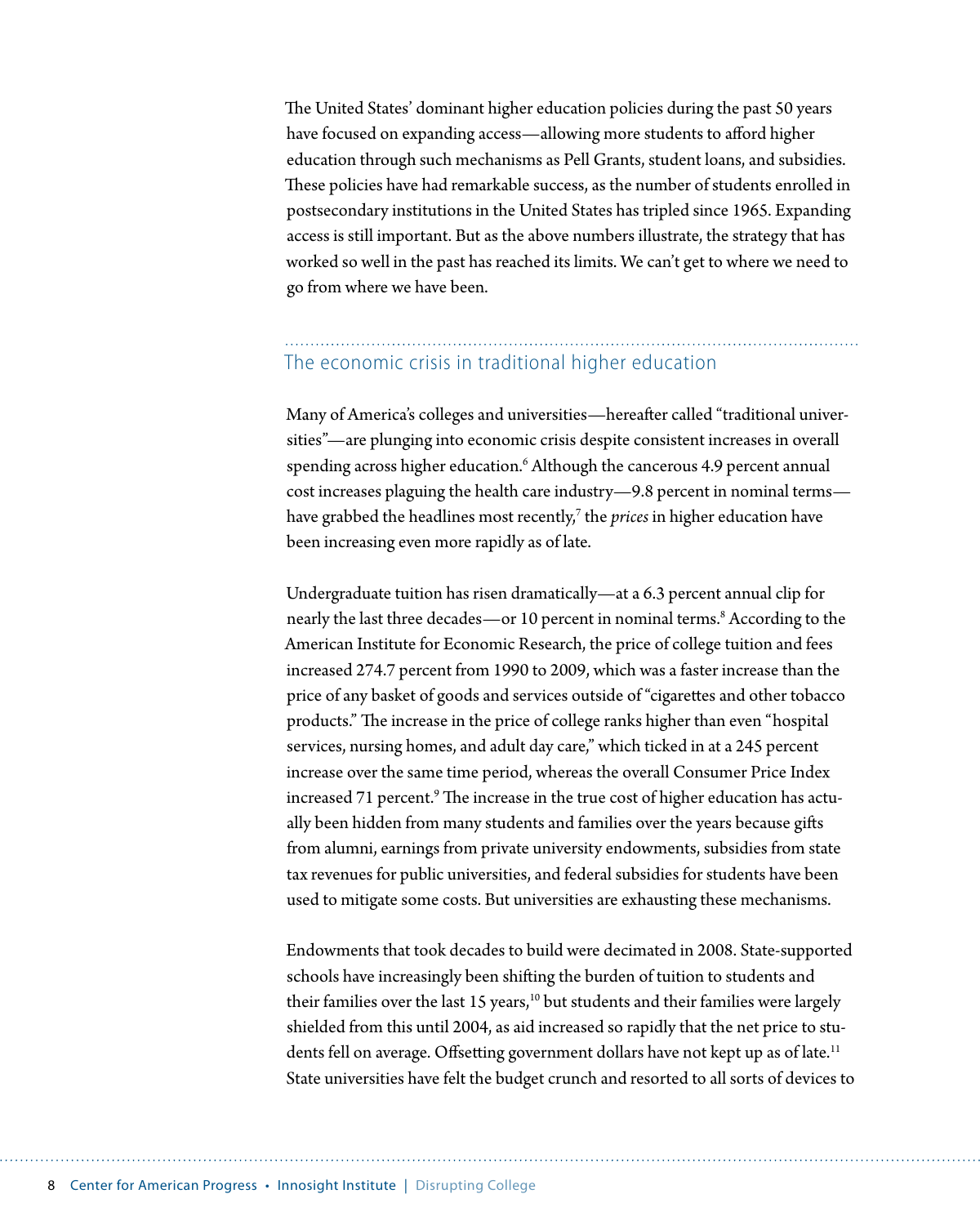The United States' dominant higher education policies during the past 50 years have focused on expanding access—allowing more students to afford higher education through such mechanisms as Pell Grants, student loans, and subsidies. These policies have had remarkable success, as the number of students enrolled in postsecondary institutions in the United States has tripled since 1965. Expanding access is still important. But as the above numbers illustrate, the strategy that has worked so well in the past has reached its limits. We can't get to where we need to go from where we have been.

## The economic crisis in traditional higher education

Many of America's colleges and universities—hereafter called "traditional universities"—are plunging into economic crisis despite consistent increases in overall spending across higher education.[6] Although the cancerous 4.9 percent annual cost increases plaguing the health care industry—9.8 percent in nominal terms—have grabbed the headlines most recently,[7] the *prices* in higher education have been increasing even more rapidly as of late.

Undergraduate tuition has risen dramatically—at a 6.3 percent annual clip for nearly the last three decades—or 10 percent in nominal terms.[8] According to the American Institute for Economic Research, the price of college tuition and fees increased 274.7 percent from 1990 to 2009, which was a faster increase than the price of any basket of goods and services outside of "cigarettes and other tobacco products." The increase in the price of college ranks higher than even "hospital services, nursing homes, and adult day care," which ticked in at a 245 percent increase over the same time period, whereas the overall Consumer Price Index increased 71 percent.[9] The increase in the true cost of higher education has actually been hidden from many students and families over the years because gifts from alumni, earnings from private university endowments, subsidies from state tax revenues for public universities, and federal subsidies for students have been used to mitigate some costs. But universities are exhausting these mechanisms.

Endowments that took decades to build were decimated in 2008. State-supported schools have increasingly been shifting the burden of tuition to students and their families over the last 15 years,[10] but students and their families were largely shielded from this until 2004, as aid increased so rapidly that the net price to students fell on average. Offsetting government dollars have not kept up as of late.[11] State universities have felt the budget crunch and resorted to all sorts of devices to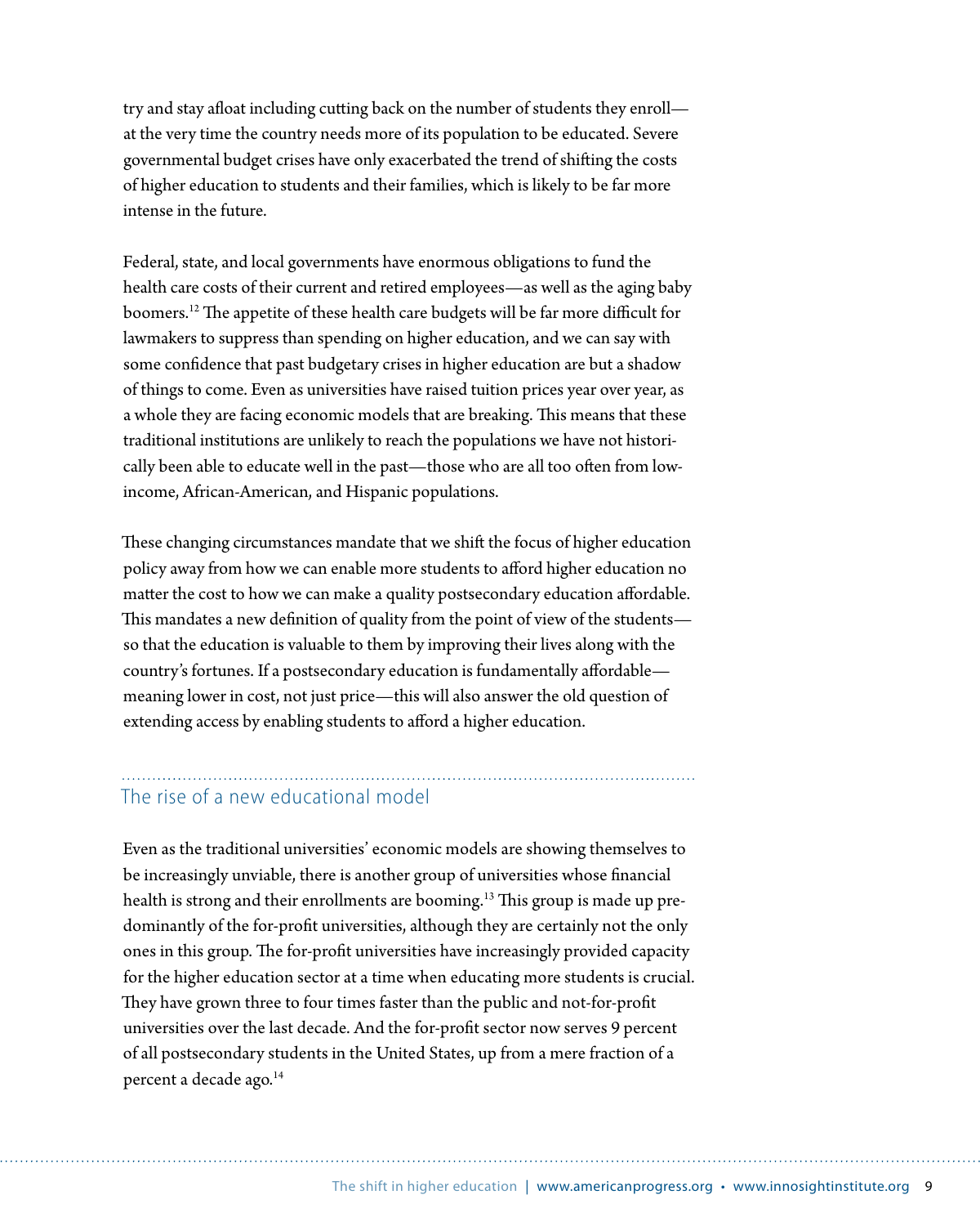try and stay afloat including cutting back on the number of students they enroll—at the very time the country needs more of its population to be educated. Severe governmental budget crises have only exacerbated the trend of shifting the costs of higher education to students and their families, which is likely to be far more intense in the future.

Federal, state, and local governments have enormous obligations to fund the health care costs of their current and retired employees—as well as the aging baby boomers.[12] The appetite of these health care budgets will be far more difficult for lawmakers to suppress than spending on higher education, and we can say with some confidence that past budgetary crises in higher education are but a shadow of things to come. Even as universities have raised tuition prices year over year, as a whole they are facing economic models that are breaking. This means that these traditional institutions are unlikely to reach the populations we have not historically been able to educate well in the past—those who are all too often from low-income, African-American, and Hispanic populations.

These changing circumstances mandate that we shift the focus of higher education policy away from how we can enable more students to afford higher education no matter the cost to how we can make a quality postsecondary education affordable. This mandates a new definition of quality from the point of view of the students—so that the education is valuable to them by improving their lives along with the country's fortunes. If a postsecondary education is fundamentally affordable—meaning lower in cost, not just price—this will also answer the old question of extending access by enabling students to afford a higher education.

## The rise of a new educational model

Even as the traditional universities' economic models are showing themselves to be increasingly unviable, there is another group of universities whose financial health is strong and their enrollments are booming.[13] This group is made up predominantly of the for-profit universities, although they are certainly not the only ones in this group. The for-profit universities have increasingly provided capacity for the higher education sector at a time when educating more students is crucial. They have grown three to four times faster than the public and not-for-profit universities over the last decade. And the for-profit sector now serves 9 percent of all postsecondary students in the United States, up from a mere fraction of a percent a decade ago.[14]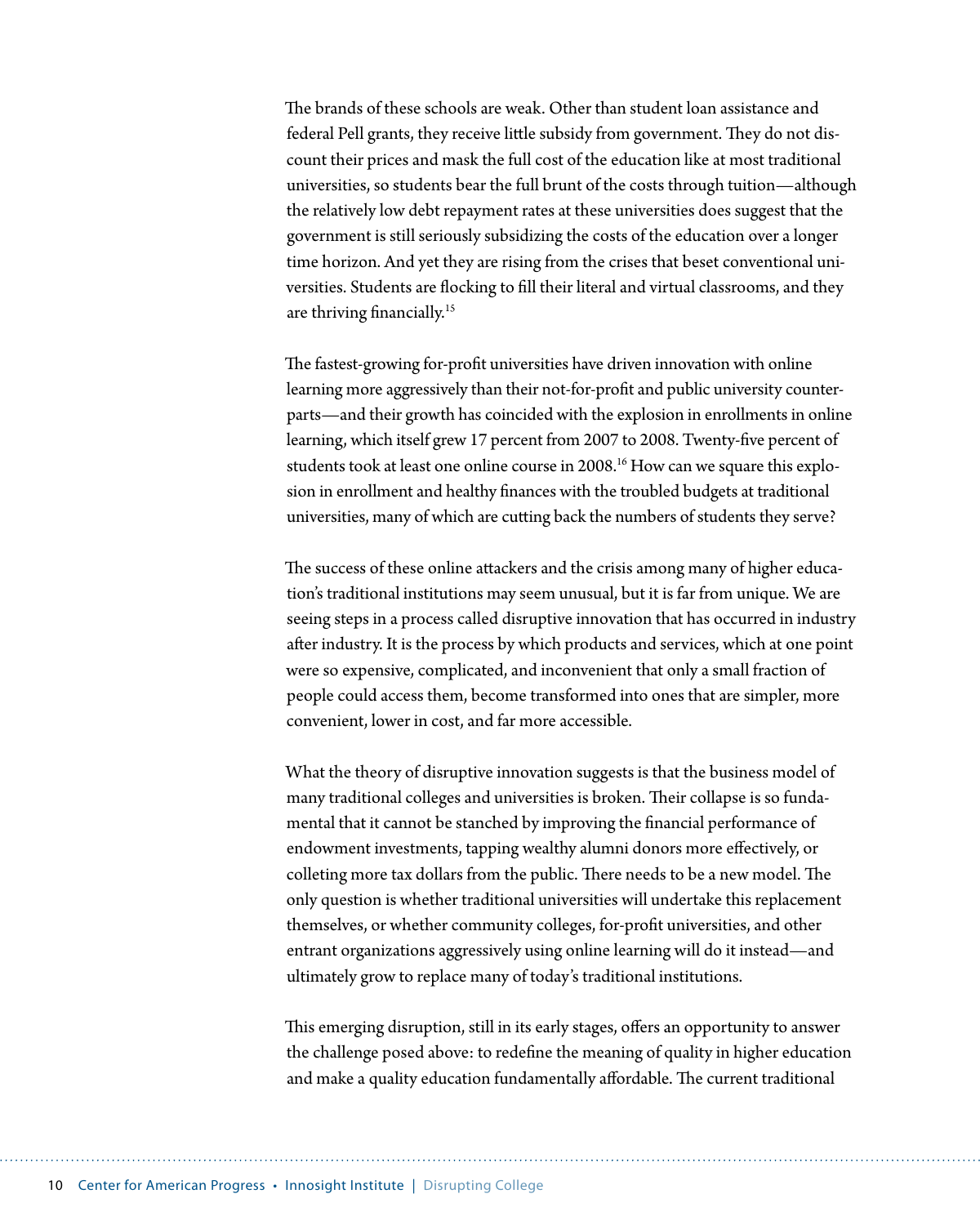The brands of these schools are weak. Other than student loan assistance and federal Pell grants, they receive little subsidy from government. They do not discount their prices and mask the full cost of the education like at most traditional universities, so students bear the full brunt of the costs through tuition—although the relatively low debt repayment rates at these universities does suggest that the government is still seriously subsidizing the costs of the education over a longer time horizon. And yet they are rising from the crises that beset conventional universities. Students are flocking to fill their literal and virtual classrooms, and they are thriving financially.[15]

The fastest-growing for-profit universities have driven innovation with online learning more aggressively than their not-for-profit and public university counterparts—and their growth has coincided with the explosion in enrollments in online learning, which itself grew 17 percent from 2007 to 2008. Twenty-five percent of students took at least one online course in 2008.[16] How can we square this explosion in enrollment and healthy finances with the troubled budgets at traditional universities, many of which are cutting back the numbers of students they serve?

The success of these online attackers and the crisis among many of higher education's traditional institutions may seem unusual, but it is far from unique. We are seeing steps in a process called disruptive innovation that has occurred in industry after industry. It is the process by which products and services, which at one point were so expensive, complicated, and inconvenient that only a small fraction of people could access them, become transformed into ones that are simpler, more convenient, lower in cost, and far more accessible.

What the theory of disruptive innovation suggests is that the business model of many traditional colleges and universities is broken. Their collapse is so fundamental that it cannot be stanched by improving the financial performance of endowment investments, tapping wealthy alumni donors more effectively, or colleting more tax dollars from the public. There needs to be a new model. The only question is whether traditional universities will undertake this replacement themselves, or whether community colleges, for-profit universities, and other entrant organizations aggressively using online learning will do it instead—and ultimately grow to replace many of today's traditional institutions.

This emerging disruption, still in its early stages, offers an opportunity to answer the challenge posed above: to redefine the meaning of quality in higher education and make a quality education fundamentally affordable. The current traditional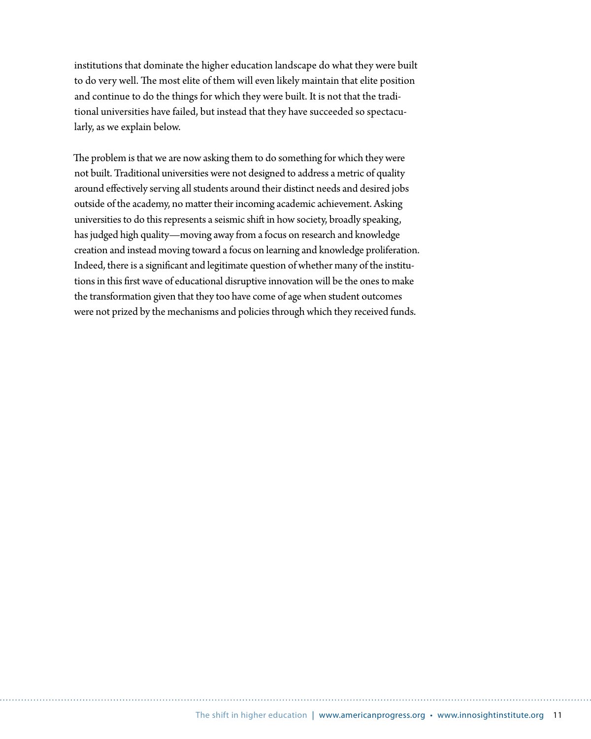institutions that dominate the higher education landscape do what they were built to do very well. The most elite of them will even likely maintain that elite position and continue to do the things for which they were built. It is not that the traditional universities have failed, but instead that they have succeeded so spectacularly, as we explain below.

The problem is that we are now asking them to do something for which they were not built. Traditional universities were not designed to address a metric of quality around effectively serving all students around their distinct needs and desired jobs outside of the academy, no matter their incoming academic achievement. Asking universities to do this represents a seismic shift in how society, broadly speaking, has judged high quality—moving away from a focus on research and knowledge creation and instead moving toward a focus on learning and knowledge proliferation. Indeed, there is a significant and legitimate question of whether many of the institutions in this first wave of educational disruptive innovation will be the ones to make the transformation given that they too have come of age when student outcomes were not prized by the mechanisms and policies through which they received funds.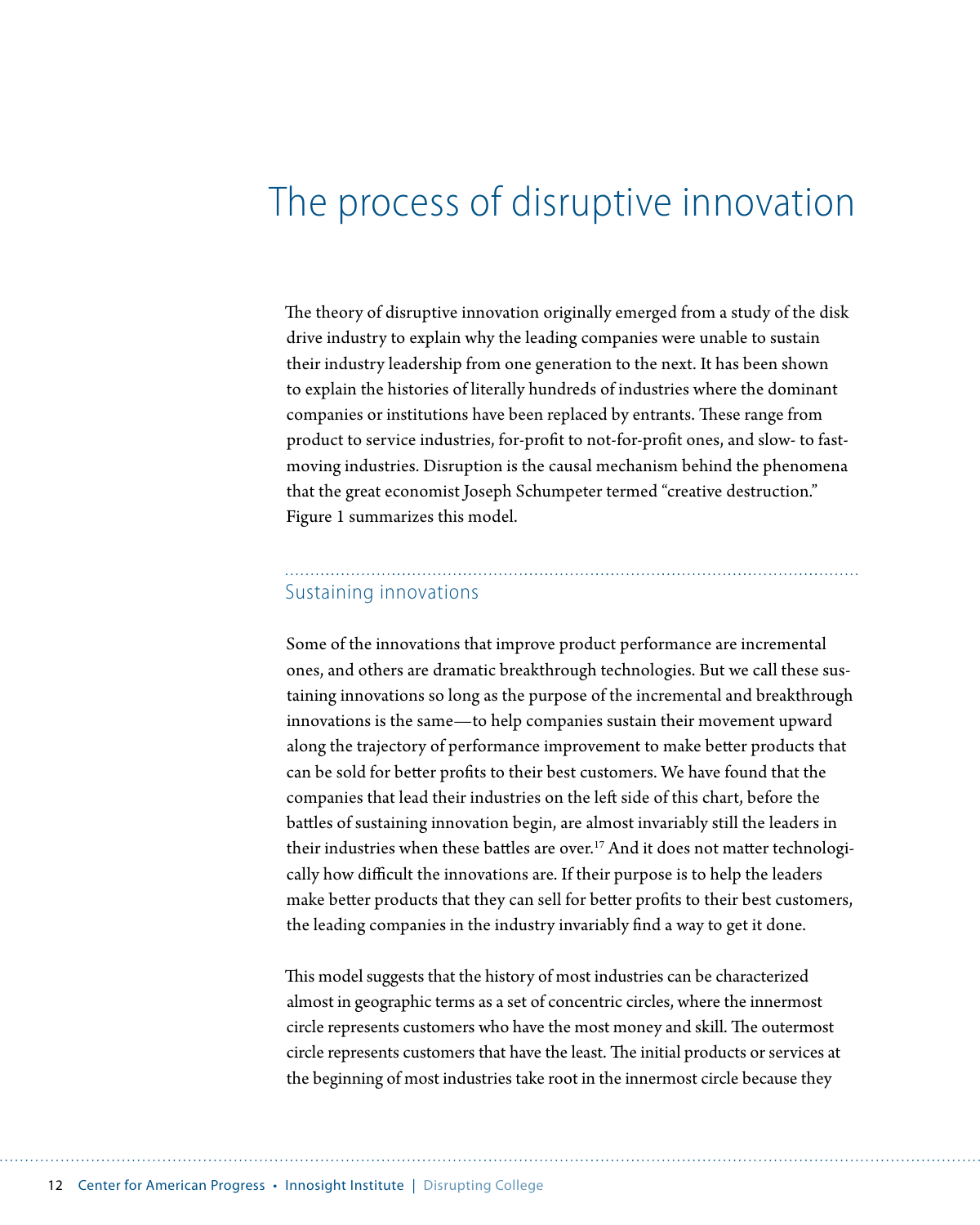# The process of disruptive innovation

The theory of disruptive innovation originally emerged from a study of the disk drive industry to explain why the leading companies were unable to sustain their industry leadership from one generation to the next. It has been shown to explain the histories of literally hundreds of industries where the dominant companies or institutions have been replaced by entrants. These range from product to service industries, for-profit to not-for-profit ones, and slow- to fast-moving industries. Disruption is the causal mechanism behind the phenomena that the great economist Joseph Schumpeter termed "creative destruction." Figure 1 summarizes this model.

## Sustaining innovations

Some of the innovations that improve product performance are incremental ones, and others are dramatic breakthrough technologies. But we call these sustaining innovations so long as the purpose of the incremental and breakthrough innovations is the same—to help companies sustain their movement upward along the trajectory of performance improvement to make better products that can be sold for better profits to their best customers. We have found that the companies that lead their industries on the left side of this chart, before the battles of sustaining innovation begin, are almost invariably still the leaders in their industries when these battles are over.[17] And it does not matter technologically how difficult the innovations are. If their purpose is to help the leaders make better products that they can sell for better profits to their best customers, the leading companies in the industry invariably find a way to get it done.

This model suggests that the history of most industries can be characterized almost in geographic terms as a set of concentric circles, where the innermost circle represents customers who have the most money and skill. The outermost circle represents customers that have the least. The initial products or services at the beginning of most industries take root in the innermost circle because they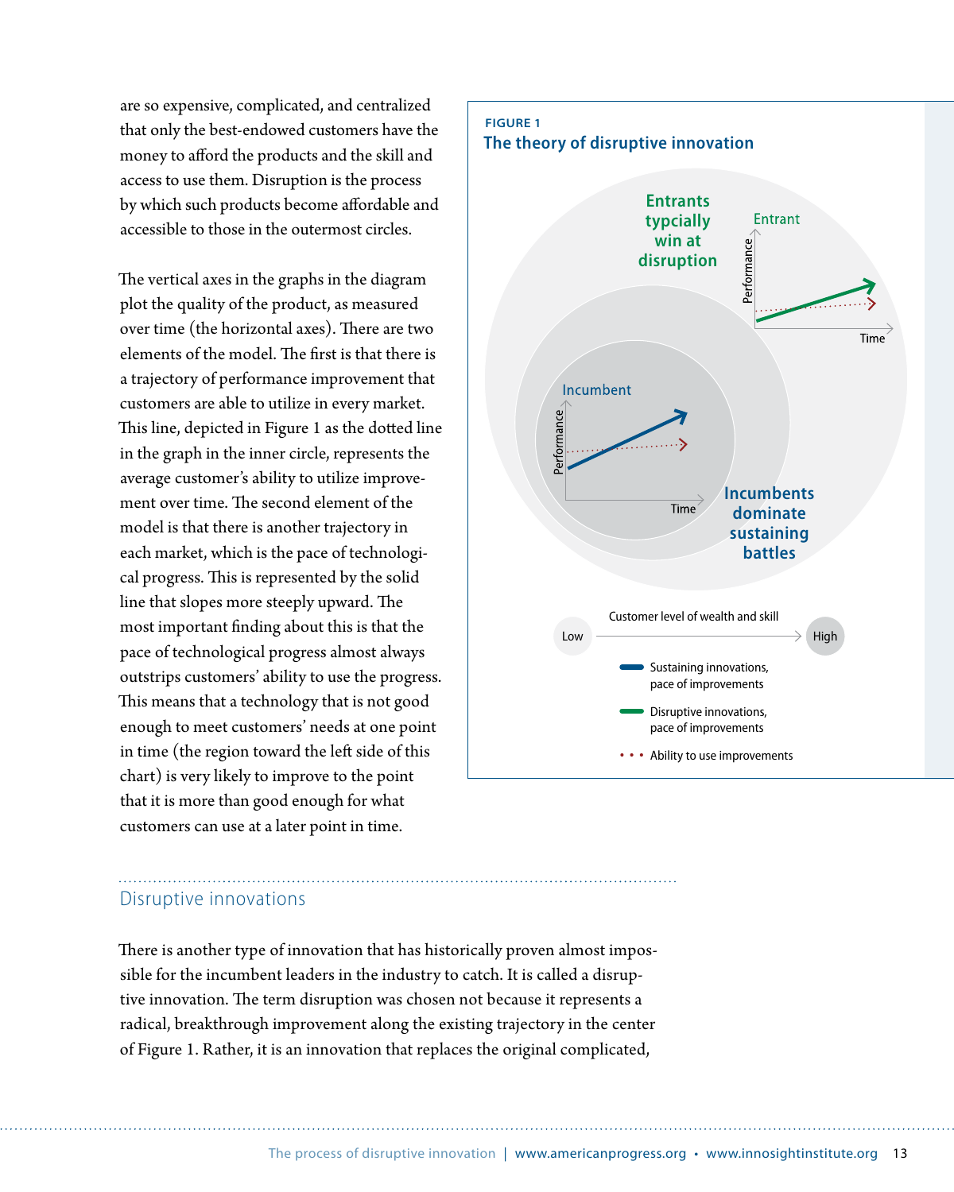are so expensive, complicated, and centralized that only the best-endowed customers have the money to afford the products and the skill and access to use them. Disruption is the process by which such products become affordable and accessible to those in the outermost circles.

The vertical axes in the graphs in the diagram plot the quality of the product, as measured over time (the horizontal axes). There are two elements of the model. The first is that there is a trajectory of performance improvement that customers are able to utilize in every market. This line, depicted in Figure 1 as the dotted line in the graph in the inner circle, represents the average customer's ability to utilize improvement over time. The second element of the model is that there is another trajectory in each market, which is the pace of technological progress. This is represented by the solid line that slopes more steeply upward. The most important finding about this is that the pace of technological progress almost always outstrips customers' ability to use the progress. This means that a technology that is not good enough to meet customers' needs at one point in time (the region toward the left side of this chart) is very likely to improve to the point that it is more than good enough for what customers can use at a later point in time.

**FIGURE 1**

**The theory of disruptive innovation**

Entrants typcially win at disruption

Entrant

Performance

Time

Incumbent

Performance

Time

Incumbents dominate sustaining battles

Customer level of wealth and skill

Low → High

Sustaining innovations, pace of improvements

Disruptive innovations, pace of improvements

Ability to use improvements

## Disruptive innovations

There is another type of innovation that has historically proven almost impossible for the incumbent leaders in the industry to catch. It is called a disruptive innovation. The term disruption was chosen not because it represents a radical, breakthrough improvement along the existing trajectory in the center of Figure 1. Rather, it is an innovation that replaces the original complicated,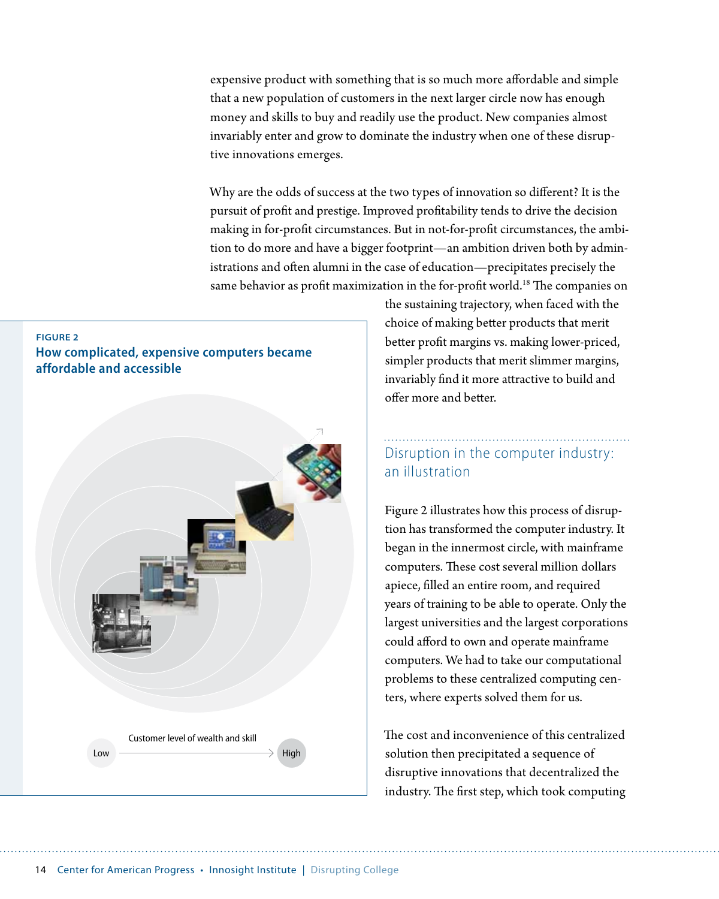expensive product with something that is so much more affordable and simple that a new population of customers in the next larger circle now has enough money and skills to buy and readily use the product. New companies almost invariably enter and grow to dominate the industry when one of these disruptive innovations emerges.

Why are the odds of success at the two types of innovation so different? It is the pursuit of profit and prestige. Improved profitability tends to drive the decision making in for-profit circumstances. But in not-for-profit circumstances, the ambition to do more and have a bigger footprint—an ambition driven both by administrations and often alumni in the case of education—precipitates precisely the same behavior as profit maximization in the for-profit world.[18] The companies on the sustaining trajectory, when faced with the choice of making better products that merit better profit margins vs. making lower-priced, simpler products that merit slimmer margins, invariably find it more attractive to build and offer more and better.

FIGURE 2

**How complicated, expensive computers became affordable and accessible**

Customer level of wealth and skill

Low → High

## Disruption in the computer industry: an illustration

Figure 2 illustrates how this process of disruption has transformed the computer industry. It began in the innermost circle, with mainframe computers. These cost several million dollars apiece, filled an entire room, and required years of training to be able to operate. Only the largest universities and the largest corporations could afford to own and operate mainframe computers. We had to take our computational problems to these centralized computing centers, where experts solved them for us.

The cost and inconvenience of this centralized solution then precipitated a sequence of disruptive innovations that decentralized the industry. The first step, which took computing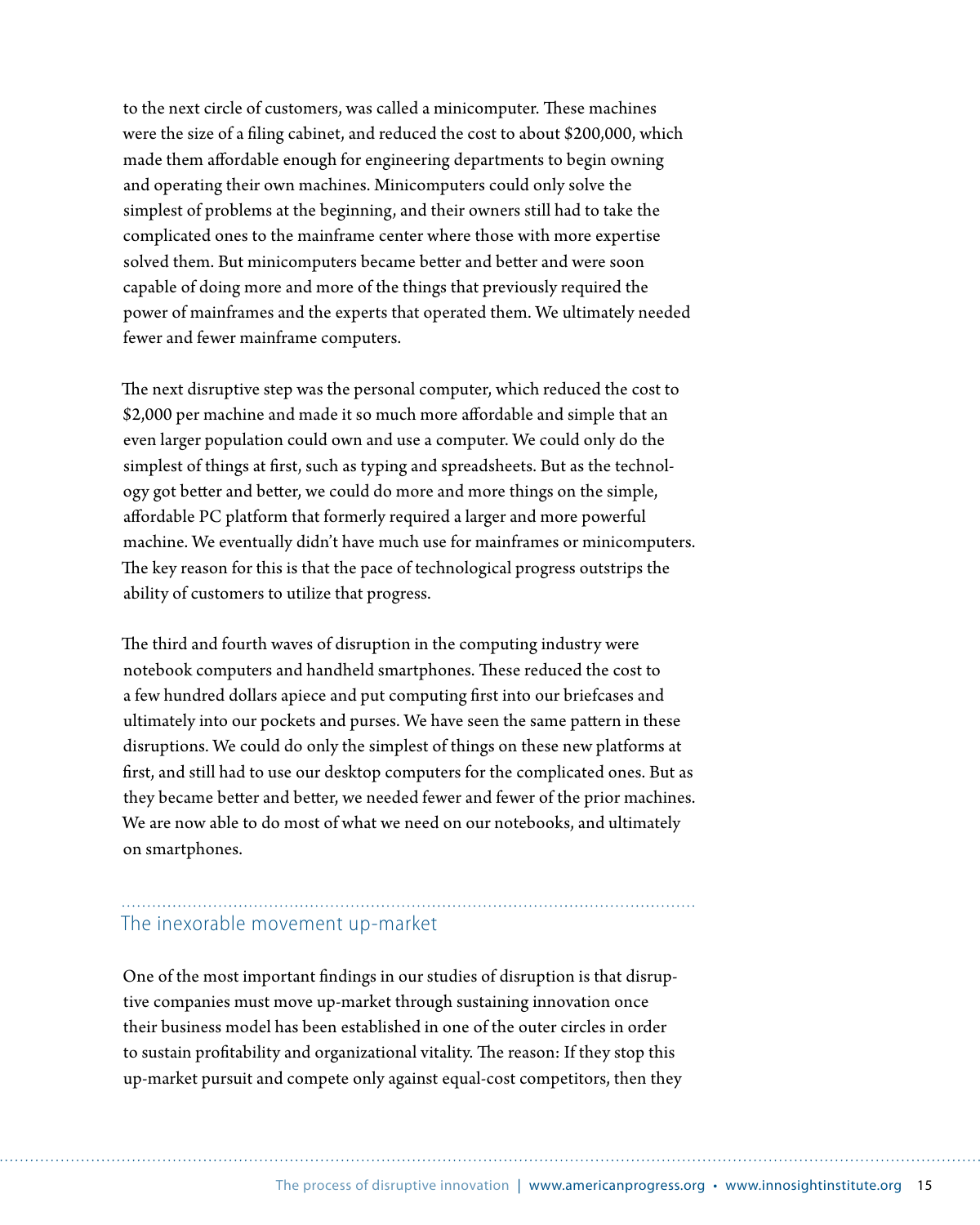to the next circle of customers, was called a minicomputer. These machines were the size of a filing cabinet, and reduced the cost to about $200,000, which made them affordable enough for engineering departments to begin owning and operating their own machines. Minicomputers could only solve the simplest of problems at the beginning, and their owners still had to take the complicated ones to the mainframe center where those with more expertise solved them. But minicomputers became better and better and were soon capable of doing more and more of the things that previously required the power of mainframes and the experts that operated them. We ultimately needed fewer and fewer mainframe computers.

The next disruptive step was the personal computer, which reduced the cost to $2,000 per machine and made it so much more affordable and simple that an even larger population could own and use a computer. We could only do the simplest of things at first, such as typing and spreadsheets. But as the technology got better and better, we could do more and more things on the simple, affordable PC platform that formerly required a larger and more powerful machine. We eventually didn't have much use for mainframes or minicomputers. The key reason for this is that the pace of technological progress outstrips the ability of customers to utilize that progress.

The third and fourth waves of disruption in the computing industry were notebook computers and handheld smartphones. These reduced the cost to a few hundred dollars apiece and put computing first into our briefcases and ultimately into our pockets and purses. We have seen the same pattern in these disruptions. We could do only the simplest of things on these new platforms at first, and still had to use our desktop computers for the complicated ones. But as they became better and better, we needed fewer and fewer of the prior machines. We are now able to do most of what we need on our notebooks, and ultimately on smartphones.

## The inexorable movement up-market

One of the most important findings in our studies of disruption is that disruptive companies must move up-market through sustaining innovation once their business model has been established in one of the outer circles in order to sustain profitability and organizational vitality. The reason: If they stop this up-market pursuit and compete only against equal-cost competitors, then they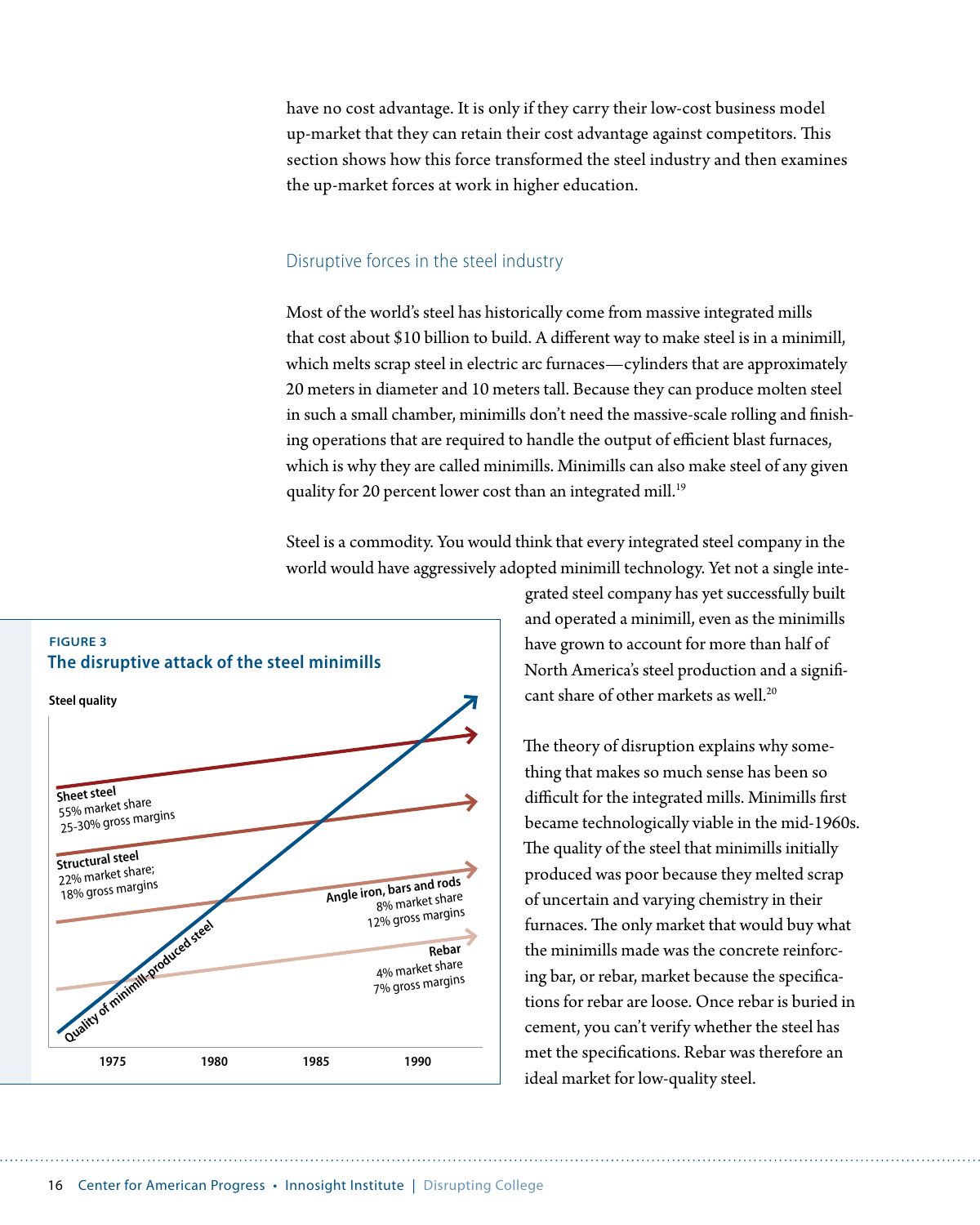have no cost advantage. It is only if they carry their low-cost business model up-market that they can retain their cost advantage against competitors. This section shows how this force transformed the steel industry and then examines the up-market forces at work in higher education.

## Disruptive forces in the steel industry

Most of the world's steel has historically come from massive integrated mills that cost about $10 billion to build. A different way to make steel is in a minimill, which melts scrap steel in electric arc furnaces—cylinders that are approximately 20 meters in diameter and 10 meters tall. Because they can produce molten steel in such a small chamber, minimills don't need the massive-scale rolling and finishing operations that are required to handle the output of efficient blast furnaces, which is why they are called minimills. Minimills can also make steel of any given quality for 20 percent lower cost than an integrated mill.[19]

Steel is a commodity. You would think that every integrated steel company in the world would have aggressively adopted minimill technology. Yet not a single integrated steel company has yet successfully built and operated a minimill, even as the minimills have grown to account for more than half of North America's steel production and a significant share of other markets as well.[20]

**FIGURE 3**

**The disruptive attack of the steel minimills**

Steel quality

- **Sheet steel**: 55% market share; 25-30% gross margins
- **Structural steel**: 22% market share; 18% gross margins
- **Angle iron, bars and rods**: 8% market share; 12% gross margins
- **Rebar**: 4% market share; 7% gross margins
- Quality of minimill-produced steel

1975 | 1980 | 1985 | 1990

The theory of disruption explains why something that makes so much sense has been so difficult for the integrated mills. Minimills first became technologically viable in the mid-1960s. The quality of the steel that minimills initially produced was poor because they melted scrap of uncertain and varying chemistry in their furnaces. The only market that would buy what the minimills made was the concrete reinforcing bar, or rebar, market because the specifications for rebar are loose. Once rebar is buried in cement, you can't verify whether the steel has met the specifications. Rebar was therefore an ideal market for low-quality steel.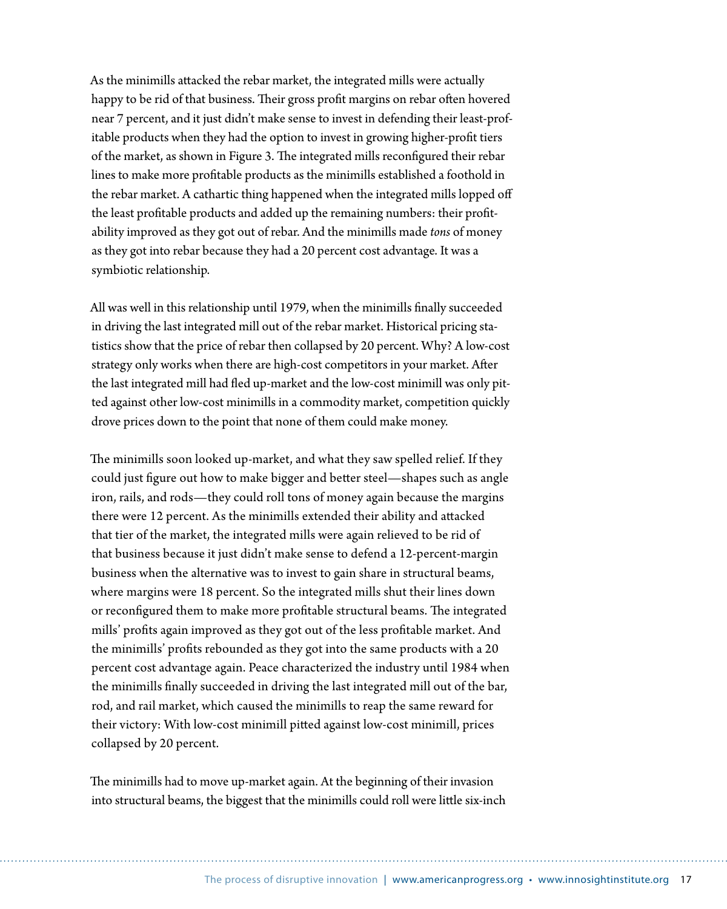As the minimills attacked the rebar market, the integrated mills were actually happy to be rid of that business. Their gross profit margins on rebar often hovered near 7 percent, and it just didn't make sense to invest in defending their least-profitable products when they had the option to invest in growing higher-profit tiers of the market, as shown in Figure 3. The integrated mills reconfigured their rebar lines to make more profitable products as the minimills established a foothold in the rebar market. A cathartic thing happened when the integrated mills lopped off the least profitable products and added up the remaining numbers: their profitability improved as they got out of rebar. And the minimills made *tons* of money as they got into rebar because they had a 20 percent cost advantage. It was a symbiotic relationship.

All was well in this relationship until 1979, when the minimills finally succeeded in driving the last integrated mill out of the rebar market. Historical pricing statistics show that the price of rebar then collapsed by 20 percent. Why? A low-cost strategy only works when there are high-cost competitors in your market. After the last integrated mill had fled up-market and the low-cost minimill was only pitted against other low-cost minimills in a commodity market, competition quickly drove prices down to the point that none of them could make money.

The minimills soon looked up-market, and what they saw spelled relief. If they could just figure out how to make bigger and better steel—shapes such as angle iron, rails, and rods—they could roll tons of money again because the margins there were 12 percent. As the minimills extended their ability and attacked that tier of the market, the integrated mills were again relieved to be rid of that business because it just didn't make sense to defend a 12-percent-margin business when the alternative was to invest to gain share in structural beams, where margins were 18 percent. So the integrated mills shut their lines down or reconfigured them to make more profitable structural beams. The integrated mills' profits again improved as they got out of the less profitable market. And the minimills' profits rebounded as they got into the same products with a 20 percent cost advantage again. Peace characterized the industry until 1984 when the minimills finally succeeded in driving the last integrated mill out of the bar, rod, and rail market, which caused the minimills to reap the same reward for their victory: With low-cost minimill pitted against low-cost minimill, prices collapsed by 20 percent.

The minimills had to move up-market again. At the beginning of their invasion into structural beams, the biggest that the minimills could roll were little six-inch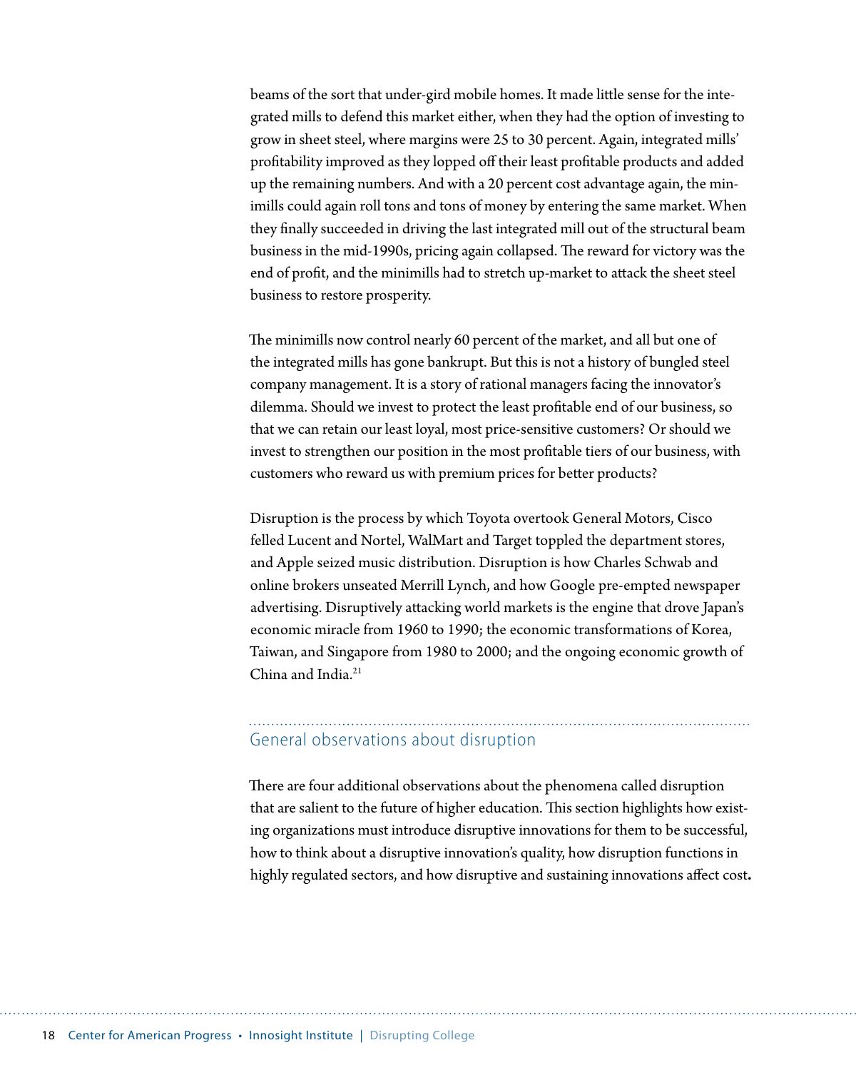beams of the sort that under-gird mobile homes. It made little sense for the integrated mills to defend this market either, when they had the option of investing to grow in sheet steel, where margins were 25 to 30 percent. Again, integrated mills' profitability improved as they lopped off their least profitable products and added up the remaining numbers. And with a 20 percent cost advantage again, the minimills could again roll tons and tons of money by entering the same market. When they finally succeeded in driving the last integrated mill out of the structural beam business in the mid-1990s, pricing again collapsed. The reward for victory was the end of profit, and the minimills had to stretch up-market to attack the sheet steel business to restore prosperity.

The minimills now control nearly 60 percent of the market, and all but one of the integrated mills has gone bankrupt. But this is not a history of bungled steel company management. It is a story of rational managers facing the innovator's dilemma. Should we invest to protect the least profitable end of our business, so that we can retain our least loyal, most price-sensitive customers? Or should we invest to strengthen our position in the most profitable tiers of our business, with customers who reward us with premium prices for better products?

Disruption is the process by which Toyota overtook General Motors, Cisco felled Lucent and Nortel, WalMart and Target toppled the department stores, and Apple seized music distribution. Disruption is how Charles Schwab and online brokers unseated Merrill Lynch, and how Google pre-empted newspaper advertising. Disruptively attacking world markets is the engine that drove Japan's economic miracle from 1960 to 1990; the economic transformations of Korea, Taiwan, and Singapore from 1980 to 2000; and the ongoing economic growth of China and India.[21]

## General observations about disruption

There are four additional observations about the phenomena called disruption that are salient to the future of higher education. This section highlights how existing organizations must introduce disruptive innovations for them to be successful, how to think about a disruptive innovation's quality, how disruption functions in highly regulated sectors, and how disruptive and sustaining innovations affect cost**.**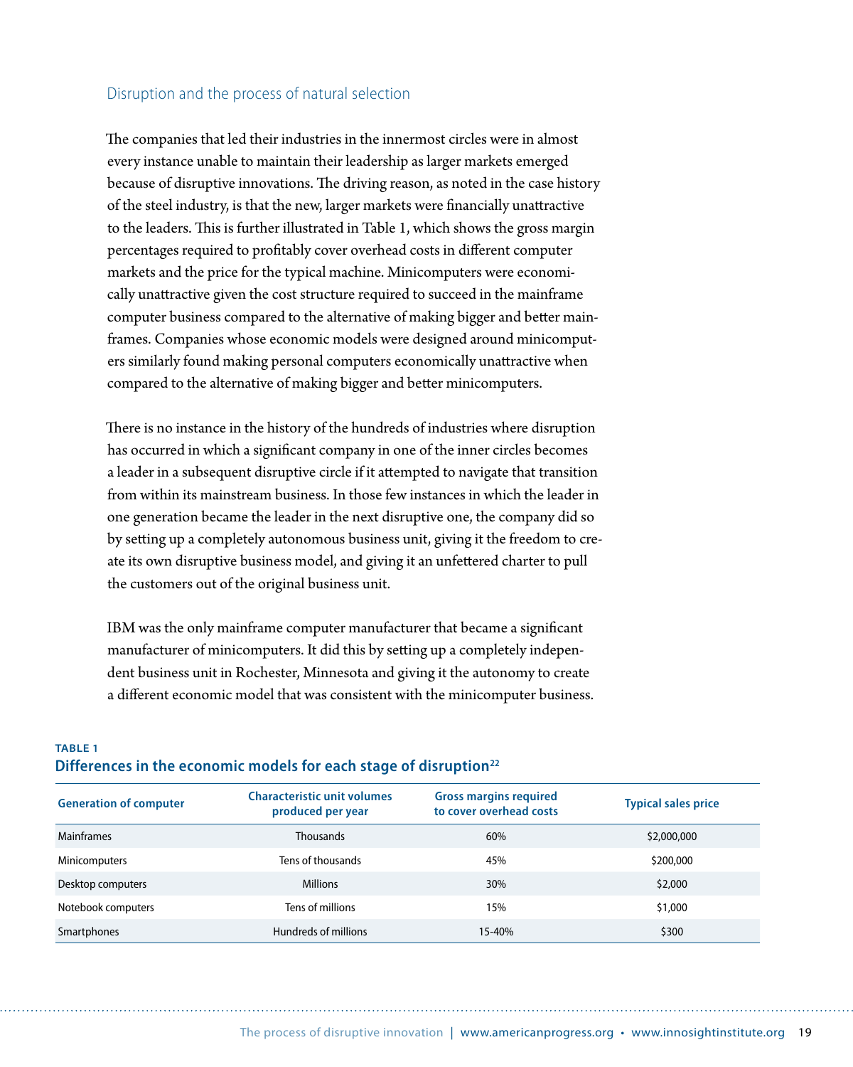## Disruption and the process of natural selection

The companies that led their industries in the innermost circles were in almost every instance unable to maintain their leadership as larger markets emerged because of disruptive innovations. The driving reason, as noted in the case history of the steel industry, is that the new, larger markets were financially unattractive to the leaders. This is further illustrated in Table 1, which shows the gross margin percentages required to profitably cover overhead costs in different computer markets and the price for the typical machine. Minicomputers were economically unattractive given the cost structure required to succeed in the mainframe computer business compared to the alternative of making bigger and better mainframes. Companies whose economic models were designed around minicomputers similarly found making personal computers economically unattractive when compared to the alternative of making bigger and better minicomputers.

There is no instance in the history of the hundreds of industries where disruption has occurred in which a significant company in one of the inner circles becomes a leader in a subsequent disruptive circle if it attempted to navigate that transition from within its mainstream business. In those few instances in which the leader in one generation became the leader in the next disruptive one, the company did so by setting up a completely autonomous business unit, giving it the freedom to create its own disruptive business model, and giving it an unfettered charter to pull the customers out of the original business unit.

IBM was the only mainframe computer manufacturer that became a significant manufacturer of minicomputers. It did this by setting up a completely independent business unit in Rochester, Minnesota and giving it the autonomy to create a different economic model that was consistent with the minicomputer business.

**TABLE 1**
**Differences in the economic models for each stage of disruption[22]**

| Generation of computer | Characteristic unit volumes produced per year | Gross margins required to cover overhead costs | Typical sales price |
|---|---|---|---|
| Mainframes | Thousands | 60% | $2,000,000 |
| Minicomputers | Tens of thousands | 45% | $200,000 |
| Desktop computers | Millions | 30% | $2,000 |
| Notebook computers | Tens of millions | 15% | $1,000 |
| Smartphones | Hundreds of millions | 15-40% | $300 |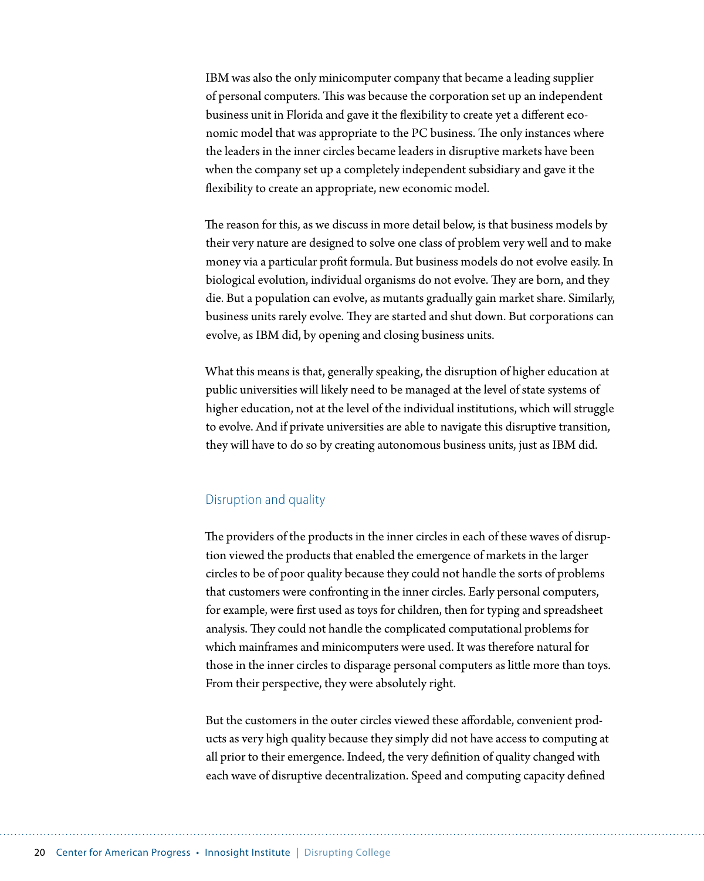IBM was also the only minicomputer company that became a leading supplier of personal computers. This was because the corporation set up an independent business unit in Florida and gave it the flexibility to create yet a different economic model that was appropriate to the PC business. The only instances where the leaders in the inner circles became leaders in disruptive markets have been when the company set up a completely independent subsidiary and gave it the flexibility to create an appropriate, new economic model.

The reason for this, as we discuss in more detail below, is that business models by their very nature are designed to solve one class of problem very well and to make money via a particular profit formula. But business models do not evolve easily. In biological evolution, individual organisms do not evolve. They are born, and they die. But a population can evolve, as mutants gradually gain market share. Similarly, business units rarely evolve. They are started and shut down. But corporations can evolve, as IBM did, by opening and closing business units.

What this means is that, generally speaking, the disruption of higher education at public universities will likely need to be managed at the level of state systems of higher education, not at the level of the individual institutions, which will struggle to evolve. And if private universities are able to navigate this disruptive transition, they will have to do so by creating autonomous business units, just as IBM did.

## Disruption and quality

The providers of the products in the inner circles in each of these waves of disruption viewed the products that enabled the emergence of markets in the larger circles to be of poor quality because they could not handle the sorts of problems that customers were confronting in the inner circles. Early personal computers, for example, were first used as toys for children, then for typing and spreadsheet analysis. They could not handle the complicated computational problems for which mainframes and minicomputers were used. It was therefore natural for those in the inner circles to disparage personal computers as little more than toys. From their perspective, they were absolutely right.

But the customers in the outer circles viewed these affordable, convenient products as very high quality because they simply did not have access to computing at all prior to their emergence. Indeed, the very definition of quality changed with each wave of disruptive decentralization. Speed and computing capacity defined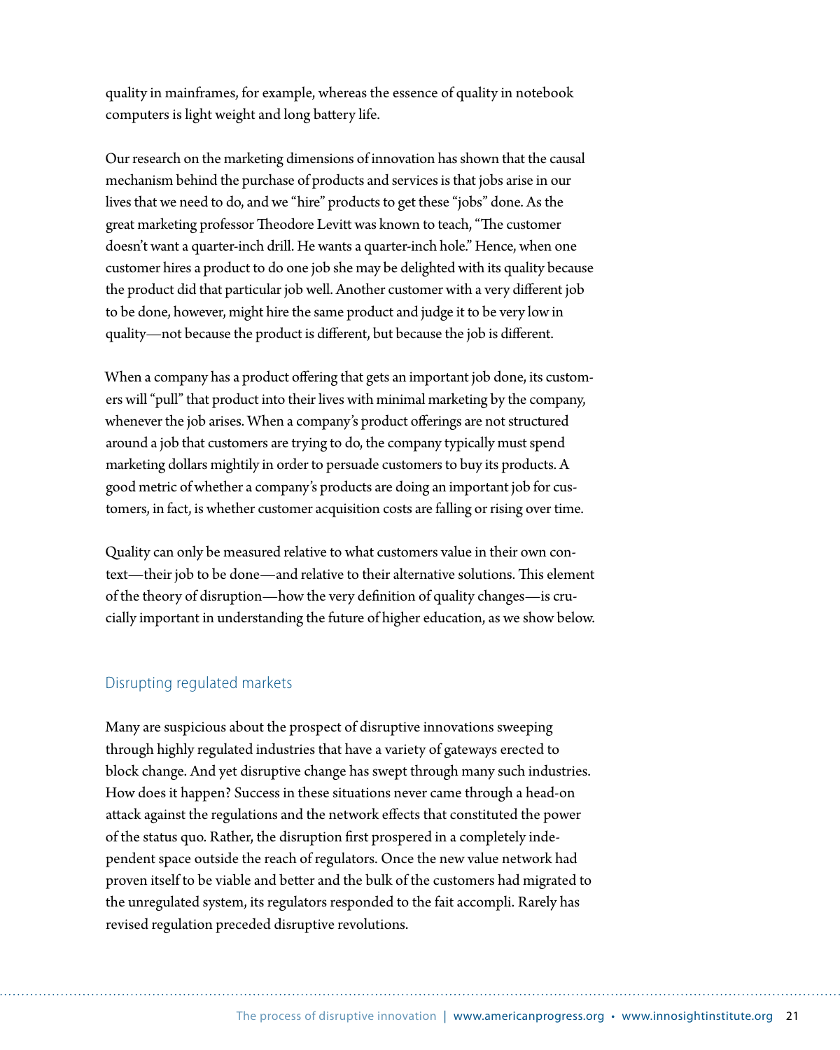quality in mainframes, for example, whereas the essence of quality in notebook computers is light weight and long battery life.

Our research on the marketing dimensions of innovation has shown that the causal mechanism behind the purchase of products and services is that jobs arise in our lives that we need to do, and we "hire" products to get these "jobs" done. As the great marketing professor Theodore Levitt was known to teach, "The customer doesn't want a quarter-inch drill. He wants a quarter-inch hole." Hence, when one customer hires a product to do one job she may be delighted with its quality because the product did that particular job well. Another customer with a very different job to be done, however, might hire the same product and judge it to be very low in quality—not because the product is different, but because the job is different.

When a company has a product offering that gets an important job done, its customers will "pull" that product into their lives with minimal marketing by the company, whenever the job arises. When a company's product offerings are not structured around a job that customers are trying to do, the company typically must spend marketing dollars mightily in order to persuade customers to buy its products. A good metric of whether a company's products are doing an important job for customers, in fact, is whether customer acquisition costs are falling or rising over time.

Quality can only be measured relative to what customers value in their own context—their job to be done—and relative to their alternative solutions. This element of the theory of disruption—how the very definition of quality changes—is crucially important in understanding the future of higher education, as we show below.

## Disrupting regulated markets

Many are suspicious about the prospect of disruptive innovations sweeping through highly regulated industries that have a variety of gateways erected to block change. And yet disruptive change has swept through many such industries. How does it happen? Success in these situations never came through a head-on attack against the regulations and the network effects that constituted the power of the status quo. Rather, the disruption first prospered in a completely independent space outside the reach of regulators. Once the new value network had proven itself to be viable and better and the bulk of the customers had migrated to the unregulated system, its regulators responded to the fait accompli. Rarely has revised regulation preceded disruptive revolutions.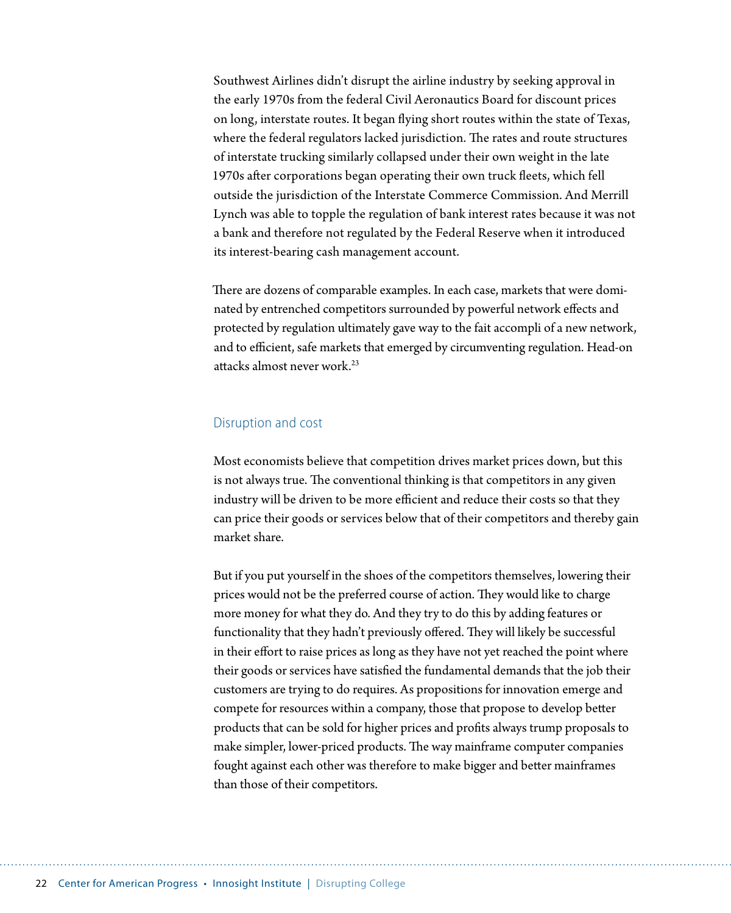Southwest Airlines didn't disrupt the airline industry by seeking approval in the early 1970s from the federal Civil Aeronautics Board for discount prices on long, interstate routes. It began flying short routes within the state of Texas, where the federal regulators lacked jurisdiction. The rates and route structures of interstate trucking similarly collapsed under their own weight in the late 1970s after corporations began operating their own truck fleets, which fell outside the jurisdiction of the Interstate Commerce Commission. And Merrill Lynch was able to topple the regulation of bank interest rates because it was not a bank and therefore not regulated by the Federal Reserve when it introduced its interest-bearing cash management account.

There are dozens of comparable examples. In each case, markets that were dominated by entrenched competitors surrounded by powerful network effects and protected by regulation ultimately gave way to the fait accompli of a new network, and to efficient, safe markets that emerged by circumventing regulation. Head-on attacks almost never work.[23]

## Disruption and cost

Most economists believe that competition drives market prices down, but this is not always true. The conventional thinking is that competitors in any given industry will be driven to be more efficient and reduce their costs so that they can price their goods or services below that of their competitors and thereby gain market share.

But if you put yourself in the shoes of the competitors themselves, lowering their prices would not be the preferred course of action. They would like to charge more money for what they do. And they try to do this by adding features or functionality that they hadn't previously offered. They will likely be successful in their effort to raise prices as long as they have not yet reached the point where their goods or services have satisfied the fundamental demands that the job their customers are trying to do requires. As propositions for innovation emerge and compete for resources within a company, those that propose to develop better products that can be sold for higher prices and profits always trump proposals to make simpler, lower-priced products. The way mainframe computer companies fought against each other was therefore to make bigger and better mainframes than those of their competitors.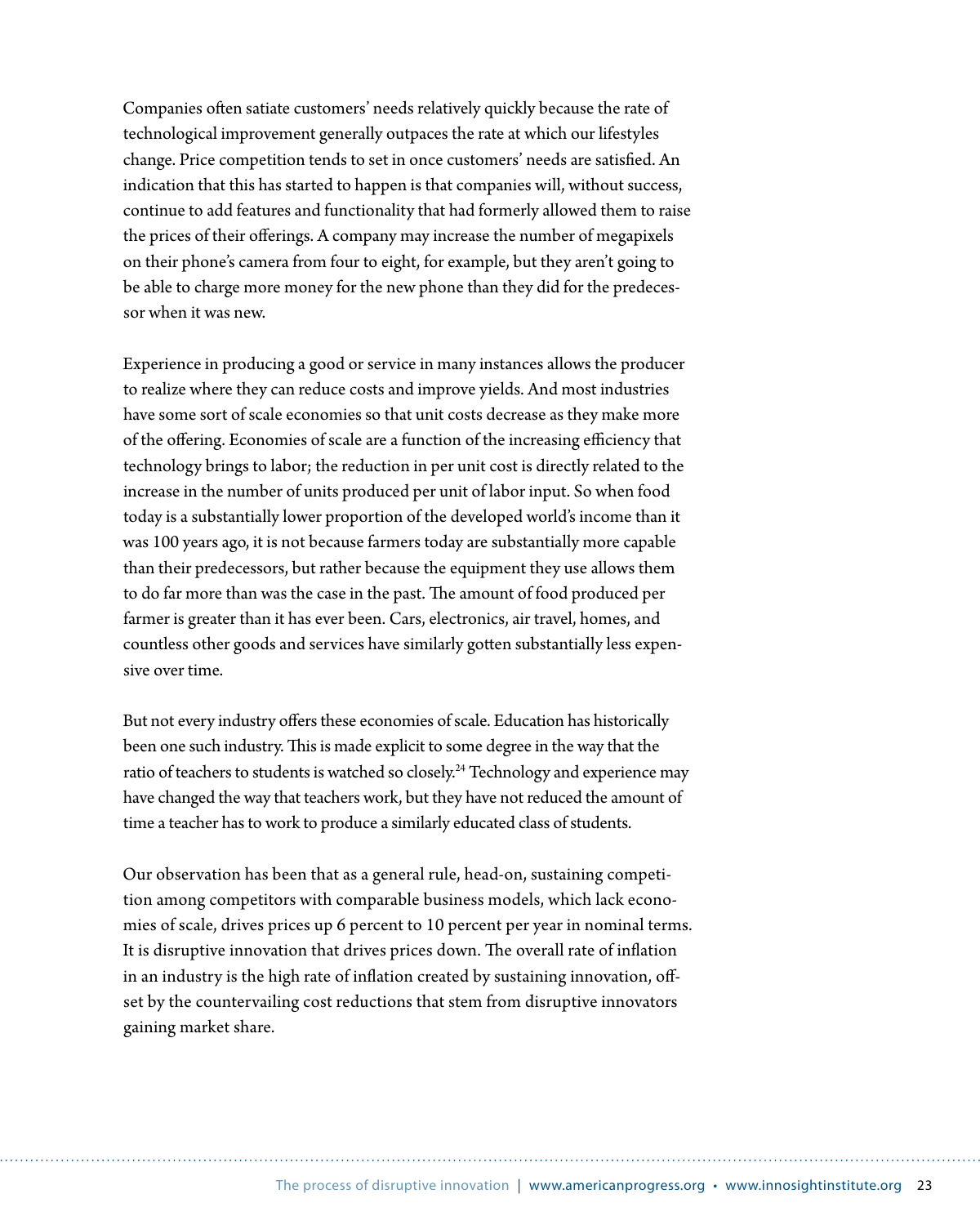Companies often satiate customers' needs relatively quickly because the rate of technological improvement generally outpaces the rate at which our lifestyles change. Price competition tends to set in once customers' needs are satisfied. An indication that this has started to happen is that companies will, without success, continue to add features and functionality that had formerly allowed them to raise the prices of their offerings. A company may increase the number of megapixels on their phone's camera from four to eight, for example, but they aren't going to be able to charge more money for the new phone than they did for the predecessor when it was new.

Experience in producing a good or service in many instances allows the producer to realize where they can reduce costs and improve yields. And most industries have some sort of scale economies so that unit costs decrease as they make more of the offering. Economies of scale are a function of the increasing efficiency that technology brings to labor; the reduction in per unit cost is directly related to the increase in the number of units produced per unit of labor input. So when food today is a substantially lower proportion of the developed world's income than it was 100 years ago, it is not because farmers today are substantially more capable than their predecessors, but rather because the equipment they use allows them to do far more than was the case in the past. The amount of food produced per farmer is greater than it has ever been. Cars, electronics, air travel, homes, and countless other goods and services have similarly gotten substantially less expensive over time.

But not every industry offers these economies of scale. Education has historically been one such industry. This is made explicit to some degree in the way that the ratio of teachers to students is watched so closely.[24] Technology and experience may have changed the way that teachers work, but they have not reduced the amount of time a teacher has to work to produce a similarly educated class of students.

Our observation has been that as a general rule, head-on, sustaining competition among competitors with comparable business models, which lack economies of scale, drives prices up 6 percent to 10 percent per year in nominal terms. It is disruptive innovation that drives prices down. The overall rate of inflation in an industry is the high rate of inflation created by sustaining innovation, offset by the countervailing cost reductions that stem from disruptive innovators gaining market share.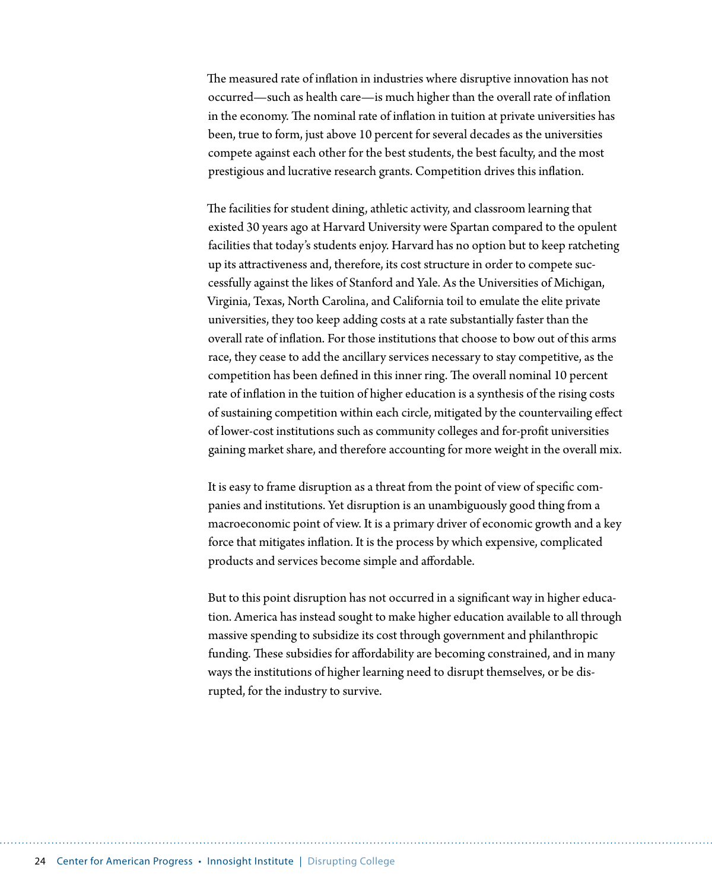The measured rate of inflation in industries where disruptive innovation has not occurred—such as health care—is much higher than the overall rate of inflation in the economy. The nominal rate of inflation in tuition at private universities has been, true to form, just above 10 percent for several decades as the universities compete against each other for the best students, the best faculty, and the most prestigious and lucrative research grants. Competition drives this inflation.

The facilities for student dining, athletic activity, and classroom learning that existed 30 years ago at Harvard University were Spartan compared to the opulent facilities that today's students enjoy. Harvard has no option but to keep ratcheting up its attractiveness and, therefore, its cost structure in order to compete successfully against the likes of Stanford and Yale. As the Universities of Michigan, Virginia, Texas, North Carolina, and California toil to emulate the elite private universities, they too keep adding costs at a rate substantially faster than the overall rate of inflation. For those institutions that choose to bow out of this arms race, they cease to add the ancillary services necessary to stay competitive, as the competition has been defined in this inner ring. The overall nominal 10 percent rate of inflation in the tuition of higher education is a synthesis of the rising costs of sustaining competition within each circle, mitigated by the countervailing effect of lower-cost institutions such as community colleges and for-profit universities gaining market share, and therefore accounting for more weight in the overall mix.

It is easy to frame disruption as a threat from the point of view of specific companies and institutions. Yet disruption is an unambiguously good thing from a macroeconomic point of view. It is a primary driver of economic growth and a key force that mitigates inflation. It is the process by which expensive, complicated products and services become simple and affordable.

But to this point disruption has not occurred in a significant way in higher education. America has instead sought to make higher education available to all through massive spending to subsidize its cost through government and philanthropic funding. These subsidies for affordability are becoming constrained, and in many ways the institutions of higher learning need to disrupt themselves, or be disrupted, for the industry to survive.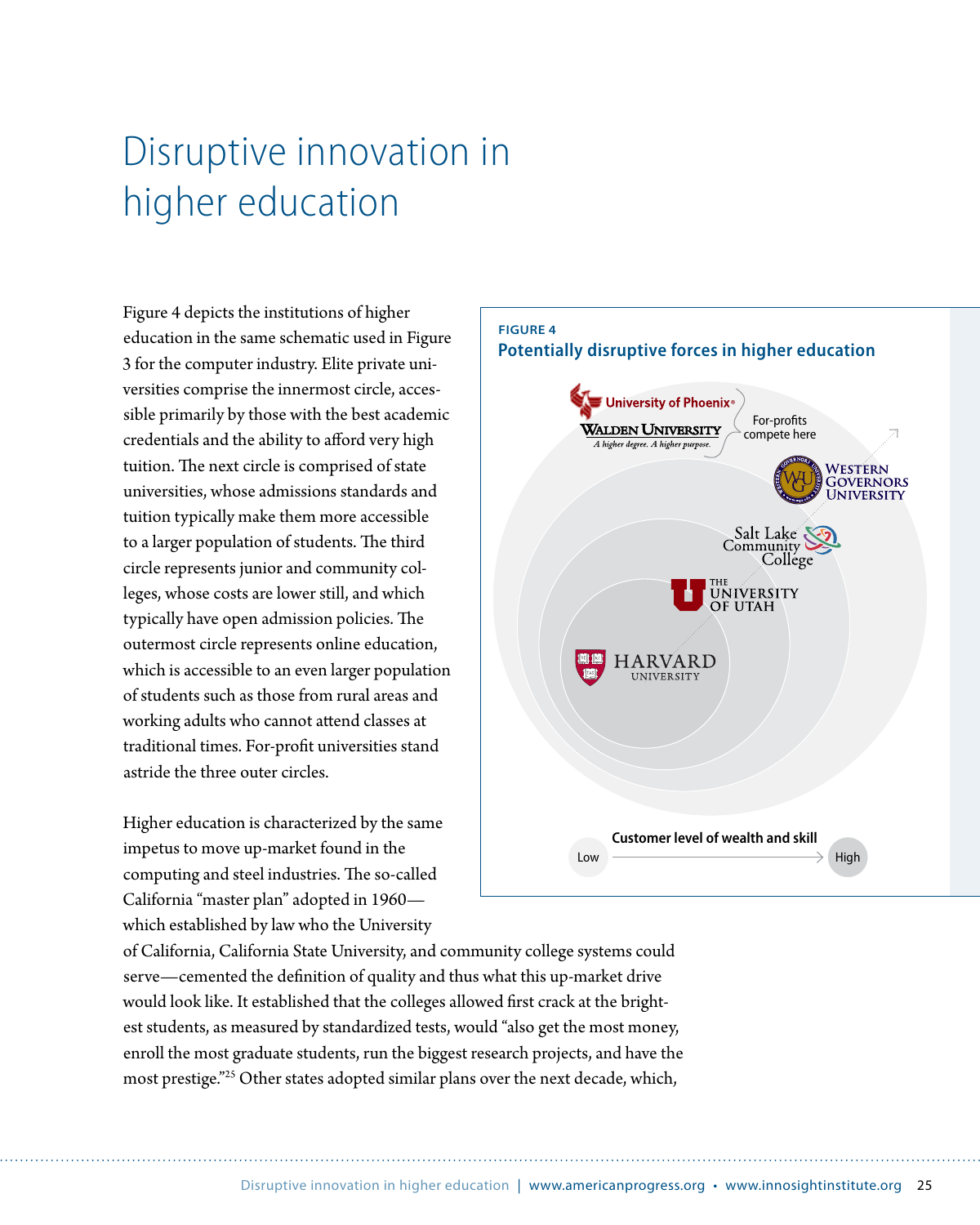# Disruptive innovation in higher education

Figure 4 depicts the institutions of higher education in the same schematic used in Figure 3 for the computer industry. Elite private universities comprise the innermost circle, accessible primarily by those with the best academic credentials and the ability to afford very high tuition. The next circle is comprised of state universities, whose admissions standards and tuition typically make them more accessible to a larger population of students. The third circle represents junior and community colleges, whose costs are lower still, and which typically have open admission policies. The outermost circle represents online education, which is accessible to an even larger population of students such as those from rural areas and working adults who cannot attend classes at traditional times. For-profit universities stand astride the three outer circles.

**FIGURE 4**

**Potentially disruptive forces in higher education**

University of Phoenix
Walden University — A higher degree. A higher purpose.
For-profits compete here
Western Governors University
Salt Lake Community College
The University of Utah
Harvard University

Customer level of wealth and skill: Low → High

Higher education is characterized by the same impetus to move up-market found in the computing and steel industries. The so-called California "master plan" adopted in 1960—which established by law who the University of California, California State University, and community college systems could serve—cemented the definition of quality and thus what this up-market drive would look like. It established that the colleges allowed first crack at the brightest students, as measured by standardized tests, would "also get the most money, enroll the most graduate students, run the biggest research projects, and have the most prestige."[25] Other states adopted similar plans over the next decade, which,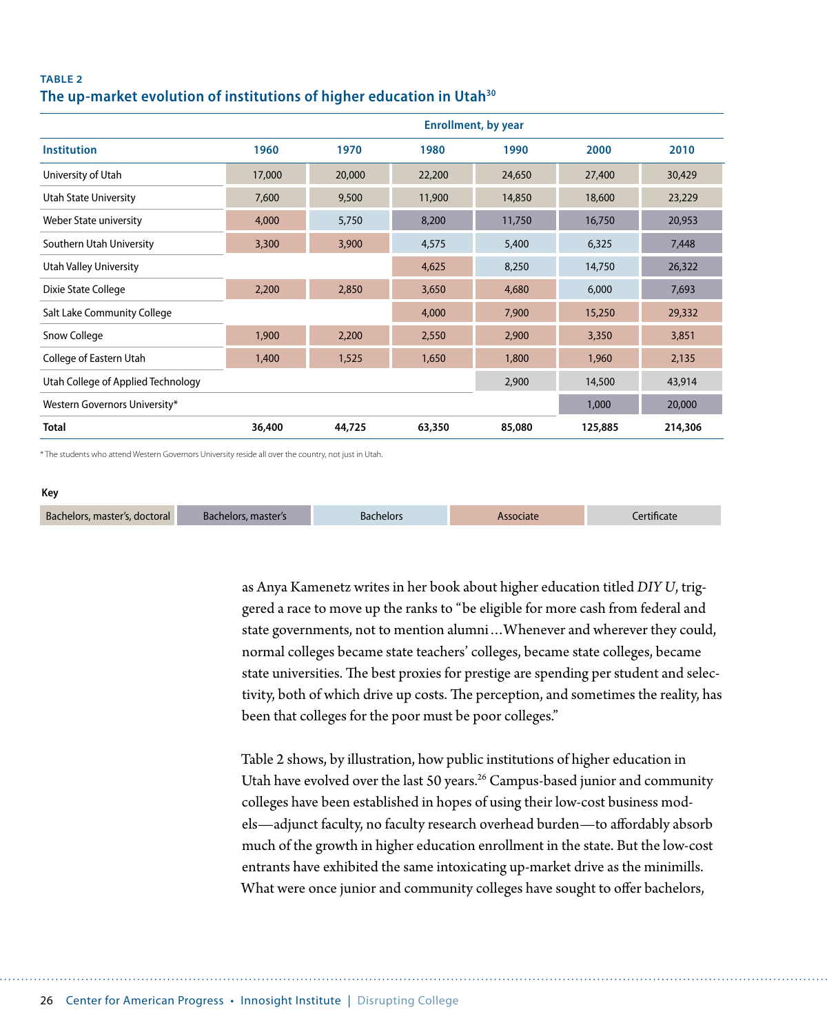**TABLE 2**

## The up-market evolution of institutions of higher education in Utah[30]

| Institution | Enrollment, by year | | | | | |
|---|---|---|---|---|---|---|
| | 1960 | 1970 | 1980 | 1990 | 2000 | 2010 |
| University of Utah | 17,000 | 20,000 | 22,200 | 24,650 | 27,400 | 30,429 |
| Utah State University | 7,600 | 9,500 | 11,900 | 14,850 | 18,600 | 23,229 |
| Weber State university | 4,000 | 5,750 | 8,200 | 11,750 | 16,750 | 20,953 |
| Southern Utah University | 3,300 | 3,900 | 4,575 | 5,400 | 6,325 | 7,448 |
| Utah Valley University | | | 4,625 | 8,250 | 14,750 | 26,322 |
| Dixie State College | 2,200 | 2,850 | 3,650 | 4,680 | 6,000 | 7,693 |
| Salt Lake Community College | | | 4,000 | 7,900 | 15,250 | 29,332 |
| Snow College | 1,900 | 2,200 | 2,550 | 2,900 | 3,350 | 3,851 |
| College of Eastern Utah | 1,400 | 1,525 | 1,650 | 1,800 | 1,960 | 2,135 |
| Utah College of Applied Technology | | | | 2,900 | 14,500 | 43,914 |
| Western Governors University* | | | | | 1,000 | 20,000 |
| **Total** | **36,400** | **44,725** | **63,350** | **85,080** | **125,885** | **214,306** |

\* The students who attend Western Governors University reside all over the country, not just in Utah.

**Key**

| Bachelors, master's, doctoral | Bachelors, master's | Bachelors | Associate | Certificate |
|---|---|---|---|---|

as Anya Kamenetz writes in her book about higher education titled *DIY U*, triggered a race to move up the ranks to "be eligible for more cash from federal and state governments, not to mention alumni ... Whenever and wherever they could, normal colleges became state teachers' colleges, became state colleges, became state universities. The best proxies for prestige are spending per student and selectivity, both of which drive up costs. The perception, and sometimes the reality, has been that colleges for the poor must be poor colleges."

Table 2 shows, by illustration, how public institutions of higher education in Utah have evolved over the last 50 years.[26] Campus-based junior and community colleges have been established in hopes of using their low-cost business models—adjunct faculty, no faculty research overhead burden—to affordably absorb much of the growth in higher education enrollment in the state. But the low-cost entrants have exhibited the same intoxicating up-market drive as the minimills. What were once junior and community colleges have sought to offer bachelors,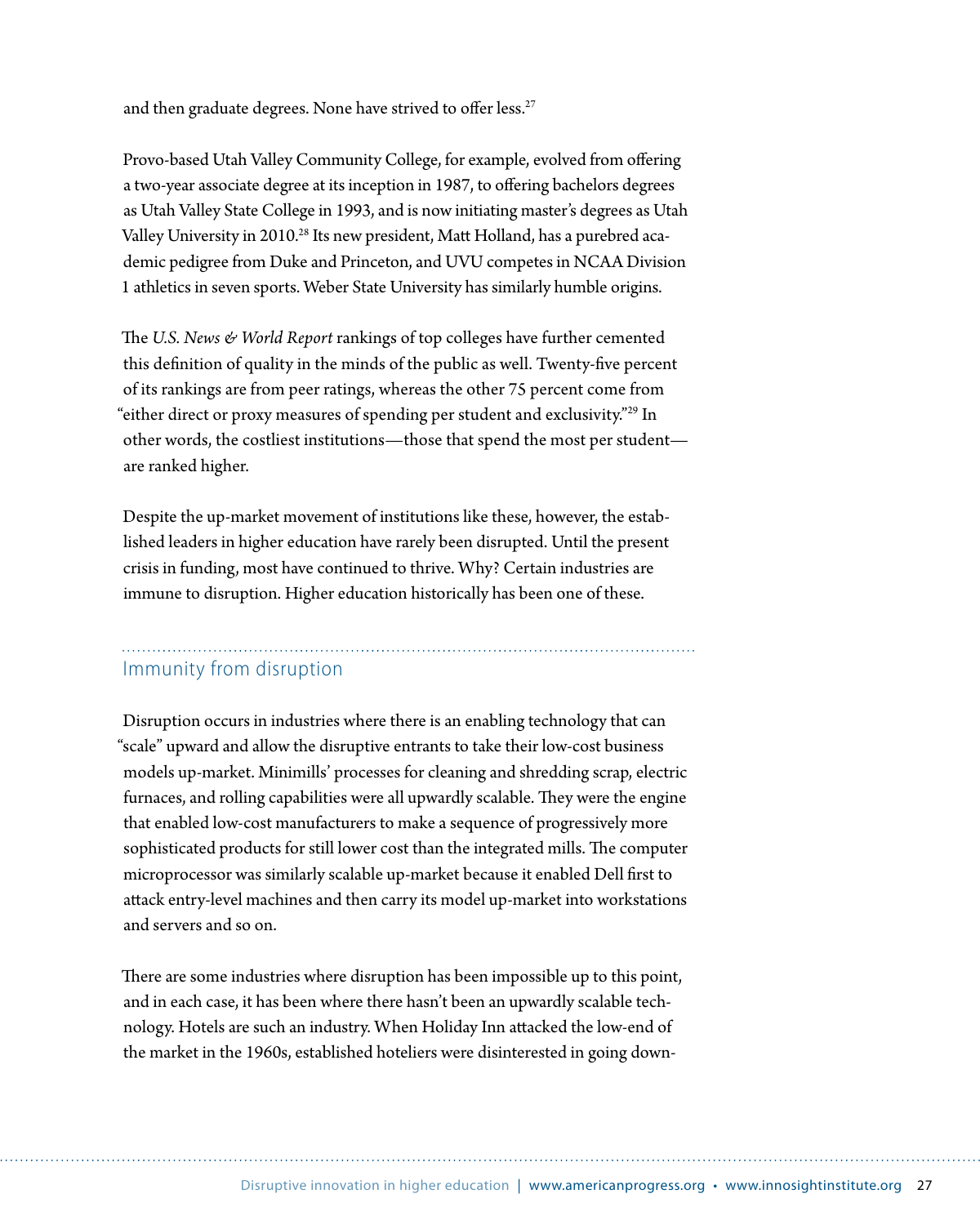and then graduate degrees. None have strived to offer less.[27]

Provo-based Utah Valley Community College, for example, evolved from offering a two-year associate degree at its inception in 1987, to offering bachelors degrees as Utah Valley State College in 1993, and is now initiating master's degrees as Utah Valley University in 2010.[28] Its new president, Matt Holland, has a purebred academic pedigree from Duke and Princeton, and UVU competes in NCAA Division 1 athletics in seven sports. Weber State University has similarly humble origins.

The *U.S. News & World Report* rankings of top colleges have further cemented this definition of quality in the minds of the public as well. Twenty-five percent of its rankings are from peer ratings, whereas the other 75 percent come from "either direct or proxy measures of spending per student and exclusivity."[29] In other words, the costliest institutions—those that spend the most per student—are ranked higher.

Despite the up-market movement of institutions like these, however, the established leaders in higher education have rarely been disrupted. Until the present crisis in funding, most have continued to thrive. Why? Certain industries are immune to disruption. Higher education historically has been one of these.

## Immunity from disruption

Disruption occurs in industries where there is an enabling technology that can "scale" upward and allow the disruptive entrants to take their low-cost business models up-market. Minimills' processes for cleaning and shredding scrap, electric furnaces, and rolling capabilities were all upwardly scalable. They were the engine that enabled low-cost manufacturers to make a sequence of progressively more sophisticated products for still lower cost than the integrated mills. The computer microprocessor was similarly scalable up-market because it enabled Dell first to attack entry-level machines and then carry its model up-market into workstations and servers and so on.

There are some industries where disruption has been impossible up to this point, and in each case, it has been where there hasn't been an upwardly scalable technology. Hotels are such an industry. When Holiday Inn attacked the low-end of the market in the 1960s, established hoteliers were disinterested in going down-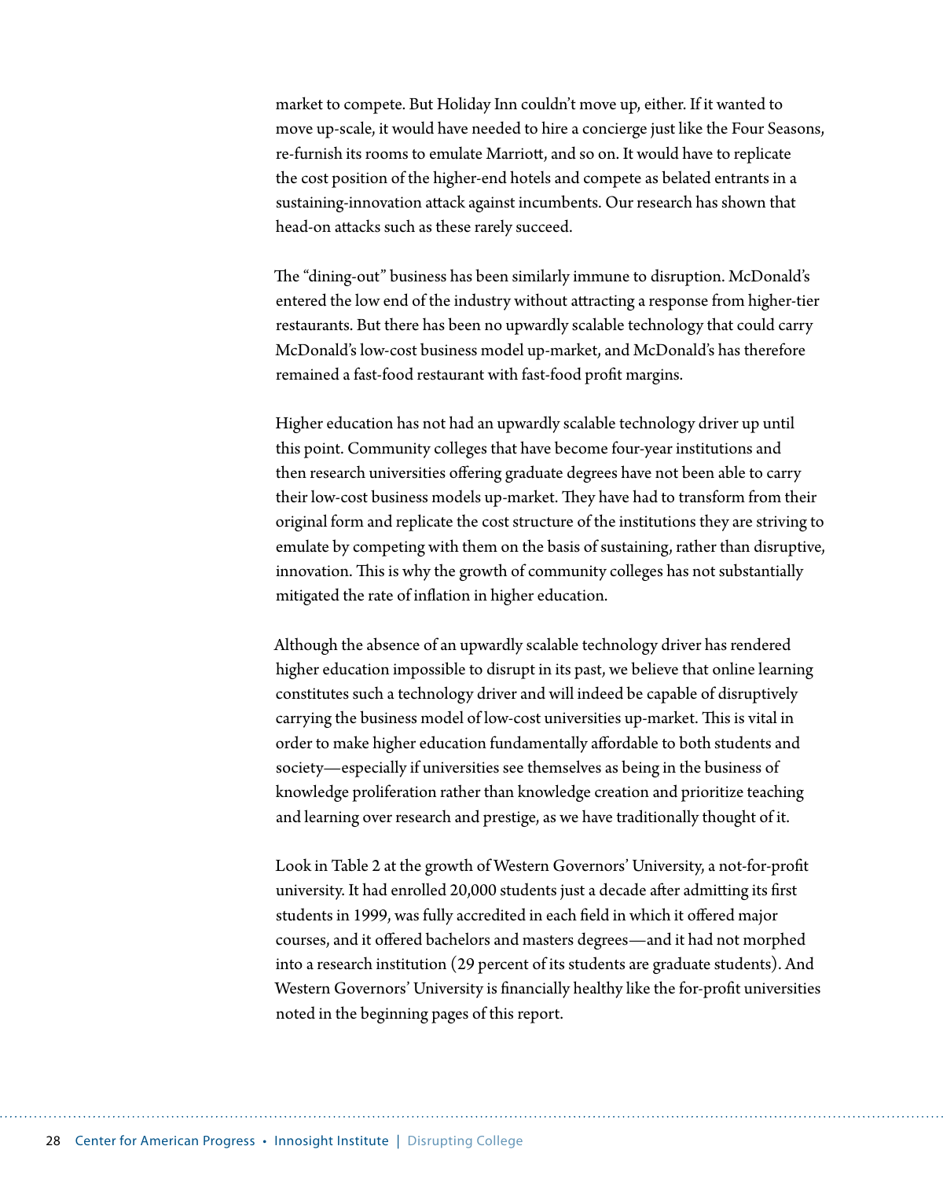market to compete. But Holiday Inn couldn't move up, either. If it wanted to move up-scale, it would have needed to hire a concierge just like the Four Seasons, re-furnish its rooms to emulate Marriott, and so on. It would have to replicate the cost position of the higher-end hotels and compete as belated entrants in a sustaining-innovation attack against incumbents. Our research has shown that head-on attacks such as these rarely succeed.

The "dining-out" business has been similarly immune to disruption. McDonald's entered the low end of the industry without attracting a response from higher-tier restaurants. But there has been no upwardly scalable technology that could carry McDonald's low-cost business model up-market, and McDonald's has therefore remained a fast-food restaurant with fast-food profit margins.

Higher education has not had an upwardly scalable technology driver up until this point. Community colleges that have become four-year institutions and then research universities offering graduate degrees have not been able to carry their low-cost business models up-market. They have had to transform from their original form and replicate the cost structure of the institutions they are striving to emulate by competing with them on the basis of sustaining, rather than disruptive, innovation. This is why the growth of community colleges has not substantially mitigated the rate of inflation in higher education.

Although the absence of an upwardly scalable technology driver has rendered higher education impossible to disrupt in its past, we believe that online learning constitutes such a technology driver and will indeed be capable of disruptively carrying the business model of low-cost universities up-market. This is vital in order to make higher education fundamentally affordable to both students and society—especially if universities see themselves as being in the business of knowledge proliferation rather than knowledge creation and prioritize teaching and learning over research and prestige, as we have traditionally thought of it.

Look in Table 2 at the growth of Western Governors' University, a not-for-profit university. It had enrolled 20,000 students just a decade after admitting its first students in 1999, was fully accredited in each field in which it offered major courses, and it offered bachelors and masters degrees—and it had not morphed into a research institution (29 percent of its students are graduate students). And Western Governors' University is financially healthy like the for-profit universities noted in the beginning pages of this report.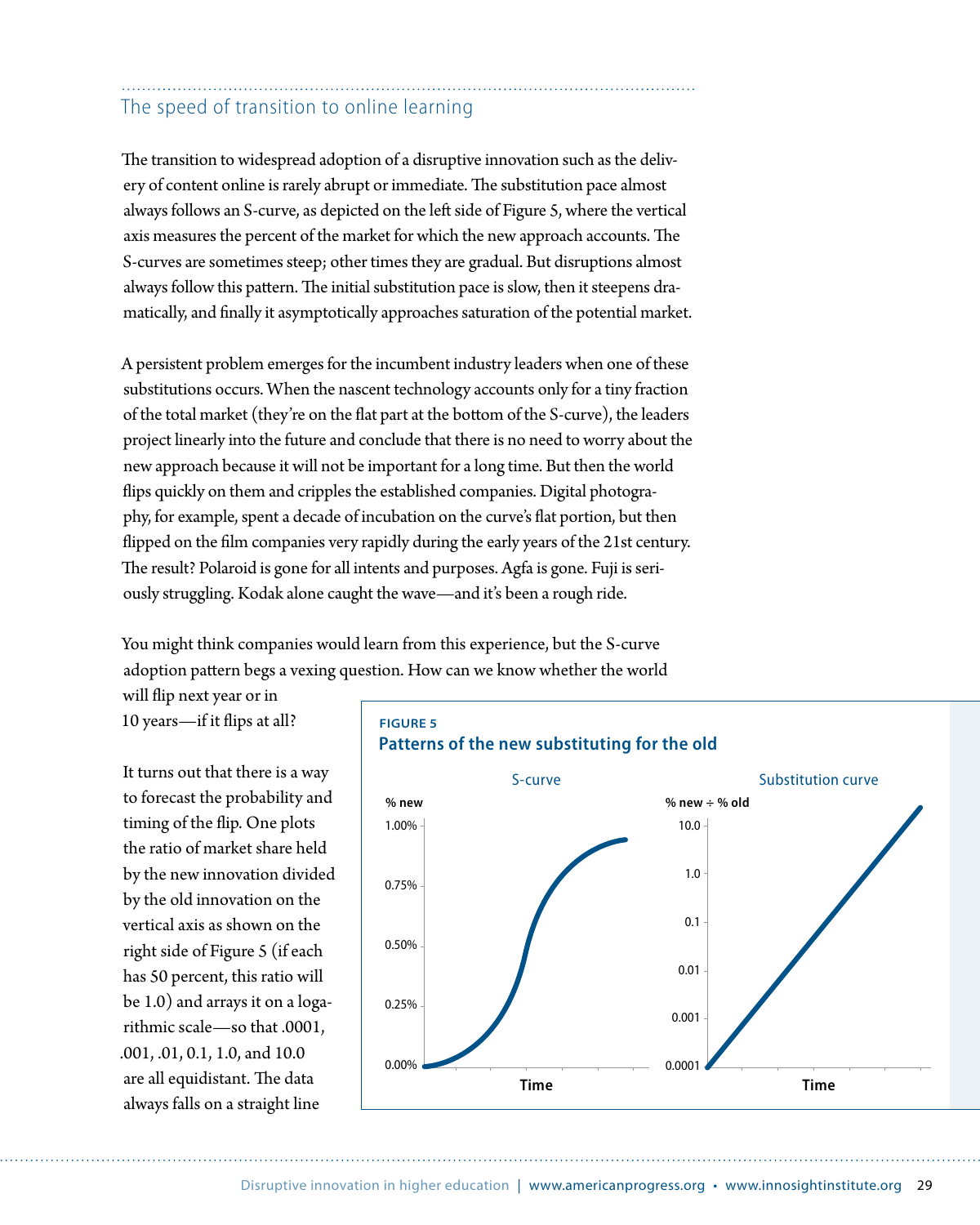## The speed of transition to online learning

The transition to widespread adoption of a disruptive innovation such as the delivery of content online is rarely abrupt or immediate. The substitution pace almost always follows an S-curve, as depicted on the left side of Figure 5, where the vertical axis measures the percent of the market for which the new approach accounts. The S-curves are sometimes steep; other times they are gradual. But disruptions almost always follow this pattern. The initial substitution pace is slow, then it steepens dramatically, and finally it asymptotically approaches saturation of the potential market.

A persistent problem emerges for the incumbent industry leaders when one of these substitutions occurs. When the nascent technology accounts only for a tiny fraction of the total market (they're on the flat part at the bottom of the S-curve), the leaders project linearly into the future and conclude that there is no need to worry about the new approach because it will not be important for a long time. But then the world flips quickly on them and cripples the established companies. Digital photography, for example, spent a decade of incubation on the curve's flat portion, but then flipped on the film companies very rapidly during the early years of the 21st century. The result? Polaroid is gone for all intents and purposes. Agfa is gone. Fuji is seriously struggling. Kodak alone caught the wave—and it's been a rough ride.

You might think companies would learn from this experience, but the S-curve adoption pattern begs a vexing question. How can we know whether the world will flip next year or in 10 years—if it flips at all?

It turns out that there is a way to forecast the probability and timing of the flip. One plots the ratio of market share held by the new innovation divided by the old innovation on the vertical axis as shown on the right side of Figure 5 (if each has 50 percent, this ratio will be 1.0) and arrays it on a logarithmic scale—so that .0001, .001, .01, 0.1, 1.0, and 10.0 are all equidistant. The data always falls on a straight line

**FIGURE 5**
**Patterns of the new substituting for the old**

S-curve: % new (0.00%, 0.25%, 0.50%, 0.75%, 1.00%) vs. Time

Substitution curve: % new ÷ % old (0.0001, 0.001, 0.01, 0.1, 1.0, 10.0) vs. Time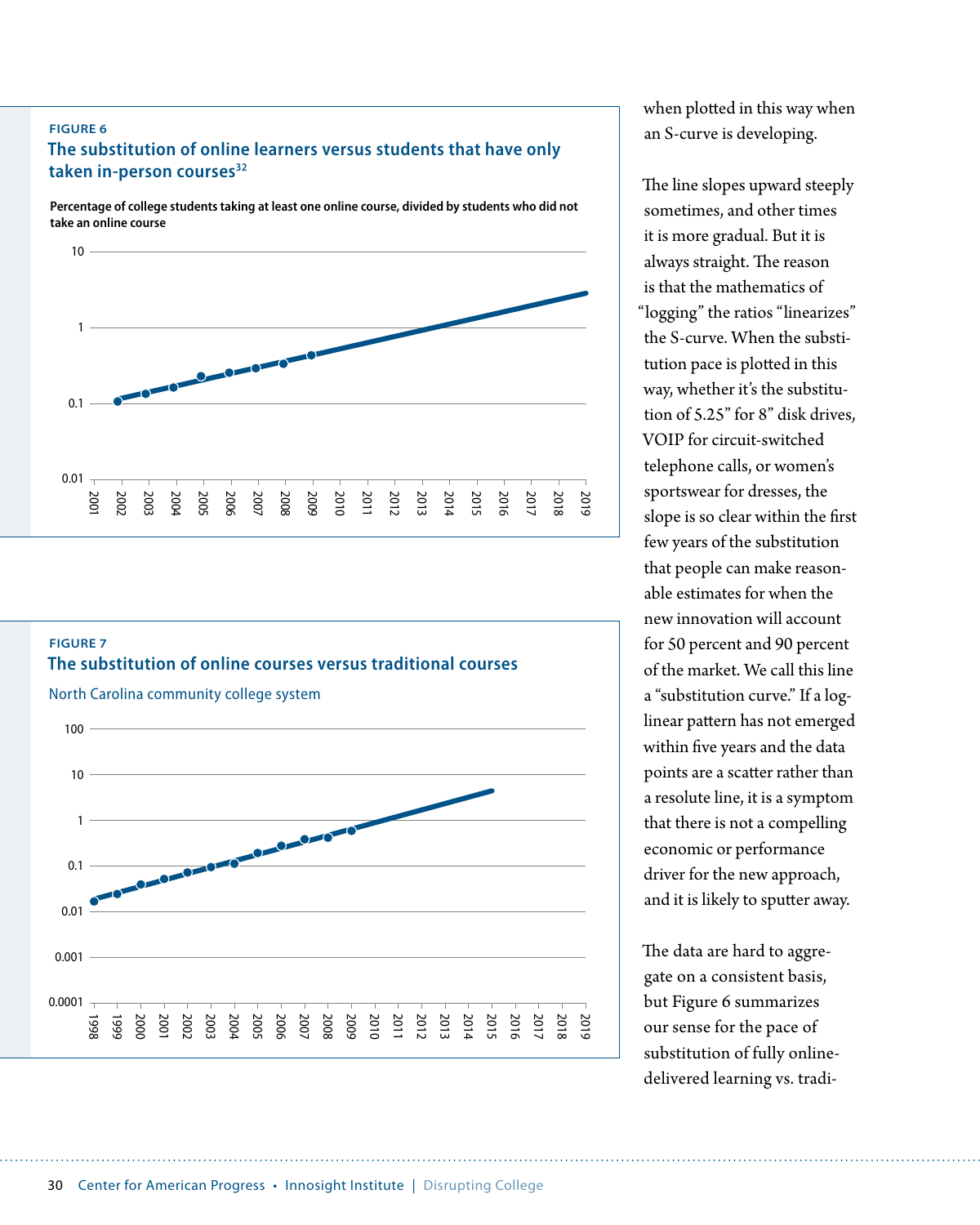**FIGURE 6**

**The substitution of online learners versus students that have only taken in-person courses**[32]

**Percentage of college students taking at least one online course, divided by students who did not take an online course**

**FIGURE 7**

**The substitution of online courses versus traditional courses**

North Carolina community college system

when plotted in this way when an S-curve is developing.

The line slopes upward steeply sometimes, and other times it is more gradual. But it is always straight. The reason is that the mathematics of "logging" the ratios "linearizes" the S-curve. When the substitution pace is plotted in this way, whether it's the substitution of 5.25" for 8" disk drives, VOIP for circuit-switched telephone calls, or women's sportswear for dresses, the slope is so clear within the first few years of the substitution that people can make reasonable estimates for when the new innovation will account for 50 percent and 90 percent of the market. We call this line a "substitution curve." If a log-linear pattern has not emerged within five years and the data points are a scatter rather than a resolute line, it is a symptom that there is not a compelling economic or performance driver for the new approach, and it is likely to sputter away.

The data are hard to aggregate on a consistent basis, but Figure 6 summarizes our sense for the pace of substitution of fully online-delivered learning vs. tradi-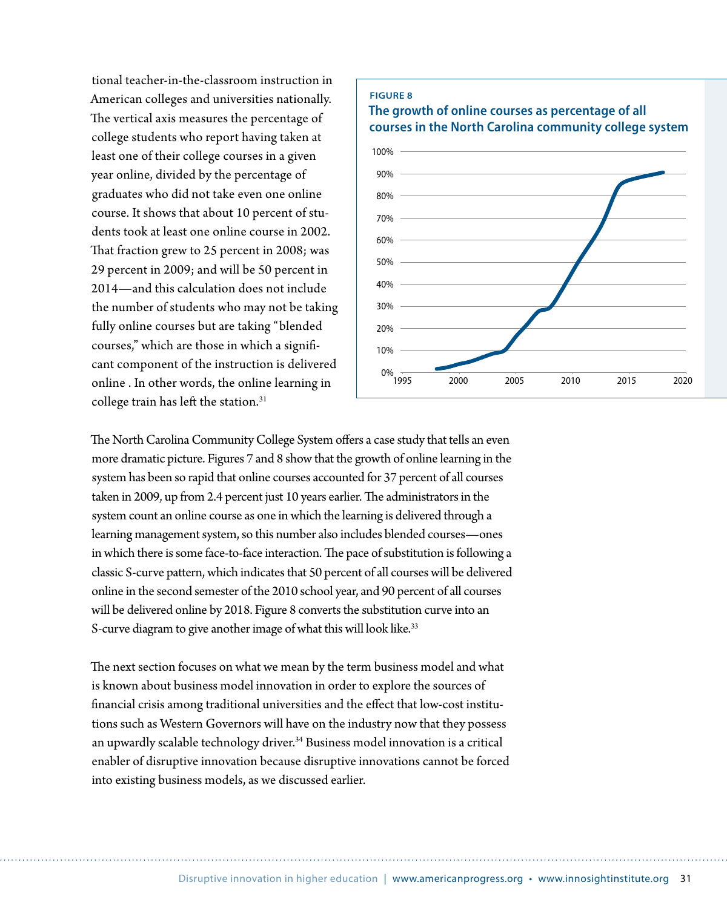tional teacher-in-the-classroom instruction in American colleges and universities nationally. The vertical axis measures the percentage of college students who report having taken at least one of their college courses in a given year online, divided by the percentage of graduates who did not take even one online course. It shows that about 10 percent of students took at least one online course in 2002. That fraction grew to 25 percent in 2008; was 29 percent in 2009; and will be 50 percent in 2014—and this calculation does not include the number of students who may not be taking fully online courses but are taking "blended courses," which are those in which a significant component of the instruction is delivered online . In other words, the online learning in college train has left the station.[31]

**FIGURE 8**

**The growth of online courses as percentage of all courses in the North Carolina community college system**

The North Carolina Community College System offers a case study that tells an even more dramatic picture. Figures 7 and 8 show that the growth of online learning in the system has been so rapid that online courses accounted for 37 percent of all courses taken in 2009, up from 2.4 percent just 10 years earlier. The administrators in the system count an online course as one in which the learning is delivered through a learning management system, so this number also includes blended courses—ones in which there is some face-to-face interaction. The pace of substitution is following a classic S-curve pattern, which indicates that 50 percent of all courses will be delivered online in the second semester of the 2010 school year, and 90 percent of all courses will be delivered online by 2018. Figure 8 converts the substitution curve into an S-curve diagram to give another image of what this will look like.[33]

The next section focuses on what we mean by the term business model and what is known about business model innovation in order to explore the sources of financial crisis among traditional universities and the effect that low-cost institutions such as Western Governors will have on the industry now that they possess an upwardly scalable technology driver.[34] Business model innovation is a critical enabler of disruptive innovation because disruptive innovations cannot be forced into existing business models, as we discussed earlier.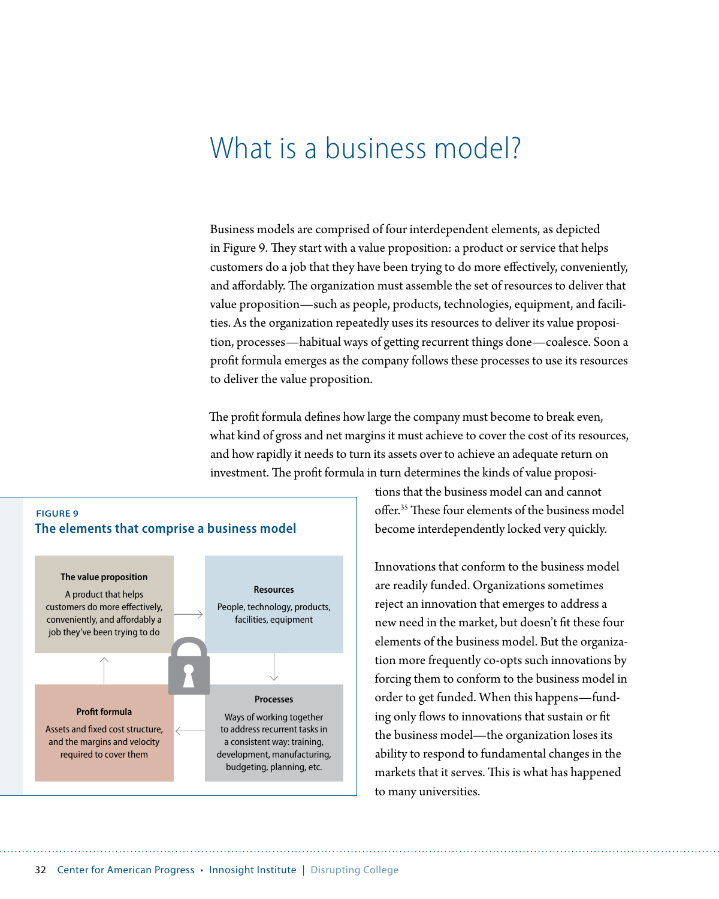# What is a business model?

Business models are comprised of four interdependent elements, as depicted in Figure 9. They start with a value proposition: a product or service that helps customers do a job that they have been trying to do more effectively, conveniently, and affordably. The organization must assemble the set of resources to deliver that value proposition—such as people, products, technologies, equipment, and facilities. As the organization repeatedly uses its resources to deliver its value proposition, processes—habitual ways of getting recurrent things done—coalesce. Soon a profit formula emerges as the company follows these processes to use its resources to deliver the value proposition.

The profit formula defines how large the company must become to break even, what kind of gross and net margins it must achieve to cover the cost of its resources, and how rapidly it needs to turn its assets over to achieve an adequate return on investment. The profit formula in turn determines the kinds of value propositions that the business model can and cannot offer.[35] These four elements of the business model become interdependently locked very quickly.

**FIGURE 9**

**The elements that comprise a business model**

**The value proposition**

A product that helps customers do more effectively, conveniently, and affordably a job they've been trying to do

**Resources**

People, technology, products, facilities, equipment

**Processes**

Ways of working together to address recurrent tasks in a consistent way: training, development, manufacturing, budgeting, planning, etc.

**Profit formula**

Assets and fixed cost structure, and the margins and velocity required to cover them

Innovations that conform to the business model are readily funded. Organizations sometimes reject an innovation that emerges to address a new need in the market, but doesn't fit these four elements of the business model. But the organization more frequently co-opts such innovations by forcing them to conform to the business model in order to get funded. When this happens—funding only flows to innovations that sustain or fit the business model—the organization loses its ability to respond to fundamental changes in the markets that it serves. This is what has happened to many universities.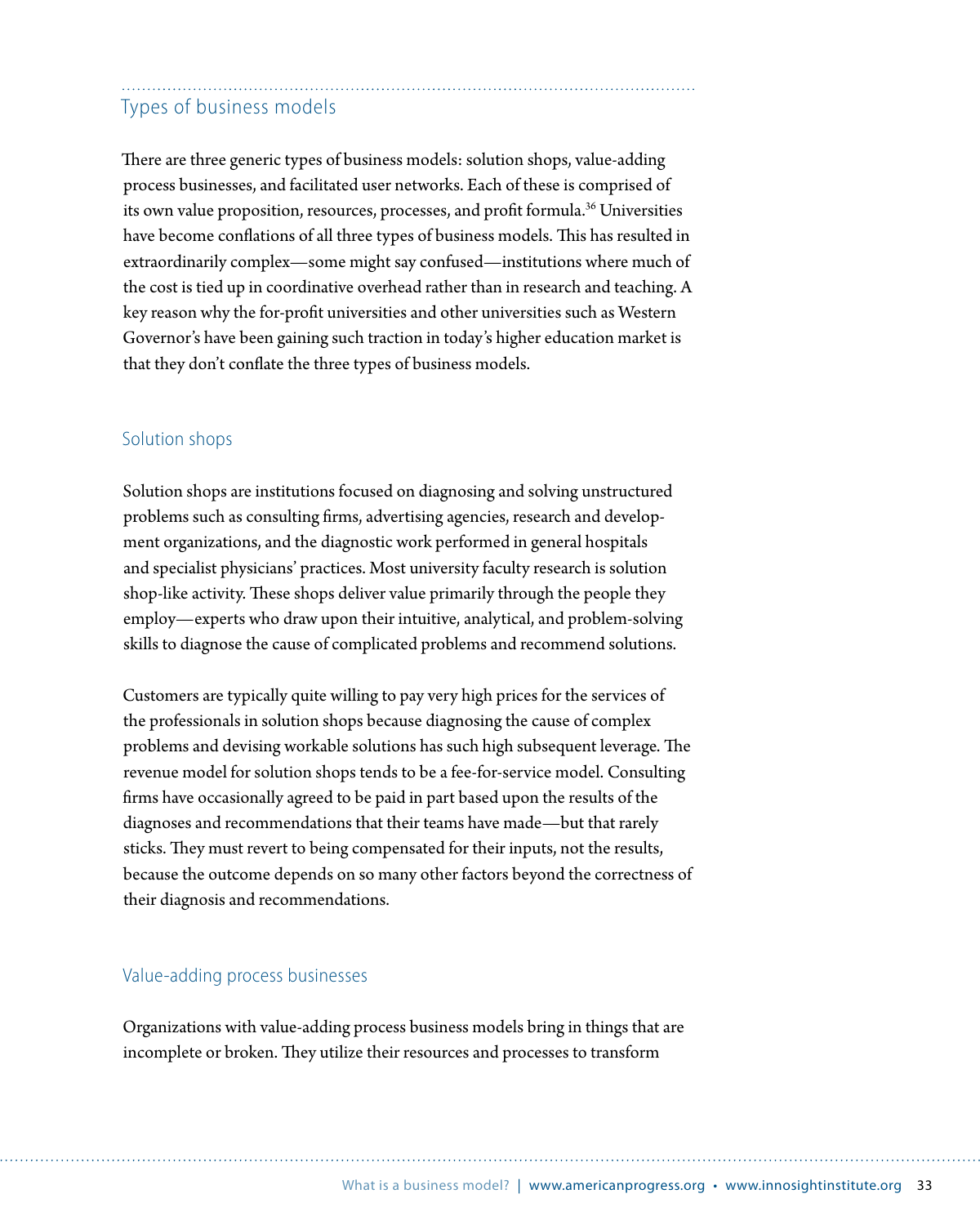## Types of business models

There are three generic types of business models: solution shops, value-adding process businesses, and facilitated user networks. Each of these is comprised of its own value proposition, resources, processes, and profit formula.[36] Universities have become conflations of all three types of business models. This has resulted in extraordinarily complex—some might say confused—institutions where much of the cost is tied up in coordinative overhead rather than in research and teaching. A key reason why the for-profit universities and other universities such as Western Governor's have been gaining such traction in today's higher education market is that they don't conflate the three types of business models.

### Solution shops

Solution shops are institutions focused on diagnosing and solving unstructured problems such as consulting firms, advertising agencies, research and development organizations, and the diagnostic work performed in general hospitals and specialist physicians' practices. Most university faculty research is solution shop-like activity. These shops deliver value primarily through the people they employ—experts who draw upon their intuitive, analytical, and problem-solving skills to diagnose the cause of complicated problems and recommend solutions.

Customers are typically quite willing to pay very high prices for the services of the professionals in solution shops because diagnosing the cause of complex problems and devising workable solutions has such high subsequent leverage. The revenue model for solution shops tends to be a fee-for-service model. Consulting firms have occasionally agreed to be paid in part based upon the results of the diagnoses and recommendations that their teams have made—but that rarely sticks. They must revert to being compensated for their inputs, not the results, because the outcome depends on so many other factors beyond the correctness of their diagnosis and recommendations.

### Value-adding process businesses

Organizations with value-adding process business models bring in things that are incomplete or broken. They utilize their resources and processes to transform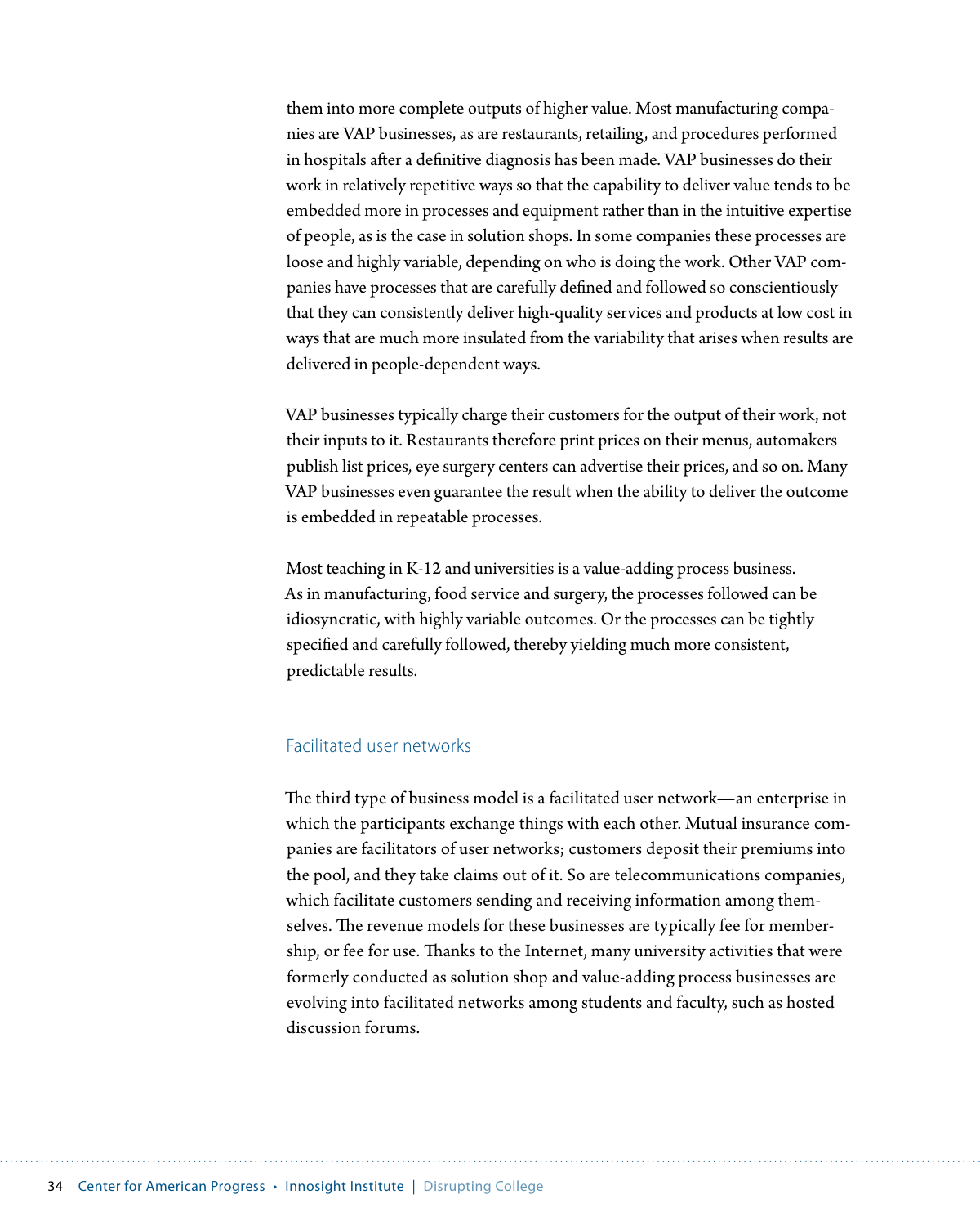them into more complete outputs of higher value. Most manufacturing companies are VAP businesses, as are restaurants, retailing, and procedures performed in hospitals after a definitive diagnosis has been made. VAP businesses do their work in relatively repetitive ways so that the capability to deliver value tends to be embedded more in processes and equipment rather than in the intuitive expertise of people, as is the case in solution shops. In some companies these processes are loose and highly variable, depending on who is doing the work. Other VAP companies have processes that are carefully defined and followed so conscientiously that they can consistently deliver high-quality services and products at low cost in ways that are much more insulated from the variability that arises when results are delivered in people-dependent ways.

VAP businesses typically charge their customers for the output of their work, not their inputs to it. Restaurants therefore print prices on their menus, automakers publish list prices, eye surgery centers can advertise their prices, and so on. Many VAP businesses even guarantee the result when the ability to deliver the outcome is embedded in repeatable processes.

Most teaching in K-12 and universities is a value-adding process business. As in manufacturing, food service and surgery, the processes followed can be idiosyncratic, with highly variable outcomes. Or the processes can be tightly specified and carefully followed, thereby yielding much more consistent, predictable results.

### Facilitated user networks

The third type of business model is a facilitated user network—an enterprise in which the participants exchange things with each other. Mutual insurance companies are facilitators of user networks; customers deposit their premiums into the pool, and they take claims out of it. So are telecommunications companies, which facilitate customers sending and receiving information among themselves. The revenue models for these businesses are typically fee for membership, or fee for use. Thanks to the Internet, many university activities that were formerly conducted as solution shop and value-adding process businesses are evolving into facilitated networks among students and faculty, such as hosted discussion forums.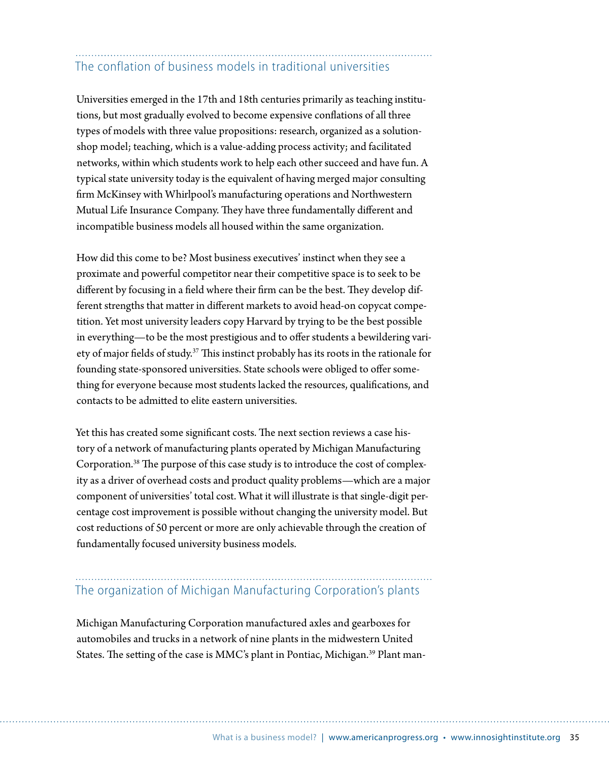## The conflation of business models in traditional universities

Universities emerged in the 17th and 18th centuries primarily as teaching institutions, but most gradually evolved to become expensive conflations of all three types of models with three value propositions: research, organized as a solution-shop model; teaching, which is a value-adding process activity; and facilitated networks, within which students work to help each other succeed and have fun. A typical state university today is the equivalent of having merged major consulting firm McKinsey with Whirlpool's manufacturing operations and Northwestern Mutual Life Insurance Company. They have three fundamentally different and incompatible business models all housed within the same organization.

How did this come to be? Most business executives' instinct when they see a proximate and powerful competitor near their competitive space is to seek to be different by focusing in a field where their firm can be the best. They develop different strengths that matter in different markets to avoid head-on copycat competition. Yet most university leaders copy Harvard by trying to be the best possible in everything—to be the most prestigious and to offer students a bewildering variety of major fields of study.[37] This instinct probably has its roots in the rationale for founding state-sponsored universities. State schools were obliged to offer something for everyone because most students lacked the resources, qualifications, and contacts to be admitted to elite eastern universities.

Yet this has created some significant costs. The next section reviews a case history of a network of manufacturing plants operated by Michigan Manufacturing Corporation.[38] The purpose of this case study is to introduce the cost of complexity as a driver of overhead costs and product quality problems—which are a major component of universities' total cost. What it will illustrate is that single-digit percentage cost improvement is possible without changing the university model. But cost reductions of 50 percent or more are only achievable through the creation of fundamentally focused university business models.

## The organization of Michigan Manufacturing Corporation's plants

Michigan Manufacturing Corporation manufactured axles and gearboxes for automobiles and trucks in a network of nine plants in the midwestern United States. The setting of the case is MMC's plant in Pontiac, Michigan.[39] Plant man-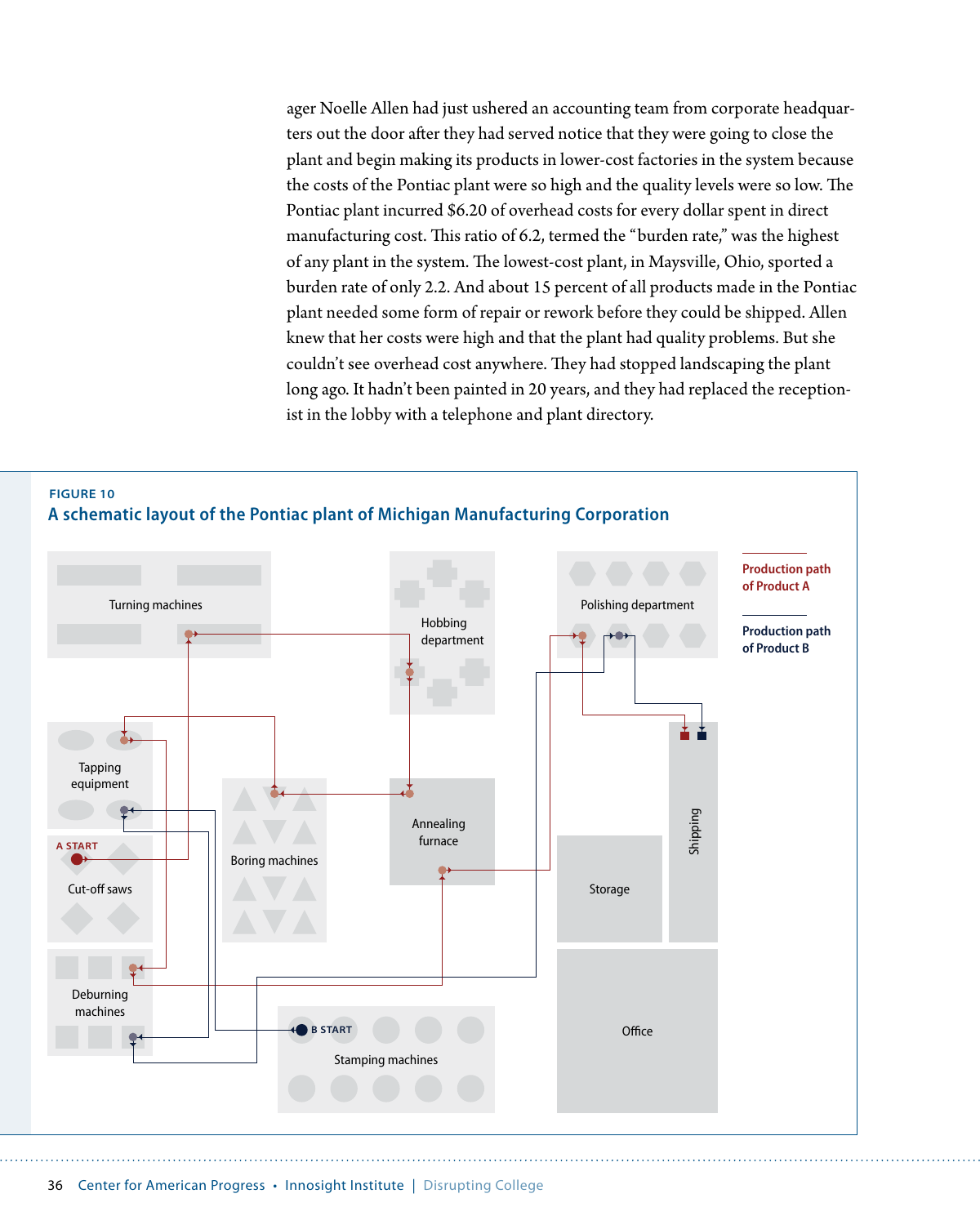ager Noelle Allen had just ushered an accounting team from corporate headquarters out the door after they had served notice that they were going to close the plant and begin making its products in lower-cost factories in the system because the costs of the Pontiac plant were so high and the quality levels were so low. The Pontiac plant incurred $6.20 of overhead costs for every dollar spent in direct manufacturing cost. This ratio of 6.2, termed the "burden rate," was the highest of any plant in the system. The lowest-cost plant, in Maysville, Ohio, sported a burden rate of only 2.2. And about 15 percent of all products made in the Pontiac plant needed some form of repair or rework before they could be shipped. Allen knew that her costs were high and that the plant had quality problems. But she couldn't see overhead cost anywhere. They had stopped landscaping the plant long ago. It hadn't been painted in 20 years, and they had replaced the receptionist in the lobby with a telephone and plant directory.

**FIGURE 10**

## A schematic layout of the Pontiac plant of Michigan Manufacturing Corporation

Turning machines

Hobbing department

Polishing department

Production path of Product A

Production path of Product B

Tapping equipment

A START

Cut-off saws

Boring machines

Annealing furnace

Storage

Shipping

Deburring machines

B START

Stamping machines

Office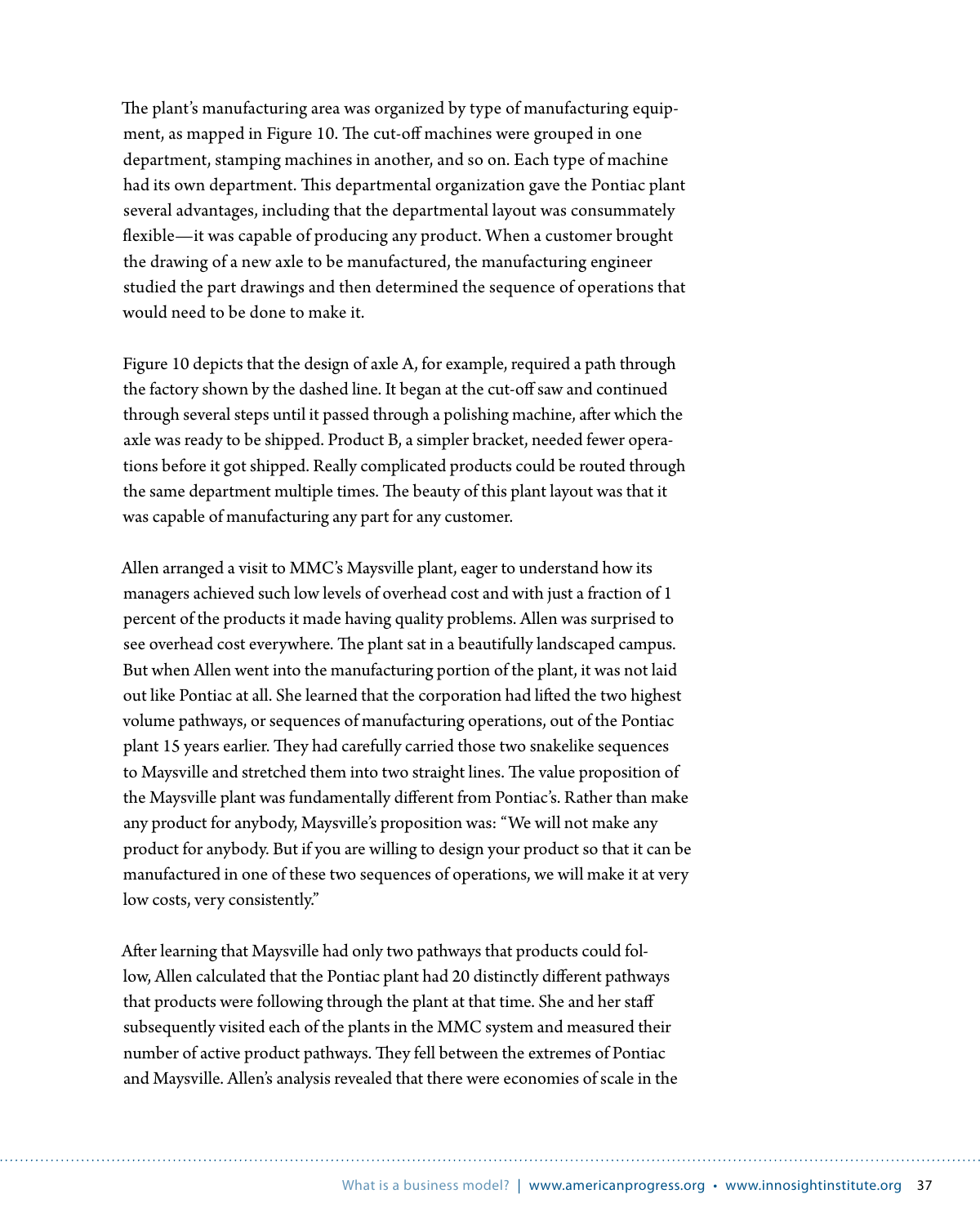The plant's manufacturing area was organized by type of manufacturing equipment, as mapped in Figure 10. The cut-off machines were grouped in one department, stamping machines in another, and so on. Each type of machine had its own department. This departmental organization gave the Pontiac plant several advantages, including that the departmental layout was consummately flexible—it was capable of producing any product. When a customer brought the drawing of a new axle to be manufactured, the manufacturing engineer studied the part drawings and then determined the sequence of operations that would need to be done to make it.

Figure 10 depicts that the design of axle A, for example, required a path through the factory shown by the dashed line. It began at the cut-off saw and continued through several steps until it passed through a polishing machine, after which the axle was ready to be shipped. Product B, a simpler bracket, needed fewer operations before it got shipped. Really complicated products could be routed through the same department multiple times. The beauty of this plant layout was that it was capable of manufacturing any part for any customer.

Allen arranged a visit to MMC's Maysville plant, eager to understand how its managers achieved such low levels of overhead cost and with just a fraction of 1 percent of the products it made having quality problems. Allen was surprised to see overhead cost everywhere. The plant sat in a beautifully landscaped campus. But when Allen went into the manufacturing portion of the plant, it was not laid out like Pontiac at all. She learned that the corporation had lifted the two highest volume pathways, or sequences of manufacturing operations, out of the Pontiac plant 15 years earlier. They had carefully carried those two snakelike sequences to Maysville and stretched them into two straight lines. The value proposition of the Maysville plant was fundamentally different from Pontiac's. Rather than make any product for anybody, Maysville's proposition was: "We will not make any product for anybody. But if you are willing to design your product so that it can be manufactured in one of these two sequences of operations, we will make it at very low costs, very consistently."

After learning that Maysville had only two pathways that products could follow, Allen calculated that the Pontiac plant had 20 distinctly different pathways that products were following through the plant at that time. She and her staff subsequently visited each of the plants in the MMC system and measured their number of active product pathways. They fell between the extremes of Pontiac and Maysville. Allen's analysis revealed that there were economies of scale in the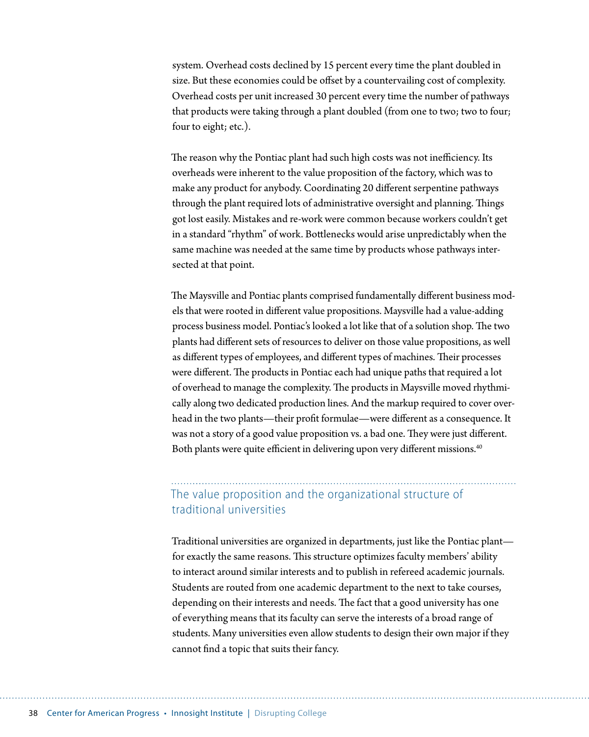system. Overhead costs declined by 15 percent every time the plant doubled in size. But these economies could be offset by a countervailing cost of complexity. Overhead costs per unit increased 30 percent every time the number of pathways that products were taking through a plant doubled (from one to two; two to four; four to eight; etc.).

The reason why the Pontiac plant had such high costs was not inefficiency. Its overheads were inherent to the value proposition of the factory, which was to make any product for anybody. Coordinating 20 different serpentine pathways through the plant required lots of administrative oversight and planning. Things got lost easily. Mistakes and re-work were common because workers couldn't get in a standard "rhythm" of work. Bottlenecks would arise unpredictably when the same machine was needed at the same time by products whose pathways intersected at that point.

The Maysville and Pontiac plants comprised fundamentally different business models that were rooted in different value propositions. Maysville had a value-adding process business model. Pontiac's looked a lot like that of a solution shop. The two plants had different sets of resources to deliver on those value propositions, as well as different types of employees, and different types of machines. Their processes were different. The products in Pontiac each had unique paths that required a lot of overhead to manage the complexity. The products in Maysville moved rhythmically along two dedicated production lines. And the markup required to cover overhead in the two plants—their profit formulae—were different as a consequence. It was not a story of a good value proposition vs. a bad one. They were just different. Both plants were quite efficient in delivering upon very different missions.[40]

## The value proposition and the organizational structure of traditional universities

Traditional universities are organized in departments, just like the Pontiac plant—for exactly the same reasons. This structure optimizes faculty members' ability to interact around similar interests and to publish in refereed academic journals. Students are routed from one academic department to the next to take courses, depending on their interests and needs. The fact that a good university has one of everything means that its faculty can serve the interests of a broad range of students. Many universities even allow students to design their own major if they cannot find a topic that suits their fancy.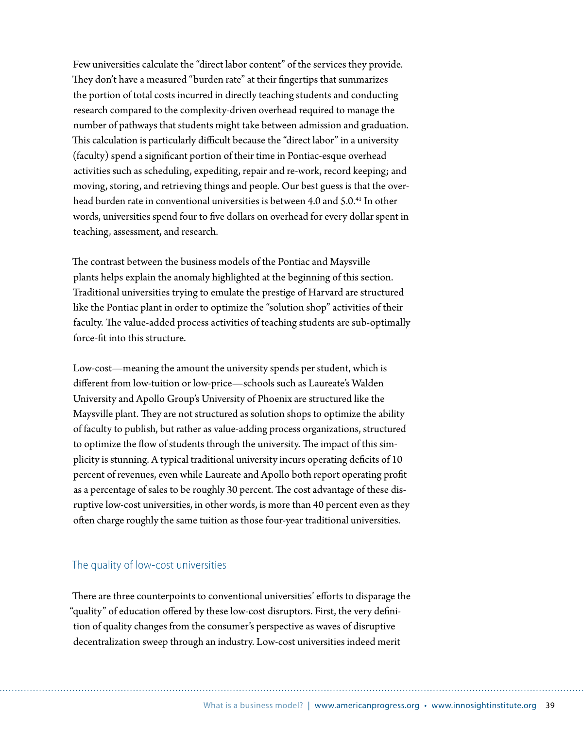Few universities calculate the "direct labor content" of the services they provide. They don't have a measured "burden rate" at their fingertips that summarizes the portion of total costs incurred in directly teaching students and conducting research compared to the complexity-driven overhead required to manage the number of pathways that students might take between admission and graduation. This calculation is particularly difficult because the "direct labor" in a university (faculty) spend a significant portion of their time in Pontiac-esque overhead activities such as scheduling, expediting, repair and re-work, record keeping; and moving, storing, and retrieving things and people. Our best guess is that the overhead burden rate in conventional universities is between 4.0 and 5.0.[41] In other words, universities spend four to five dollars on overhead for every dollar spent in teaching, assessment, and research.

The contrast between the business models of the Pontiac and Maysville plants helps explain the anomaly highlighted at the beginning of this section. Traditional universities trying to emulate the prestige of Harvard are structured like the Pontiac plant in order to optimize the "solution shop" activities of their faculty. The value-added process activities of teaching students are sub-optimally force-fit into this structure.

Low-cost—meaning the amount the university spends per student, which is different from low-tuition or low-price—schools such as Laureate's Walden University and Apollo Group's University of Phoenix are structured like the Maysville plant. They are not structured as solution shops to optimize the ability of faculty to publish, but rather as value-adding process organizations, structured to optimize the flow of students through the university. The impact of this simplicity is stunning. A typical traditional university incurs operating deficits of 10 percent of revenues, even while Laureate and Apollo both report operating profit as a percentage of sales to be roughly 30 percent. The cost advantage of these disruptive low-cost universities, in other words, is more than 40 percent even as they often charge roughly the same tuition as those four-year traditional universities.

## The quality of low-cost universities

There are three counterpoints to conventional universities' efforts to disparage the "quality" of education offered by these low-cost disruptors. First, the very definition of quality changes from the consumer's perspective as waves of disruptive decentralization sweep through an industry. Low-cost universities indeed merit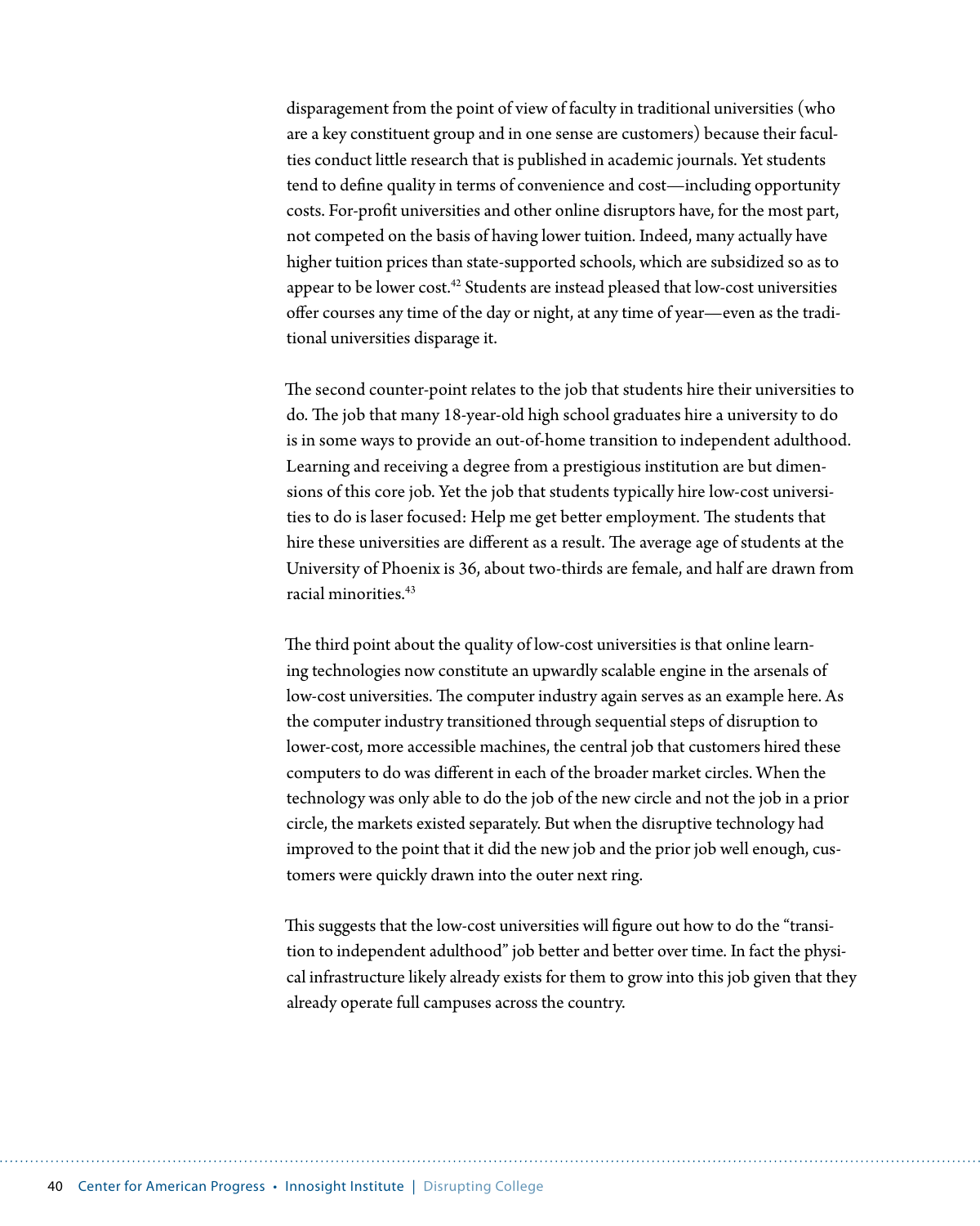disparagement from the point of view of faculty in traditional universities (who are a key constituent group and in one sense are customers) because their faculties conduct little research that is published in academic journals. Yet students tend to define quality in terms of convenience and cost—including opportunity costs. For-profit universities and other online disruptors have, for the most part, not competed on the basis of having lower tuition. Indeed, many actually have higher tuition prices than state-supported schools, which are subsidized so as to appear to be lower cost.[42] Students are instead pleased that low-cost universities offer courses any time of the day or night, at any time of year—even as the traditional universities disparage it.

The second counter-point relates to the job that students hire their universities to do. The job that many 18-year-old high school graduates hire a university to do is in some ways to provide an out-of-home transition to independent adulthood. Learning and receiving a degree from a prestigious institution are but dimensions of this core job. Yet the job that students typically hire low-cost universities to do is laser focused: Help me get better employment. The students that hire these universities are different as a result. The average age of students at the University of Phoenix is 36, about two-thirds are female, and half are drawn from racial minorities.[43]

The third point about the quality of low-cost universities is that online learning technologies now constitute an upwardly scalable engine in the arsenals of low-cost universities. The computer industry again serves as an example here. As the computer industry transitioned through sequential steps of disruption to lower-cost, more accessible machines, the central job that customers hired these computers to do was different in each of the broader market circles. When the technology was only able to do the job of the new circle and not the job in a prior circle, the markets existed separately. But when the disruptive technology had improved to the point that it did the new job and the prior job well enough, customers were quickly drawn into the outer next ring.

This suggests that the low-cost universities will figure out how to do the "transition to independent adulthood" job better and better over time. In fact the physical infrastructure likely already exists for them to grow into this job given that they already operate full campuses across the country.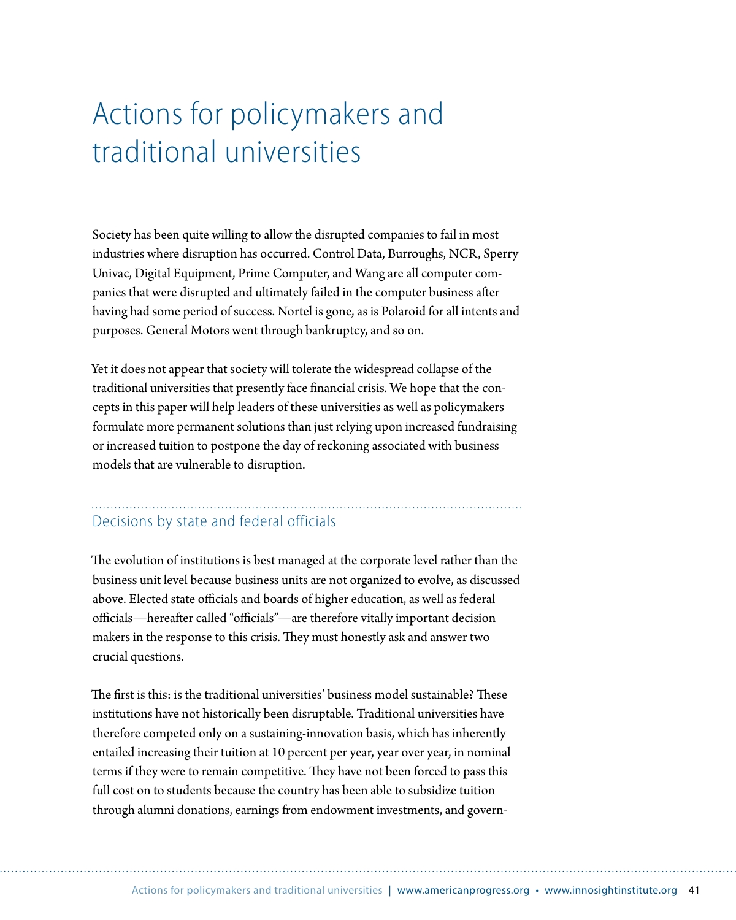# Actions for policymakers and traditional universities

Society has been quite willing to allow the disrupted companies to fail in most industries where disruption has occurred. Control Data, Burroughs, NCR, Sperry Univac, Digital Equipment, Prime Computer, and Wang are all computer companies that were disrupted and ultimately failed in the computer business after having had some period of success. Nortel is gone, as is Polaroid for all intents and purposes. General Motors went through bankruptcy, and so on.

Yet it does not appear that society will tolerate the widespread collapse of the traditional universities that presently face financial crisis. We hope that the concepts in this paper will help leaders of these universities as well as policymakers formulate more permanent solutions than just relying upon increased fundraising or increased tuition to postpone the day of reckoning associated with business models that are vulnerable to disruption.

## Decisions by state and federal officials

The evolution of institutions is best managed at the corporate level rather than the business unit level because business units are not organized to evolve, as discussed above. Elected state officials and boards of higher education, as well as federal officials—hereafter called "officials"—are therefore vitally important decision makers in the response to this crisis. They must honestly ask and answer two crucial questions.

The first is this: is the traditional universities' business model sustainable? These institutions have not historically been disruptable. Traditional universities have therefore competed only on a sustaining-innovation basis, which has inherently entailed increasing their tuition at 10 percent per year, year over year, in nominal terms if they were to remain competitive. They have not been forced to pass this full cost on to students because the country has been able to subsidize tuition through alumni donations, earnings from endowment investments, and govern-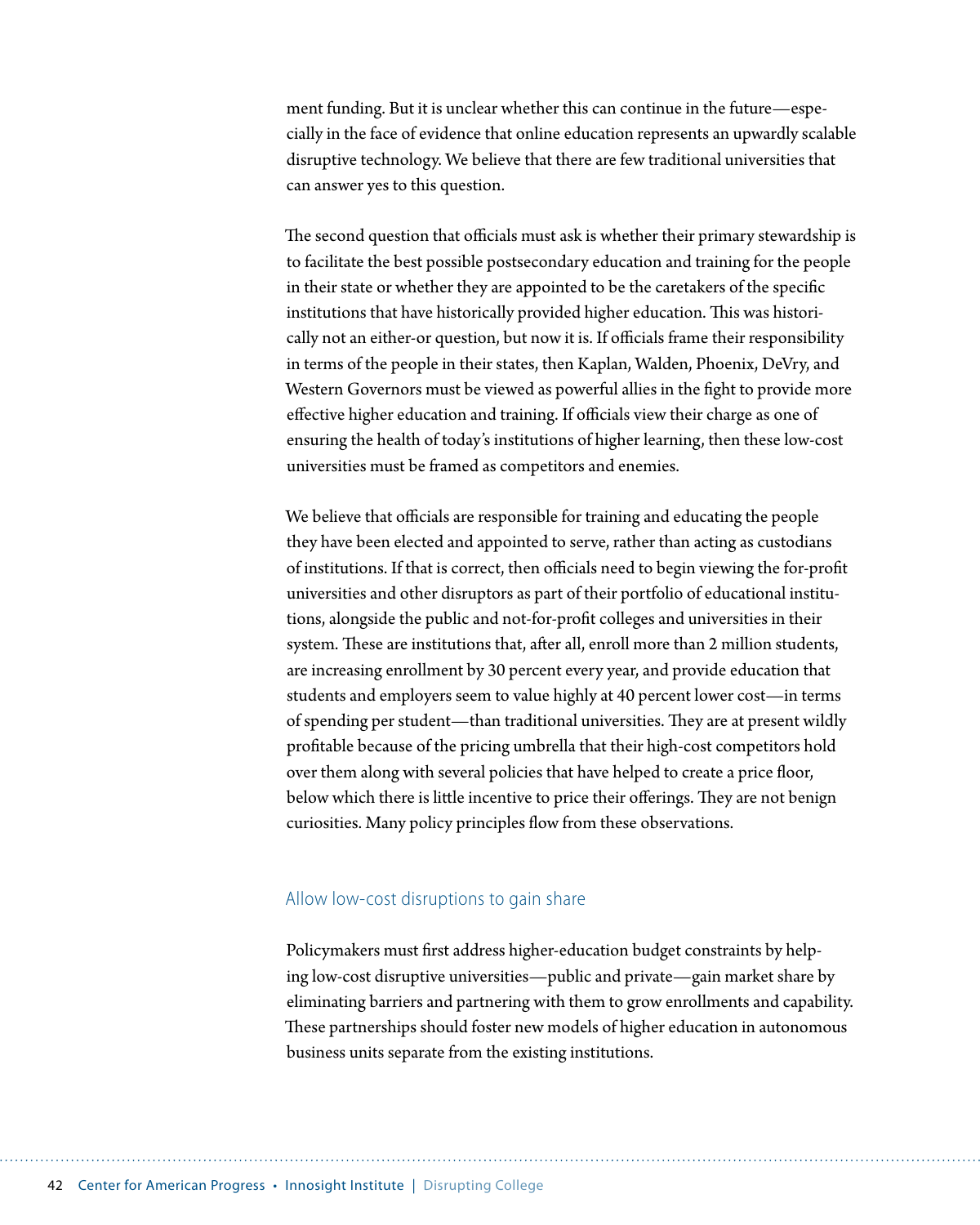ment funding. But it is unclear whether this can continue in the future—especially in the face of evidence that online education represents an upwardly scalable disruptive technology. We believe that there are few traditional universities that can answer yes to this question.

The second question that officials must ask is whether their primary stewardship is to facilitate the best possible postsecondary education and training for the people in their state or whether they are appointed to be the caretakers of the specific institutions that have historically provided higher education. This was historically not an either-or question, but now it is. If officials frame their responsibility in terms of the people in their states, then Kaplan, Walden, Phoenix, DeVry, and Western Governors must be viewed as powerful allies in the fight to provide more effective higher education and training. If officials view their charge as one of ensuring the health of today's institutions of higher learning, then these low-cost universities must be framed as competitors and enemies.

We believe that officials are responsible for training and educating the people they have been elected and appointed to serve, rather than acting as custodians of institutions. If that is correct, then officials need to begin viewing the for-profit universities and other disruptors as part of their portfolio of educational institutions, alongside the public and not-for-profit colleges and universities in their system. These are institutions that, after all, enroll more than 2 million students, are increasing enrollment by 30 percent every year, and provide education that students and employers seem to value highly at 40 percent lower cost—in terms of spending per student—than traditional universities. They are at present wildly profitable because of the pricing umbrella that their high-cost competitors hold over them along with several policies that have helped to create a price floor, below which there is little incentive to price their offerings. They are not benign curiosities. Many policy principles flow from these observations.

### Allow low-cost disruptions to gain share

Policymakers must first address higher-education budget constraints by helping low-cost disruptive universities—public and private—gain market share by eliminating barriers and partnering with them to grow enrollments and capability. These partnerships should foster new models of higher education in autonomous business units separate from the existing institutions.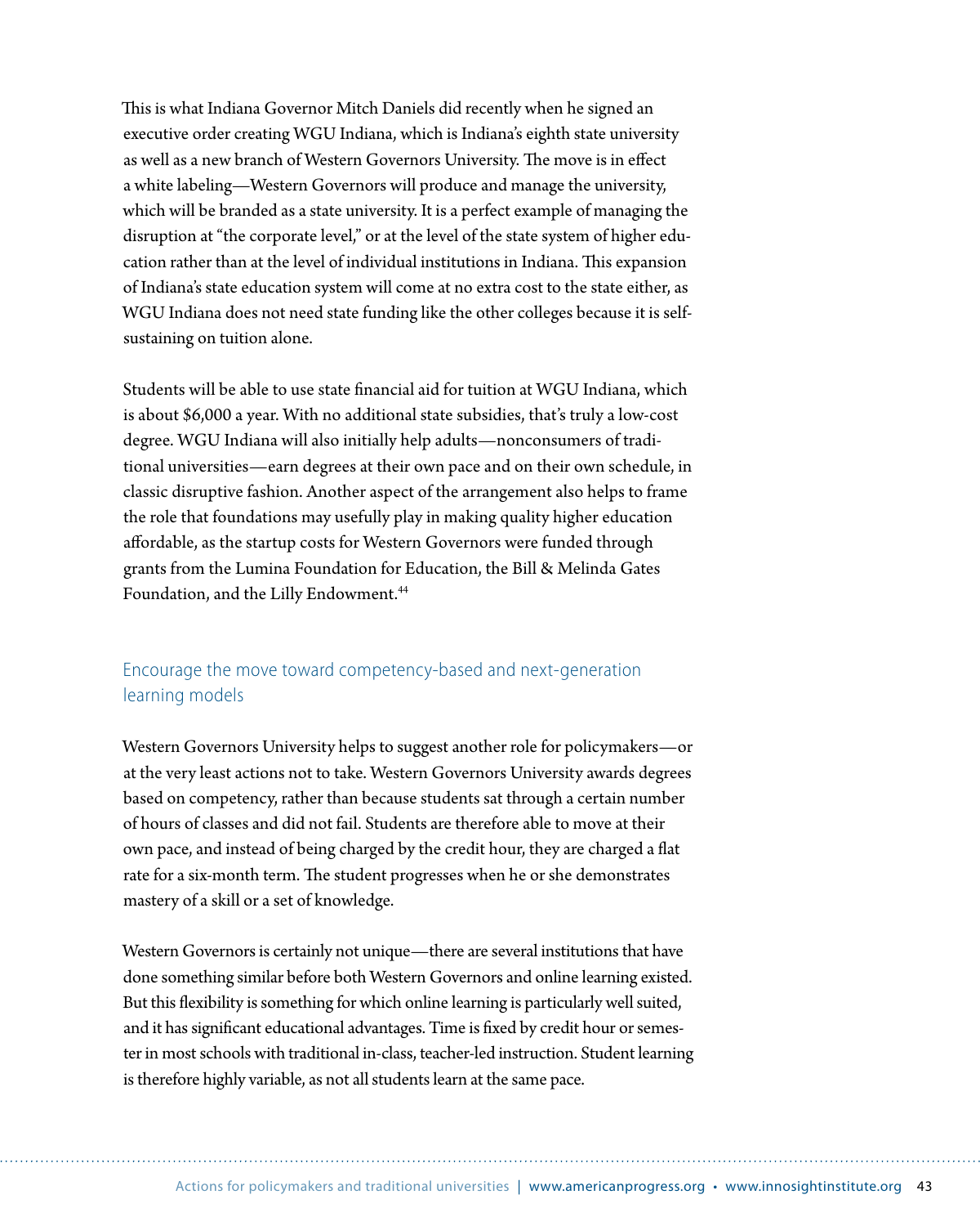This is what Indiana Governor Mitch Daniels did recently when he signed an executive order creating WGU Indiana, which is Indiana's eighth state university as well as a new branch of Western Governors University. The move is in effect a white labeling—Western Governors will produce and manage the university, which will be branded as a state university. It is a perfect example of managing the disruption at "the corporate level," or at the level of the state system of higher education rather than at the level of individual institutions in Indiana. This expansion of Indiana's state education system will come at no extra cost to the state either, as WGU Indiana does not need state funding like the other colleges because it is self-sustaining on tuition alone.

Students will be able to use state financial aid for tuition at WGU Indiana, which is about $6,000 a year. With no additional state subsidies, that's truly a low-cost degree. WGU Indiana will also initially help adults—nonconsumers of traditional universities—earn degrees at their own pace and on their own schedule, in classic disruptive fashion. Another aspect of the arrangement also helps to frame the role that foundations may usefully play in making quality higher education affordable, as the startup costs for Western Governors were funded through grants from the Lumina Foundation for Education, the Bill & Melinda Gates Foundation, and the Lilly Endowment.[44]

## Encourage the move toward competency-based and next-generation learning models

Western Governors University helps to suggest another role for policymakers—or at the very least actions not to take. Western Governors University awards degrees based on competency, rather than because students sat through a certain number of hours of classes and did not fail. Students are therefore able to move at their own pace, and instead of being charged by the credit hour, they are charged a flat rate for a six-month term. The student progresses when he or she demonstrates mastery of a skill or a set of knowledge.

Western Governors is certainly not unique—there are several institutions that have done something similar before both Western Governors and online learning existed. But this flexibility is something for which online learning is particularly well suited, and it has significant educational advantages. Time is fixed by credit hour or semester in most schools with traditional in-class, teacher-led instruction. Student learning is therefore highly variable, as not all students learn at the same pace.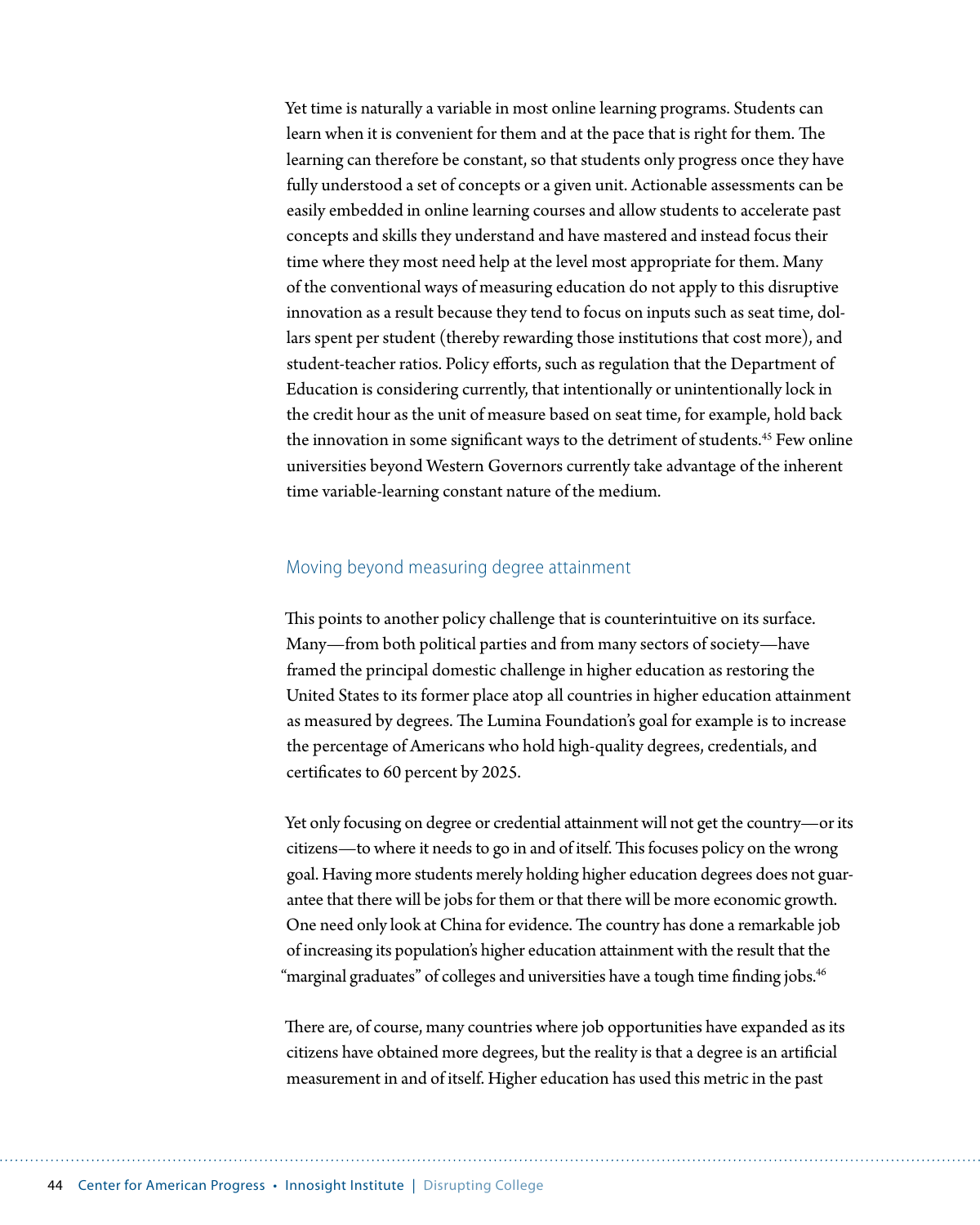Yet time is naturally a variable in most online learning programs. Students can learn when it is convenient for them and at the pace that is right for them. The learning can therefore be constant, so that students only progress once they have fully understood a set of concepts or a given unit. Actionable assessments can be easily embedded in online learning courses and allow students to accelerate past concepts and skills they understand and have mastered and instead focus their time where they most need help at the level most appropriate for them. Many of the conventional ways of measuring education do not apply to this disruptive innovation as a result because they tend to focus on inputs such as seat time, dollars spent per student (thereby rewarding those institutions that cost more), and student-teacher ratios. Policy efforts, such as regulation that the Department of Education is considering currently, that intentionally or unintentionally lock in the credit hour as the unit of measure based on seat time, for example, hold back the innovation in some significant ways to the detriment of students.[45] Few online universities beyond Western Governors currently take advantage of the inherent time variable-learning constant nature of the medium.

## Moving beyond measuring degree attainment

This points to another policy challenge that is counterintuitive on its surface. Many—from both political parties and from many sectors of society—have framed the principal domestic challenge in higher education as restoring the United States to its former place atop all countries in higher education attainment as measured by degrees. The Lumina Foundation's goal for example is to increase the percentage of Americans who hold high-quality degrees, credentials, and certificates to 60 percent by 2025.

Yet only focusing on degree or credential attainment will not get the country—or its citizens—to where it needs to go in and of itself. This focuses policy on the wrong goal. Having more students merely holding higher education degrees does not guarantee that there will be jobs for them or that there will be more economic growth. One need only look at China for evidence. The country has done a remarkable job of increasing its population's higher education attainment with the result that the "marginal graduates" of colleges and universities have a tough time finding jobs.[46]

There are, of course, many countries where job opportunities have expanded as its citizens have obtained more degrees, but the reality is that a degree is an artificial measurement in and of itself. Higher education has used this metric in the past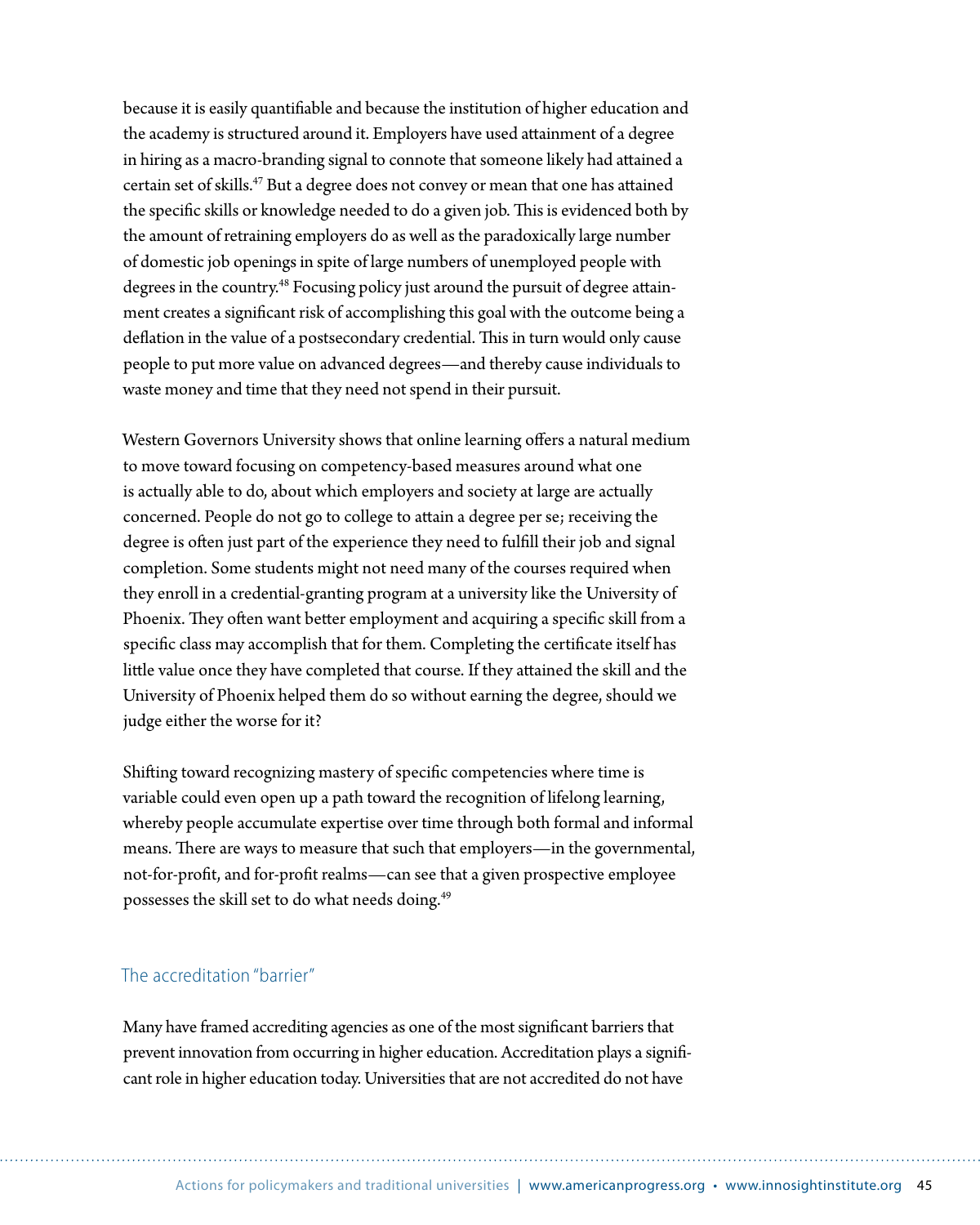because it is easily quantifiable and because the institution of higher education and the academy is structured around it. Employers have used attainment of a degree in hiring as a macro-branding signal to connote that someone likely had attained a certain set of skills.[47] But a degree does not convey or mean that one has attained the specific skills or knowledge needed to do a given job. This is evidenced both by the amount of retraining employers do as well as the paradoxically large number of domestic job openings in spite of large numbers of unemployed people with degrees in the country.[48] Focusing policy just around the pursuit of degree attainment creates a significant risk of accomplishing this goal with the outcome being a deflation in the value of a postsecondary credential. This in turn would only cause people to put more value on advanced degrees—and thereby cause individuals to waste money and time that they need not spend in their pursuit.

Western Governors University shows that online learning offers a natural medium to move toward focusing on competency-based measures around what one is actually able to do, about which employers and society at large are actually concerned. People do not go to college to attain a degree per se; receiving the degree is often just part of the experience they need to fulfill their job and signal completion. Some students might not need many of the courses required when they enroll in a credential-granting program at a university like the University of Phoenix. They often want better employment and acquiring a specific skill from a specific class may accomplish that for them. Completing the certificate itself has little value once they have completed that course. If they attained the skill and the University of Phoenix helped them do so without earning the degree, should we judge either the worse for it?

Shifting toward recognizing mastery of specific competencies where time is variable could even open up a path toward the recognition of lifelong learning, whereby people accumulate expertise over time through both formal and informal means. There are ways to measure that such that employers—in the governmental, not-for-profit, and for-profit realms—can see that a given prospective employee possesses the skill set to do what needs doing.[49]

### The accreditation "barrier"

Many have framed accrediting agencies as one of the most significant barriers that prevent innovation from occurring in higher education. Accreditation plays a significant role in higher education today. Universities that are not accredited do not have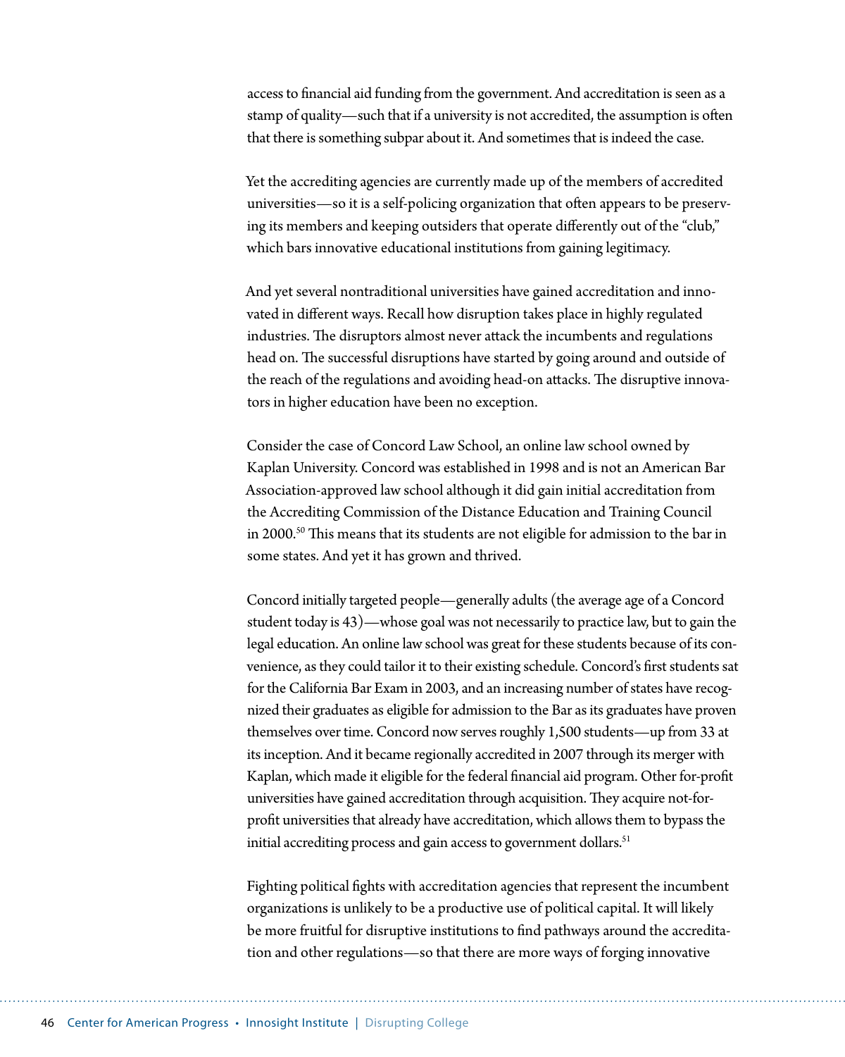access to financial aid funding from the government. And accreditation is seen as a stamp of quality—such that if a university is not accredited, the assumption is often that there is something subpar about it. And sometimes that is indeed the case.

Yet the accrediting agencies are currently made up of the members of accredited universities—so it is a self-policing organization that often appears to be preserving its members and keeping outsiders that operate differently out of the "club," which bars innovative educational institutions from gaining legitimacy.

And yet several nontraditional universities have gained accreditation and innovated in different ways. Recall how disruption takes place in highly regulated industries. The disruptors almost never attack the incumbents and regulations head on. The successful disruptions have started by going around and outside of the reach of the regulations and avoiding head-on attacks. The disruptive innovators in higher education have been no exception.

Consider the case of Concord Law School, an online law school owned by Kaplan University. Concord was established in 1998 and is not an American Bar Association-approved law school although it did gain initial accreditation from the Accrediting Commission of the Distance Education and Training Council in 2000.[50] This means that its students are not eligible for admission to the bar in some states. And yet it has grown and thrived.

Concord initially targeted people—generally adults (the average age of a Concord student today is 43)—whose goal was not necessarily to practice law, but to gain the legal education. An online law school was great for these students because of its convenience, as they could tailor it to their existing schedule. Concord's first students sat for the California Bar Exam in 2003, and an increasing number of states have recognized their graduates as eligible for admission to the Bar as its graduates have proven themselves over time. Concord now serves roughly 1,500 students—up from 33 at its inception. And it became regionally accredited in 2007 through its merger with Kaplan, which made it eligible for the federal financial aid program. Other for-profit universities have gained accreditation through acquisition. They acquire not-for-profit universities that already have accreditation, which allows them to bypass the initial accrediting process and gain access to government dollars.[51]

Fighting political fights with accreditation agencies that represent the incumbent organizations is unlikely to be a productive use of political capital. It will likely be more fruitful for disruptive institutions to find pathways around the accreditation and other regulations—so that there are more ways of forging innovative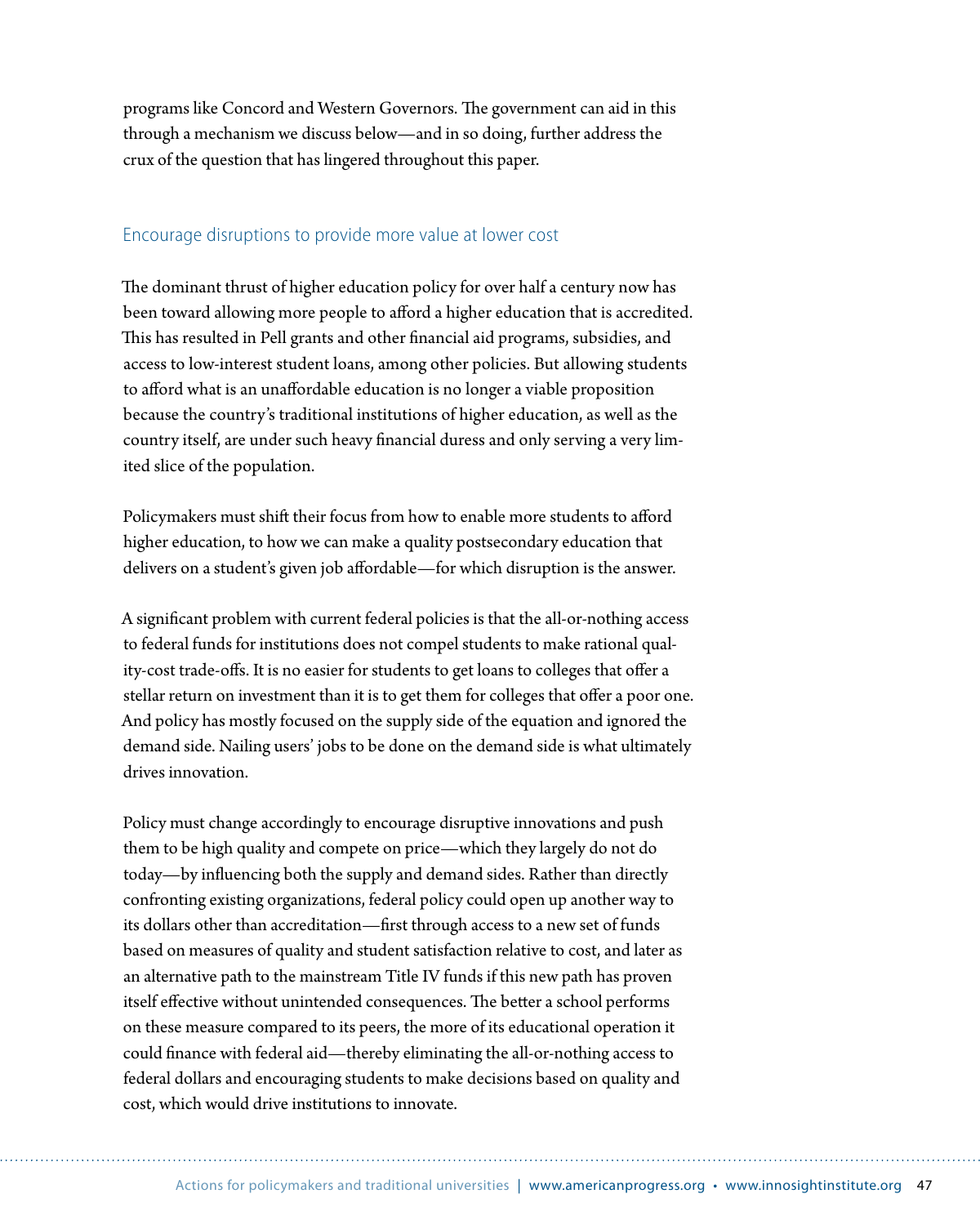programs like Concord and Western Governors. The government can aid in this through a mechanism we discuss below—and in so doing, further address the crux of the question that has lingered throughout this paper.

### Encourage disruptions to provide more value at lower cost

The dominant thrust of higher education policy for over half a century now has been toward allowing more people to afford a higher education that is accredited. This has resulted in Pell grants and other financial aid programs, subsidies, and access to low-interest student loans, among other policies. But allowing students to afford what is an unaffordable education is no longer a viable proposition because the country's traditional institutions of higher education, as well as the country itself, are under such heavy financial duress and only serving a very limited slice of the population.

Policymakers must shift their focus from how to enable more students to afford higher education, to how we can make a quality postsecondary education that delivers on a student's given job affordable—for which disruption is the answer.

A significant problem with current federal policies is that the all-or-nothing access to federal funds for institutions does not compel students to make rational quality-cost trade-offs. It is no easier for students to get loans to colleges that offer a stellar return on investment than it is to get them for colleges that offer a poor one. And policy has mostly focused on the supply side of the equation and ignored the demand side. Nailing users' jobs to be done on the demand side is what ultimately drives innovation.

Policy must change accordingly to encourage disruptive innovations and push them to be high quality and compete on price—which they largely do not do today—by influencing both the supply and demand sides. Rather than directly confronting existing organizations, federal policy could open up another way to its dollars other than accreditation—first through access to a new set of funds based on measures of quality and student satisfaction relative to cost, and later as an alternative path to the mainstream Title IV funds if this new path has proven itself effective without unintended consequences. The better a school performs on these measure compared to its peers, the more of its educational operation it could finance with federal aid—thereby eliminating the all-or-nothing access to federal dollars and encouraging students to make decisions based on quality and cost, which would drive institutions to innovate.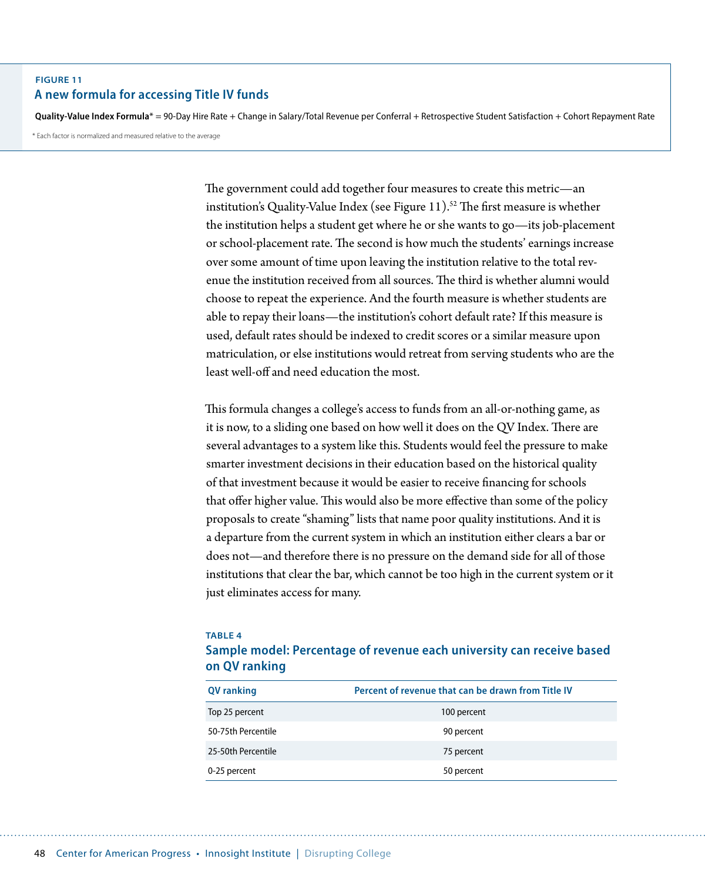**FIGURE 11**

### A new formula for accessing Title IV funds

**Quality-Value Index Formula*** = 90-Day Hire Rate + Change in Salary/Total Revenue per Conferral + Retrospective Student Satisfaction + Cohort Repayment Rate

* Each factor is normalized and measured relative to the average

The government could add together four measures to create this metric—an institution's Quality-Value Index (see Figure 11).[52] The first measure is whether the institution helps a student get where he or she wants to go—its job-placement or school-placement rate. The second is how much the students' earnings increase over some amount of time upon leaving the institution relative to the total revenue the institution received from all sources. The third is whether alumni would choose to repeat the experience. And the fourth measure is whether students are able to repay their loans—the institution's cohort default rate? If this measure is used, default rates should be indexed to credit scores or a similar measure upon matriculation, or else institutions would retreat from serving students who are the least well-off and need education the most.

This formula changes a college's access to funds from an all-or-nothing game, as it is now, to a sliding one based on how well it does on the QV Index. There are several advantages to a system like this. Students would feel the pressure to make smarter investment decisions in their education based on the historical quality of that investment because it would be easier to receive financing for schools that offer higher value. This would also be more effective than some of the policy proposals to create "shaming" lists that name poor quality institutions. And it is a departure from the current system in which an institution either clears a bar or does not—and therefore there is no pressure on the demand side for all of those institutions that clear the bar, which cannot be too high in the current system or it just eliminates access for many.

**TABLE 4**

### Sample model: Percentage of revenue each university can receive based on QV ranking

| QV ranking | Percent of revenue that can be drawn from Title IV |
|---|---|
| Top 25 percent | 100 percent |
| 50-75th Percentile | 90 percent |
| 25-50th Percentile | 75 percent |
| 0-25 percent | 50 percent |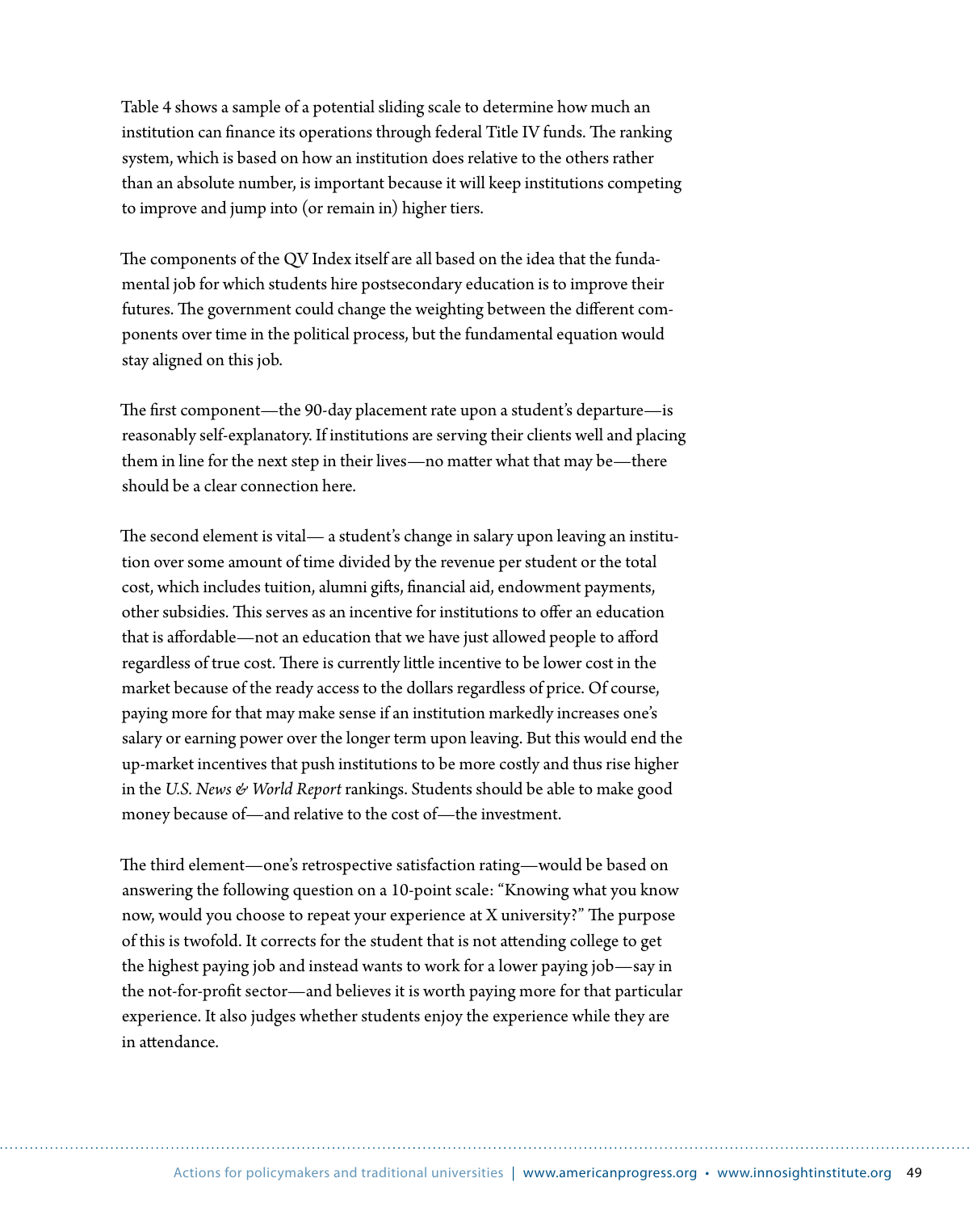Table 4 shows a sample of a potential sliding scale to determine how much an institution can finance its operations through federal Title IV funds. The ranking system, which is based on how an institution does relative to the others rather than an absolute number, is important because it will keep institutions competing to improve and jump into (or remain in) higher tiers.

The components of the QV Index itself are all based on the idea that the fundamental job for which students hire postsecondary education is to improve their futures. The government could change the weighting between the different components over time in the political process, but the fundamental equation would stay aligned on this job.

The first component—the 90-day placement rate upon a student's departure—is reasonably self-explanatory. If institutions are serving their clients well and placing them in line for the next step in their lives—no matter what that may be—there should be a clear connection here.

The second element is vital— a student's change in salary upon leaving an institution over some amount of time divided by the revenue per student or the total cost, which includes tuition, alumni gifts, financial aid, endowment payments, other subsidies. This serves as an incentive for institutions to offer an education that is affordable—not an education that we have just allowed people to afford regardless of true cost. There is currently little incentive to be lower cost in the market because of the ready access to the dollars regardless of price. Of course, paying more for that may make sense if an institution markedly increases one's salary or earning power over the longer term upon leaving. But this would end the up-market incentives that push institutions to be more costly and thus rise higher in the *U.S. News & World Report* rankings. Students should be able to make good money because of—and relative to the cost of—the investment.

The third element—one's retrospective satisfaction rating—would be based on answering the following question on a 10-point scale: "Knowing what you know now, would you choose to repeat your experience at X university?" The purpose of this is twofold. It corrects for the student that is not attending college to get the highest paying job and instead wants to work for a lower paying job—say in the not-for-profit sector—and believes it is worth paying more for that particular experience. It also judges whether students enjoy the experience while they are in attendance.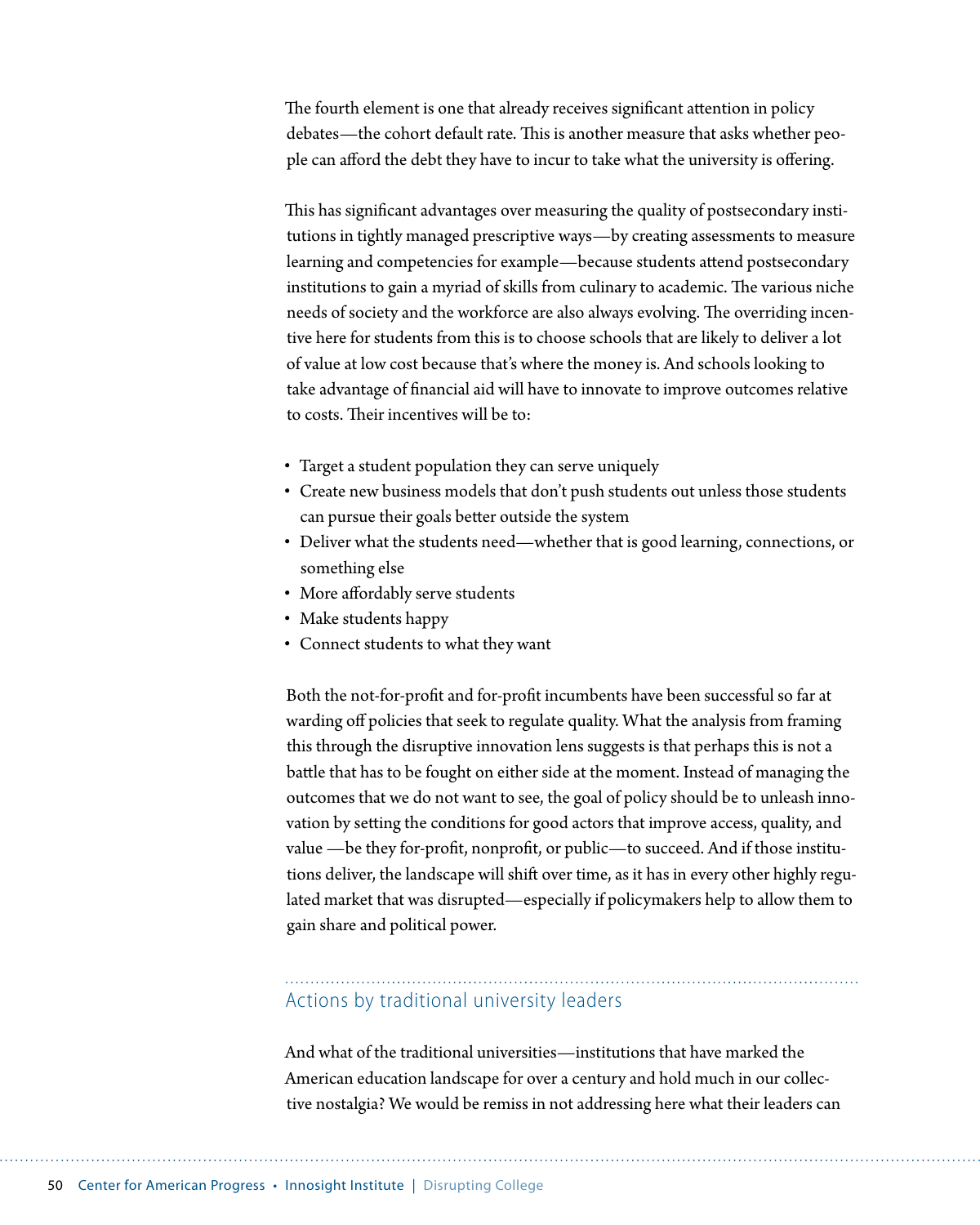The fourth element is one that already receives significant attention in policy debates—the cohort default rate. This is another measure that asks whether people can afford the debt they have to incur to take what the university is offering.

This has significant advantages over measuring the quality of postsecondary institutions in tightly managed prescriptive ways—by creating assessments to measure learning and competencies for example—because students attend postsecondary institutions to gain a myriad of skills from culinary to academic. The various niche needs of society and the workforce are also always evolving. The overriding incentive here for students from this is to choose schools that are likely to deliver a lot of value at low cost because that's where the money is. And schools looking to take advantage of financial aid will have to innovate to improve outcomes relative to costs. Their incentives will be to:

- Target a student population they can serve uniquely
- Create new business models that don't push students out unless those students can pursue their goals better outside the system
- Deliver what the students need—whether that is good learning, connections, or something else
- More affordably serve students
- Make students happy
- Connect students to what they want

Both the not-for-profit and for-profit incumbents have been successful so far at warding off policies that seek to regulate quality. What the analysis from framing this through the disruptive innovation lens suggests is that perhaps this is not a battle that has to be fought on either side at the moment. Instead of managing the outcomes that we do not want to see, the goal of policy should be to unleash innovation by setting the conditions for good actors that improve access, quality, and value —be they for-profit, nonprofit, or public—to succeed. And if those institutions deliver, the landscape will shift over time, as it has in every other highly regulated market that was disrupted—especially if policymakers help to allow them to gain share and political power.

## Actions by traditional university leaders

And what of the traditional universities—institutions that have marked the American education landscape for over a century and hold much in our collective nostalgia? We would be remiss in not addressing here what their leaders can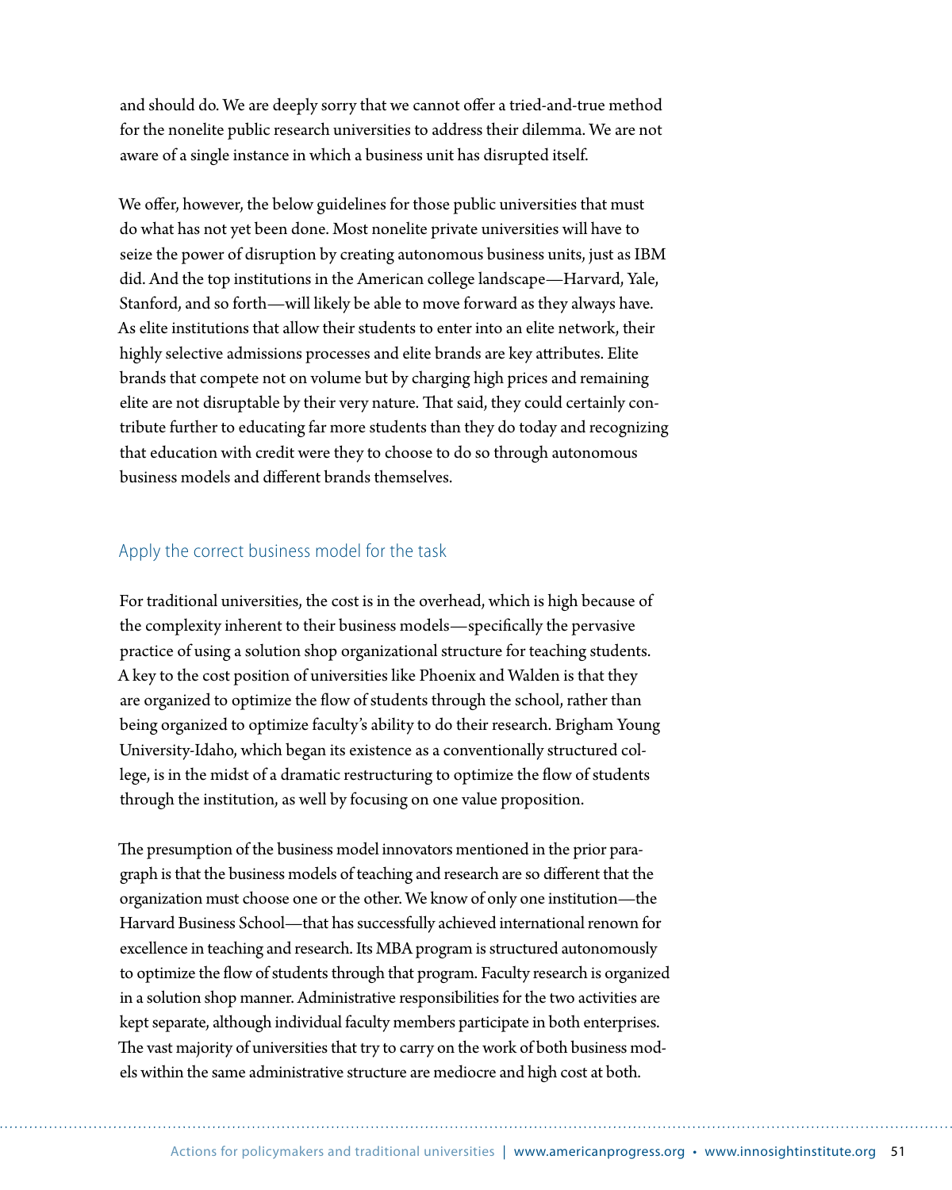and should do. We are deeply sorry that we cannot offer a tried-and-true method for the nonelite public research universities to address their dilemma. We are not aware of a single instance in which a business unit has disrupted itself.

We offer, however, the below guidelines for those public universities that must do what has not yet been done. Most nonelite private universities will have to seize the power of disruption by creating autonomous business units, just as IBM did. And the top institutions in the American college landscape—Harvard, Yale, Stanford, and so forth—will likely be able to move forward as they always have. As elite institutions that allow their students to enter into an elite network, their highly selective admissions processes and elite brands are key attributes. Elite brands that compete not on volume but by charging high prices and remaining elite are not disruptable by their very nature. That said, they could certainly contribute further to educating far more students than they do today and recognizing that education with credit were they to choose to do so through autonomous business models and different brands themselves.

### Apply the correct business model for the task

For traditional universities, the cost is in the overhead, which is high because of the complexity inherent to their business models—specifically the pervasive practice of using a solution shop organizational structure for teaching students. A key to the cost position of universities like Phoenix and Walden is that they are organized to optimize the flow of students through the school, rather than being organized to optimize faculty's ability to do their research. Brigham Young University-Idaho, which began its existence as a conventionally structured college, is in the midst of a dramatic restructuring to optimize the flow of students through the institution, as well by focusing on one value proposition.

The presumption of the business model innovators mentioned in the prior paragraph is that the business models of teaching and research are so different that the organization must choose one or the other. We know of only one institution—the Harvard Business School—that has successfully achieved international renown for excellence in teaching and research. Its MBA program is structured autonomously to optimize the flow of students through that program. Faculty research is organized in a solution shop manner. Administrative responsibilities for the two activities are kept separate, although individual faculty members participate in both enterprises. The vast majority of universities that try to carry on the work of both business models within the same administrative structure are mediocre and high cost at both.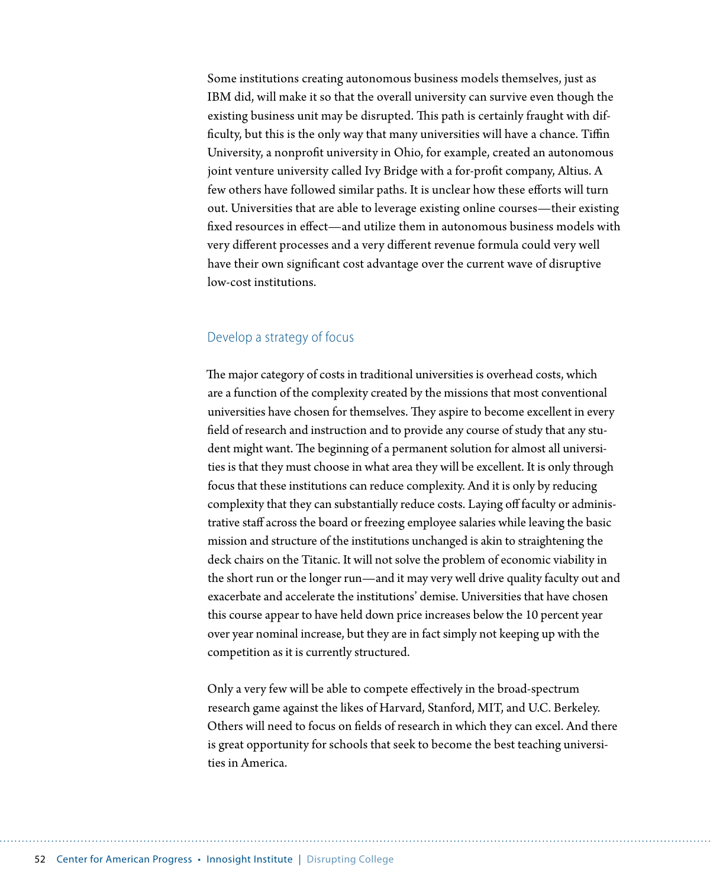Some institutions creating autonomous business models themselves, just as IBM did, will make it so that the overall university can survive even though the existing business unit may be disrupted. This path is certainly fraught with difficulty, but this is the only way that many universities will have a chance. Tiffin University, a nonprofit university in Ohio, for example, created an autonomous joint venture university called Ivy Bridge with a for-profit company, Altius. A few others have followed similar paths. It is unclear how these efforts will turn out. Universities that are able to leverage existing online courses—their existing fixed resources in effect—and utilize them in autonomous business models with very different processes and a very different revenue formula could very well have their own significant cost advantage over the current wave of disruptive low-cost institutions.

### Develop a strategy of focus

The major category of costs in traditional universities is overhead costs, which are a function of the complexity created by the missions that most conventional universities have chosen for themselves. They aspire to become excellent in every field of research and instruction and to provide any course of study that any student might want. The beginning of a permanent solution for almost all universities is that they must choose in what area they will be excellent. It is only through focus that these institutions can reduce complexity. And it is only by reducing complexity that they can substantially reduce costs. Laying off faculty or administrative staff across the board or freezing employee salaries while leaving the basic mission and structure of the institutions unchanged is akin to straightening the deck chairs on the Titanic. It will not solve the problem of economic viability in the short run or the longer run—and it may very well drive quality faculty out and exacerbate and accelerate the institutions' demise. Universities that have chosen this course appear to have held down price increases below the 10 percent year over year nominal increase, but they are in fact simply not keeping up with the competition as it is currently structured.

Only a very few will be able to compete effectively in the broad-spectrum research game against the likes of Harvard, Stanford, MIT, and U.C. Berkeley. Others will need to focus on fields of research in which they can excel. And there is great opportunity for schools that seek to become the best teaching universities in America.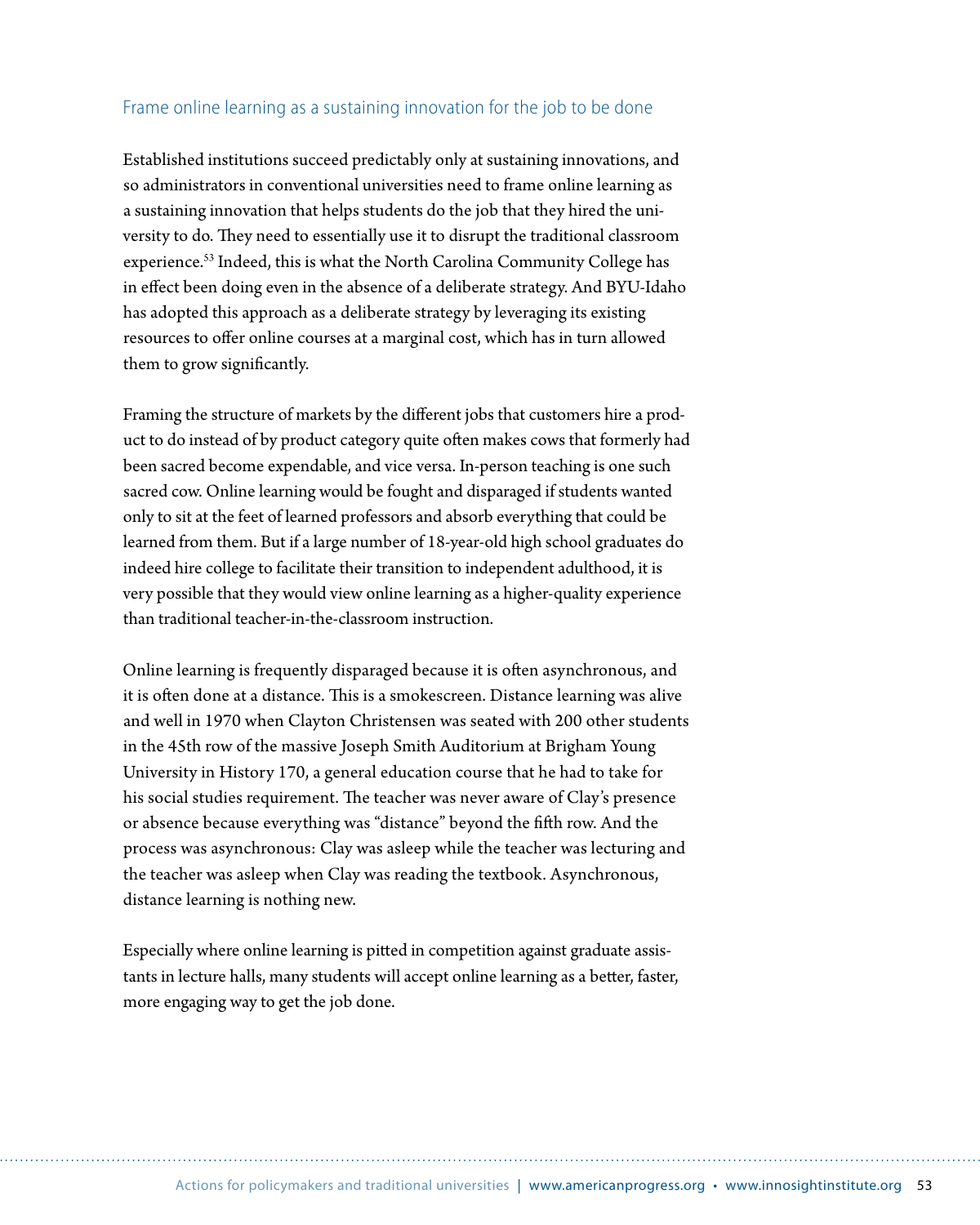### Frame online learning as a sustaining innovation for the job to be done

Established institutions succeed predictably only at sustaining innovations, and so administrators in conventional universities need to frame online learning as a sustaining innovation that helps students do the job that they hired the university to do. They need to essentially use it to disrupt the traditional classroom experience.[53] Indeed, this is what the North Carolina Community College has in effect been doing even in the absence of a deliberate strategy. And BYU-Idaho has adopted this approach as a deliberate strategy by leveraging its existing resources to offer online courses at a marginal cost, which has in turn allowed them to grow significantly.

Framing the structure of markets by the different jobs that customers hire a product to do instead of by product category quite often makes cows that formerly had been sacred become expendable, and vice versa. In-person teaching is one such sacred cow. Online learning would be fought and disparaged if students wanted only to sit at the feet of learned professors and absorb everything that could be learned from them. But if a large number of 18-year-old high school graduates do indeed hire college to facilitate their transition to independent adulthood, it is very possible that they would view online learning as a higher-quality experience than traditional teacher-in-the-classroom instruction.

Online learning is frequently disparaged because it is often asynchronous, and it is often done at a distance. This is a smokescreen. Distance learning was alive and well in 1970 when Clayton Christensen was seated with 200 other students in the 45th row of the massive Joseph Smith Auditorium at Brigham Young University in History 170, a general education course that he had to take for his social studies requirement. The teacher was never aware of Clay's presence or absence because everything was "distance" beyond the fifth row. And the process was asynchronous: Clay was asleep while the teacher was lecturing and the teacher was asleep when Clay was reading the textbook. Asynchronous, distance learning is nothing new.

Especially where online learning is pitted in competition against graduate assistants in lecture halls, many students will accept online learning as a better, faster, more engaging way to get the job done.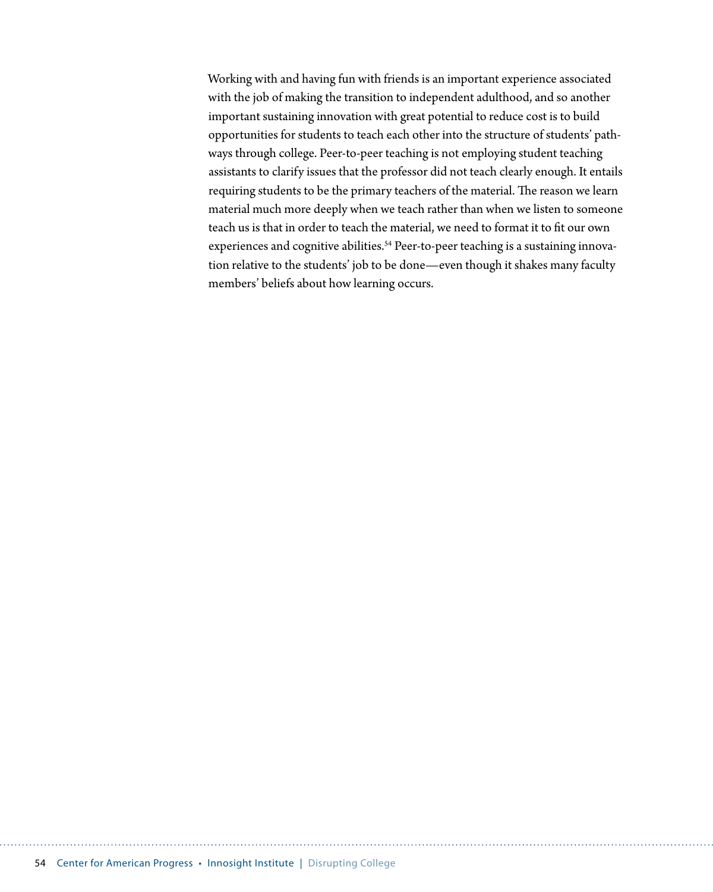Working with and having fun with friends is an important experience associated with the job of making the transition to independent adulthood, and so another important sustaining innovation with great potential to reduce cost is to build opportunities for students to teach each other into the structure of students' pathways through college. Peer-to-peer teaching is not employing student teaching assistants to clarify issues that the professor did not teach clearly enough. It entails requiring students to be the primary teachers of the material. The reason we learn material much more deeply when we teach rather than when we listen to someone teach us is that in order to teach the material, we need to format it to fit our own experiences and cognitive abilities.[54] Peer-to-peer teaching is a sustaining innovation relative to the students' job to be done—even though it shakes many faculty members' beliefs about how learning occurs.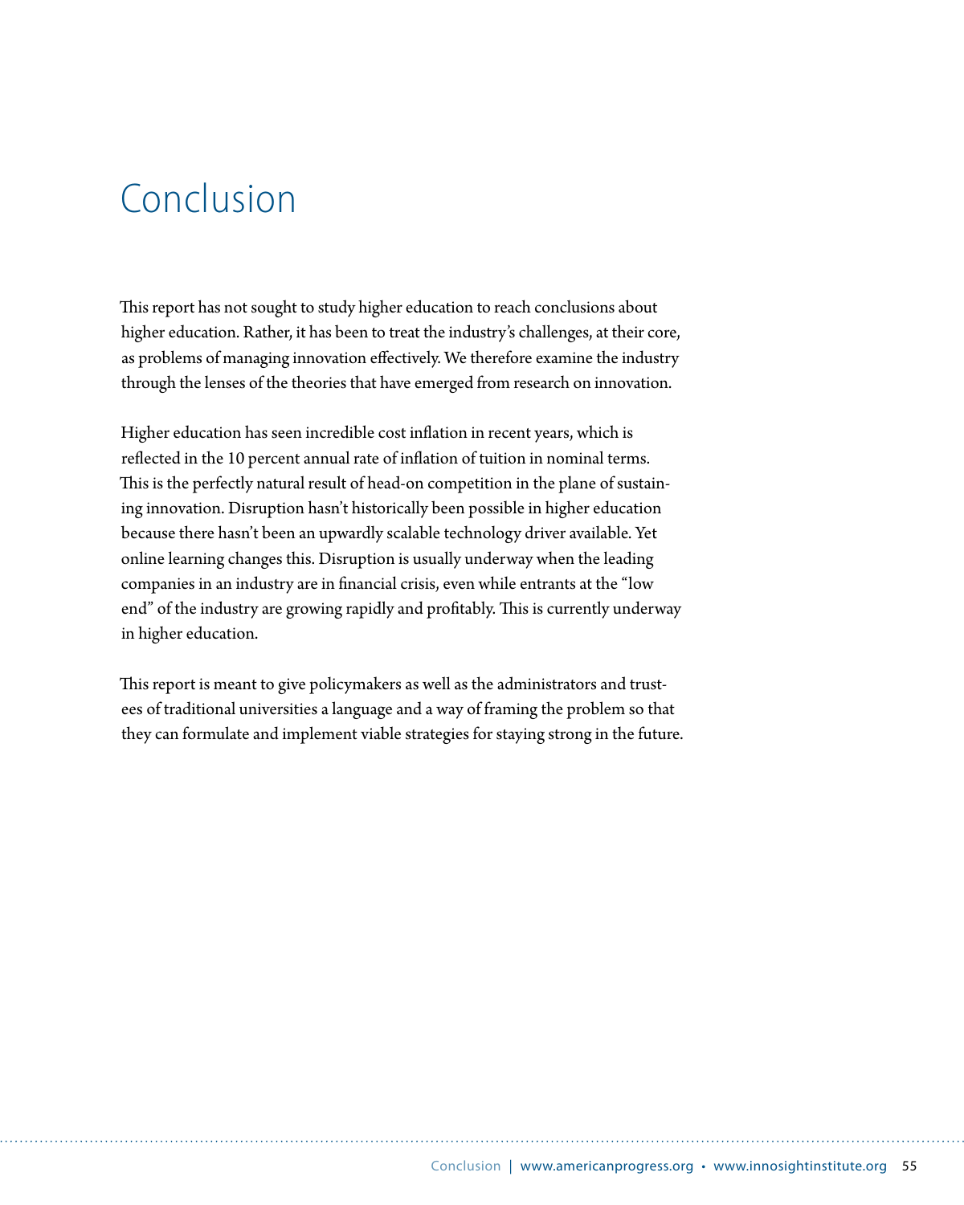# Conclusion

This report has not sought to study higher education to reach conclusions about higher education. Rather, it has been to treat the industry's challenges, at their core, as problems of managing innovation effectively. We therefore examine the industry through the lenses of the theories that have emerged from research on innovation.

Higher education has seen incredible cost inflation in recent years, which is reflected in the 10 percent annual rate of inflation of tuition in nominal terms. This is the perfectly natural result of head-on competition in the plane of sustaining innovation. Disruption hasn't historically been possible in higher education because there hasn't been an upwardly scalable technology driver available. Yet online learning changes this. Disruption is usually underway when the leading companies in an industry are in financial crisis, even while entrants at the "low end" of the industry are growing rapidly and profitably. This is currently underway in higher education.

This report is meant to give policymakers as well as the administrators and trustees of traditional universities a language and a way of framing the problem so that they can formulate and implement viable strategies for staying strong in the future.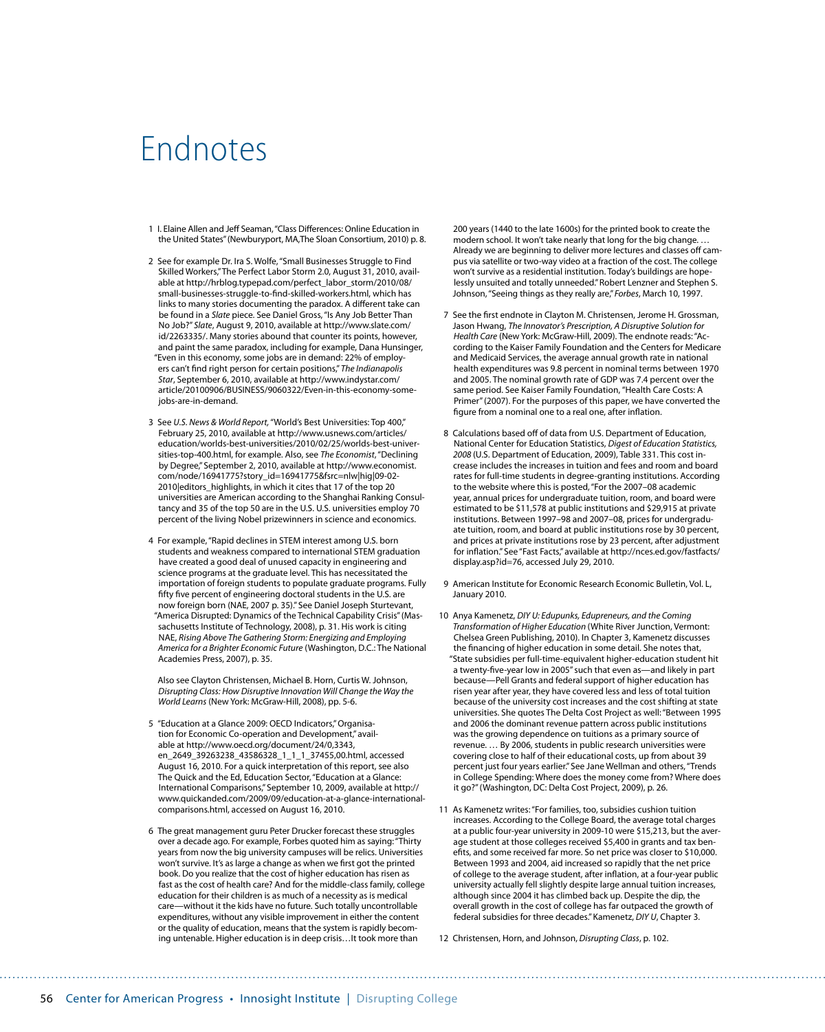# Endnotes

1 I. Elaine Allen and Jeff Seaman, "Class Differences: Online Education in the United States" (Newburyport, MA,The Sloan Consortium, 2010) p. 8.

2 See for example Dr. Ira S. Wolfe, "Small Businesses Struggle to Find Skilled Workers," The Perfect Labor Storm 2.0, August 31, 2010, available at http://hrblog.typepad.com/perfect_labor_storm/2010/08/small-businesses-struggle-to-find-skilled-workers.html, which has links to many stories documenting the paradox. A different take can be found in a *Slate* piece. See Daniel Gross, "Is Any Job Better Than No Job?" *Slate*, August 9, 2010, available at http://www.slate.com/id/2263335/. Many stories abound that counter its points, however, and paint the same paradox, including for example, Dana Hunsinger, "Even in this economy, some jobs are in demand: 22% of employers can't find right person for certain positions," *The Indianapolis Star*, September 6, 2010, available at http://www.indystar.com/article/20100906/BUSINESS/9060322/Even-in-this-economy-some-jobs-are-in-demand.

3 See *U.S. News & World Report*, "World's Best Universities: Top 400," February 25, 2010, available at http://www.usnews.com/articles/education/worlds-best-universities/2010/02/25/worlds-best-universities-top-400.html, for example. Also, see *The Economist*, "Declining by Degree," September 2, 2010, available at http://www.economist.com/node/16941775?story_id=16941775&fsrc=nlw|hig|09-02-2010|editors_highlights, in which it cites that 17 of the top 20 universities are American according to the Shanghai Ranking Consultancy and 35 of the top 50 are in the U.S. U.S. universities employ 70 percent of the living Nobel prizewinners in science and economics.

4 For example, "Rapid declines in STEM interest among U.S. born students and weakness compared to international STEM graduation have created a good deal of unused capacity in engineering and science programs at the graduate level. This has necessitated the importation of foreign students to populate graduate programs. Fully fifty five percent of engineering doctoral students in the U.S. are now foreign born (NAE, 2007 p. 35)." See Daniel Joseph Sturtevant, "America Disrupted: Dynamics of the Technical Capability Crisis" (Massachusetts Institute of Technology, 2008), p. 31. His work is citing NAE, *Rising Above The Gathering Storm: Energizing and Employing America for a Brighter Economic Future* (Washington, D.C.: The National Academies Press, 2007), p. 35.

Also see Clayton Christensen, Michael B. Horn, Curtis W. Johnson, *Disrupting Class: How Disruptive Innovation Will Change the Way the World Learns* (New York: McGraw-Hill, 2008), pp. 5-6.

5 "Education at a Glance 2009: OECD Indicators," Organisation for Economic Co-operation and Development," available at http://www.oecd.org/document/24/0,3343,en_2649_39263238_43586328_1_1_1_37455,00.html, accessed August 16, 2010. For a quick interpretation of this report, see also The Quick and the Ed, Education Sector, "Education at a Glance: International Comparisons," September 10, 2009, available at http://www.quickanded.com/2009/09/education-at-a-glance-international-comparisons.html, accessed on August 16, 2010.

6 The great management guru Peter Drucker forecast these struggles over a decade ago. For example, Forbes quoted him as saying: "Thirty years from now the big university campuses will be relics. Universities won't survive. It's as large a change as when we first got the printed book. Do you realize that the cost of higher education has risen as fast as the cost of health care? And for the middle-class family, college education for their children is as much of a necessity as is medical care—without it the kids have no future. Such totally uncontrollable expenditures, without any visible improvement in either the content or the quality of education, means that the system is rapidly becoming untenable. Higher education is in deep crisis…It took more than 200 years (1440 to the late 1600s) for the printed book to create the modern school. It won't take nearly that long for the big change. … Already we are beginning to deliver more lectures and classes off campus via satellite or two-way video at a fraction of the cost. The college won't survive as a residential institution. Today's buildings are hopelessly unsuited and totally unneeded." Robert Lenzner and Stephen S. Johnson, "Seeing things as they really are," *Forbes*, March 10, 1997.

7 See the first endnote in Clayton M. Christensen, Jerome H. Grossman, Jason Hwang, *The Innovator's Prescription, A Disruptive Solution for Health Care* (New York: McGraw-Hill, 2009). The endnote reads: "According to the Kaiser Family Foundation and the Centers for Medicare and Medicaid Services, the average annual growth rate in national health expenditures was 9.8 percent in nominal terms between 1970 and 2005. The nominal growth rate of GDP was 7.4 percent over the same period. See Kaiser Family Foundation, "Health Care Costs: A Primer" (2007). For the purposes of this paper, we have converted the figure from a nominal one to a real one, after inflation.

8 Calculations based off of data from U.S. Department of Education, National Center for Education Statistics, *Digest of Education Statistics, 2008* (U.S. Department of Education, 2009), Table 331. This cost increase includes the increases in tuition and fees and room and board rates for full-time students in degree-granting institutions. According to the website where this is posted, "For the 2007–08 academic year, annual prices for undergraduate tuition, room, and board were estimated to be $11,578 at public institutions and $29,915 at private institutions. Between 1997–98 and 2007–08, prices for undergraduate tuition, room, and board at public institutions rose by 30 percent, and prices at private institutions rose by 23 percent, after adjustment for inflation." See "Fast Facts," available at http://nces.ed.gov/fastfacts/display.asp?id=76, accessed July 29, 2010.

9 American Institute for Economic Research Economic Bulletin, Vol. L, January 2010.

10 Anya Kamenetz, *DIY U: Edupunks, Edupreneurs, and the Coming Transformation of Higher Education* (White River Junction, Vermont: Chelsea Green Publishing, 2010). In Chapter 3, Kamenetz discusses the financing of higher education in some detail. She notes that, "State subsidies per full-time-equivalent higher-education student hit a twenty-five-year low in 2005" such that even as—and likely in part because—Pell Grants and federal support of higher education has risen year after year, they have covered less and less of total tuition because of the university cost increases and the cost shifting at state universities. She quotes The Delta Cost Project as well: "Between 1995 and 2006 the dominant revenue pattern across public institutions was the growing dependence on tuitions as a primary source of revenue. … By 2006, students in public research universities were covering close to half of their educational costs, up from about 39 percent just four years earlier." See Jane Wellman and others, "Trends in College Spending: Where does the money come from? Where does it go?" (Washington, DC: Delta Cost Project, 2009), p. 26.

11 As Kamenetz writes: "For families, too, subsidies cushion tuition increases. According to the College Board, the average total charges at a public four-year university in 2009-10 were $15,213, but the average student at those colleges received $5,400 in grants and tax benefits, and some received far more. So net price was closer to $10,000. Between 1993 and 2004, aid increased so rapidly that the net price of college to the average student, after inflation, at a four-year public university actually fell slightly despite large annual tuition increases, although since 2004 it has climbed back up. Despite the dip, the overall growth in the cost of college has far outpaced the growth of federal subsidies for three decades." Kamenetz, *DIY U*, Chapter 3.

12 Christensen, Horn, and Johnson, *Disrupting Class*, p. 102.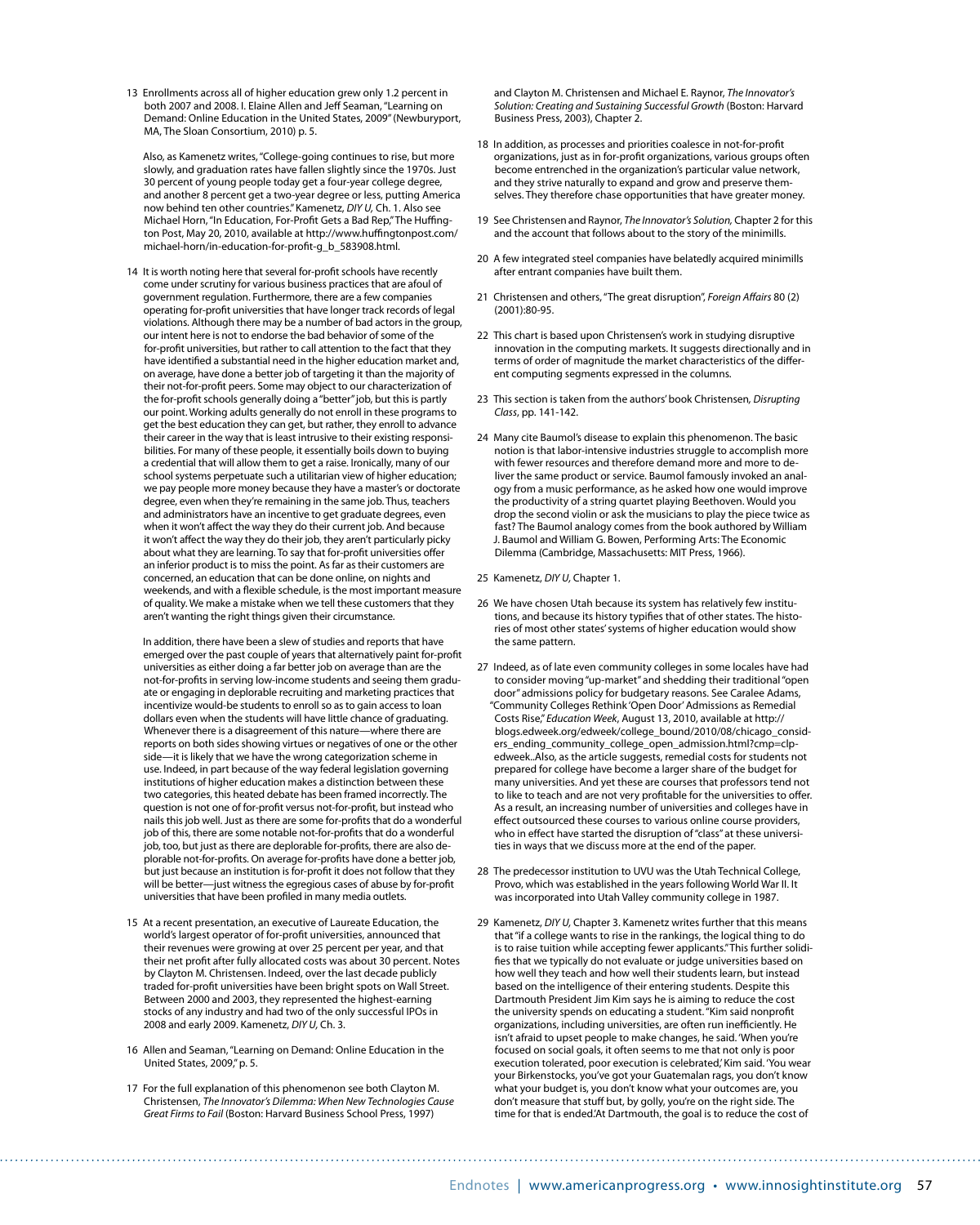13 Enrollments across all of higher education grew only 1.2 percent in both 2007 and 2008. I. Elaine Allen and Jeff Seaman, "Learning on Demand: Online Education in the United States, 2009" (Newburyport, MA, The Sloan Consortium, 2010) p. 5.

Also, as Kamenetz writes, "College-going continues to rise, but more slowly, and graduation rates have fallen slightly since the 1970s. Just 30 percent of young people today get a four-year college degree, and another 8 percent get a two-year degree or less, putting America now behind ten other countries." Kamenetz, *DIY U*, Ch. 1. Also see Michael Horn, "In Education, For-Profit Gets a Bad Rep," The Huffington Post, May 20, 2010, available at http://www.huffingtonpost.com/michael-horn/in-education-for-profit-g_b_583908.html.

14 It is worth noting here that several for-profit schools have recently come under scrutiny for various business practices that are afoul of government regulation. Furthermore, there are a few companies operating for-profit universities that have longer track records of legal violations. Although there may be a number of bad actors in the group, our intent here is not to endorse the bad behavior of some of the for-profit universities, but rather to call attention to the fact that they have identified a substantial need in the higher education market and, on average, have done a better job of targeting it than the majority of their not-for-profit peers. Some may object to our characterization of the for-profit schools generally doing a "better" job, but this is partly our point. Working adults generally do not enroll in these programs to get the best education they can get, but rather, they enroll to advance their career in the way that is least intrusive to their existing responsibilities. For many of these people, it essentially boils down to buying a credential that will allow them to get a raise. Ironically, many of our school systems perpetuate such a utilitarian view of higher education; we pay people more money because they have a master's or doctorate degree, even when they're remaining in the same job. Thus, teachers and administrators have an incentive to get graduate degrees, even when it won't affect the way they do their current job. And because it won't affect the way they do their job, they aren't particularly picky about what they are learning. To say that for-profit universities offer an inferior product is to miss the point. As far as their customers are concerned, an education that can be done online, on nights and weekends, and with a flexible schedule, is the most important measure of quality. We make a mistake when we tell these customers that they aren't wanting the right things given their circumstance.

In addition, there have been a slew of studies and reports that have emerged over the past couple of years that alternatively paint for-profit universities as either doing a far better job on average than are the not-for-profits in serving low-income students and seeing them graduate or engaging in deplorable recruiting and marketing practices that incentivize would-be students to enroll so as to gain access to loan dollars even when the students will have little chance of graduating. Whenever there is a disagreement of this nature—where there are reports on both sides showing virtues or negatives of one or the other side—it is likely that we have the wrong categorization scheme in use. Indeed, in part because of the way federal legislation governing institutions of higher education makes a distinction between these two categories, this heated debate has been framed incorrectly. The question is not one of for-profit versus not-for-profit, but instead who nails this job well. Just as there are some for-profits that do a wonderful job of this, there are some notable not-for-profits that do a wonderful job, too, but just as there are deplorable for-profits, there are also deplorable not-for-profits. On average for-profits have done a better job, but just because an institution is for-profit it does not follow that they will be better—just witness the egregious cases of abuse by for-profit universities that have been profiled in many media outlets.

15 At a recent presentation, an executive of Laureate Education, the world's largest operator of for-profit universities, announced that their revenues were growing at over 25 percent per year, and that their net profit after fully allocated costs was about 30 percent. Notes by Clayton M. Christensen. Indeed, over the last decade publicly traded for-profit universities have been bright spots on Wall Street. Between 2000 and 2003, they represented the highest-earning stocks of any industry and had two of the only successful IPOs in 2008 and early 2009. Kamenetz, *DIY U*, Ch. 3.

16 Allen and Seaman, "Learning on Demand: Online Education in the United States, 2009," p. 5.

17 For the full explanation of this phenomenon see both Clayton M. Christensen, *The Innovator's Dilemma: When New Technologies Cause Great Firms to Fail* (Boston: Harvard Business School Press, 1997) and Clayton M. Christensen and Michael E. Raynor, *The Innovator's Solution: Creating and Sustaining Successful Growth* (Boston: Harvard Business Press, 2003), Chapter 2.

18 In addition, as processes and priorities coalesce in not-for-profit organizations, just as in for-profit organizations, various groups often become entrenched in the organization's particular value network, and they strive naturally to expand and grow and preserve themselves. They therefore chase opportunities that have greater money.

19 See Christensen and Raynor, *The Innovator's Solution,* Chapter 2 for this and the account that follows about to the story of the minimills.

20 A few integrated steel companies have belatedly acquired minimills after entrant companies have built them.

21 Christensen and others, "The great disruption", *Foreign Affairs* 80 (2) (2001):80-95.

22 This chart is based upon Christensen's work in studying disruptive innovation in the computing markets. It suggests directionally and in terms of order of magnitude the market characteristics of the different computing segments expressed in the columns.

23 This section is taken from the authors' book Christensen, *Disrupting Class*, pp. 141-142.

24 Many cite Baumol's disease to explain this phenomenon. The basic notion is that labor-intensive industries struggle to accomplish more with fewer resources and therefore demand more and more to deliver the same product or service. Baumol famously invoked an analogy from a music performance, as he asked how one would improve the productivity of a string quartet playing Beethoven. Would you drop the second violin or ask the musicians to play the piece twice as fast? The Baumol analogy comes from the book authored by William J. Baumol and William G. Bowen, Performing Arts: The Economic Dilemma (Cambridge, Massachusetts: MIT Press, 1966).

25 Kamenetz, *DIY U,* Chapter 1.

26 We have chosen Utah because its system has relatively few institutions, and because its history typifies that of other states. The histories of most other states' systems of higher education would show the same pattern.

27 Indeed, as of late even community colleges in some locales have had to consider moving "up-market" and shedding their traditional "open door" admissions policy for budgetary reasons. See Caralee Adams, "Community Colleges Rethink 'Open Door' Admissions as Remedial Costs Rise," *Education Week*, August 13, 2010, available at http://blogs.edweek.org/edweek/college_bound/2010/08/chicago_considers_ending_community_college_open_admission.html?cmp=clp-edweek..Also, as the article suggests, remedial costs for students not prepared for college have become a larger share of the budget for many universities. And yet these are courses that professors tend not to like to teach and are not very profitable for the universities to offer. As a result, an increasing number of universities and colleges have in effect outsourced these courses to various online course providers, who in effect have started the disruption of "class" at these universities in ways that we discuss more at the end of the paper.

28 The predecessor institution to UVU was the Utah Technical College, Provo, which was established in the years following World War II. It was incorporated into Utah Valley community college in 1987.

29 Kamenetz, *DIY U,* Chapter 3. Kamenetz writes further that this means that "if a college wants to rise in the rankings, the logical thing to do is to raise tuition while accepting fewer applicants." This further solidifies that we typically do not evaluate or judge universities based on how well they teach and how well their students learn, but instead based on the intelligence of their entering students. Despite this Dartmouth President Jim Kim says he is aiming to reduce the cost the university spends on educating a student. "Kim said nonprofit organizations, including universities, are often run inefficiently. He isn't afraid to upset people to make changes, he said. 'When you're focused on social goals, it often seems to me that not only is poor execution tolerated, poor execution is celebrated,' Kim said. 'You wear your Birkenstocks, you've got your Guatemalan rags, you don't know what your budget is, you don't know what your outcomes are, you don't measure that stuff but, by golly, you're on the right side. The time for that is ended.'At Dartmouth, the goal is to reduce the cost of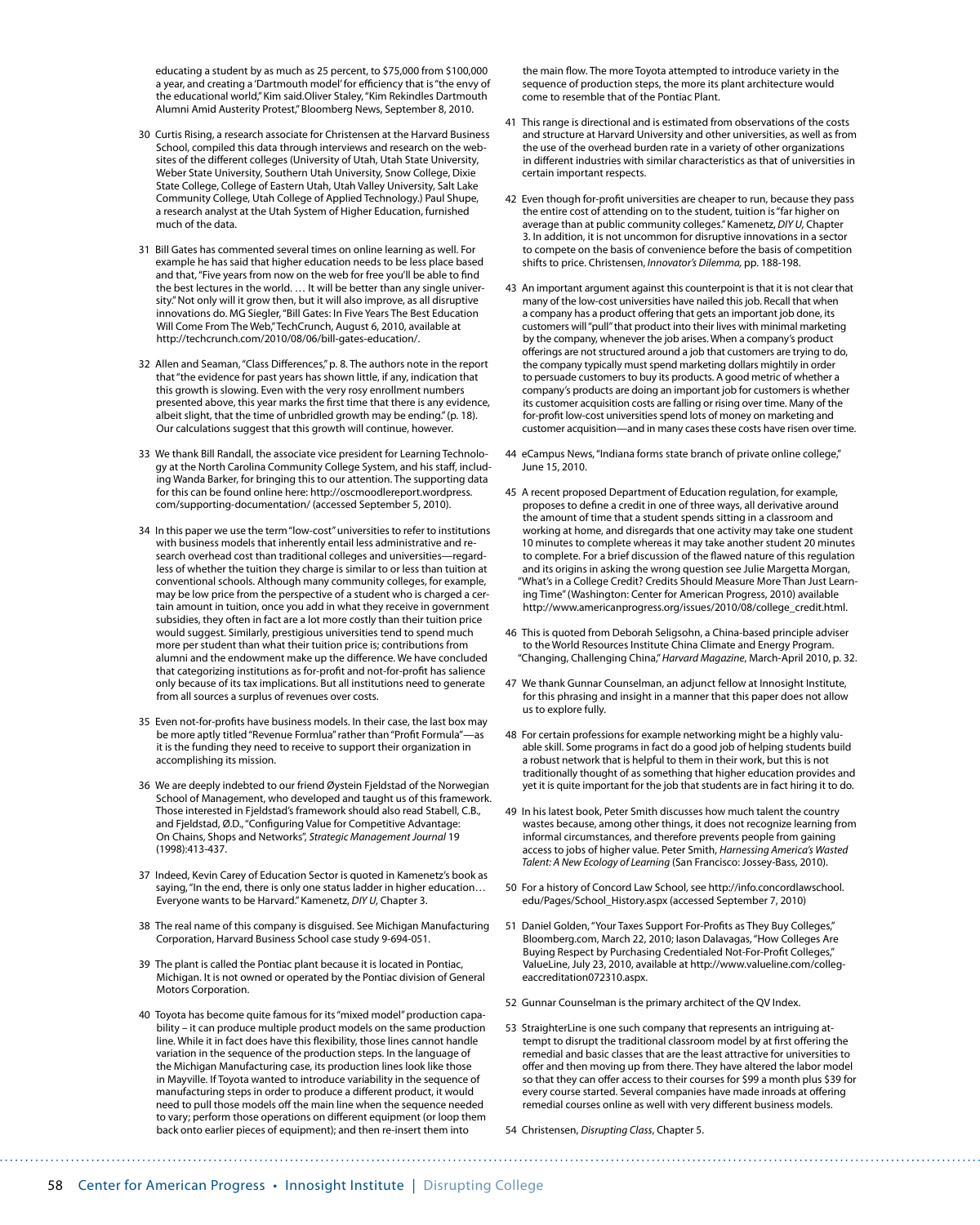educating a student by as much as 25 percent, to $75,000 from $100,000 a year, and creating a 'Dartmouth model' for efficiency that is "the envy of the educational world," Kim said.Oliver Staley, "Kim Rekindles Dartmouth Alumni Amid Austerity Protest," Bloomberg News, September 8, 2010.

30 Curtis Rising, a research associate for Christensen at the Harvard Business School, compiled this data through interviews and research on the websites of the different colleges (University of Utah, Utah State University, Weber State University, Southern Utah University, Snow College, Dixie State College, College of Eastern Utah, Utah Valley University, Salt Lake Community College, Utah College of Applied Technology.) Paul Shupe, a research analyst at the Utah System of Higher Education, furnished much of the data.

31 Bill Gates has commented several times on online learning as well. For example he has said that higher education needs to be less place based and that, "Five years from now on the web for free you'll be able to find the best lectures in the world. … It will be better than any single university." Not only will it grow then, but it will also improve, as all disruptive innovations do. MG Siegler, "Bill Gates: In Five Years The Best Education Will Come From The Web," TechCrunch, August 6, 2010, available at http://techcrunch.com/2010/08/06/bill-gates-education/.

32 Allen and Seaman, "Class Differences," p. 8. The authors note in the report that "the evidence for past years has shown little, if any, indication that this growth is slowing. Even with the very rosy enrollment numbers presented above, this year marks the first time that there is any evidence, albeit slight, that the time of unbridled growth may be ending." (p. 18). Our calculations suggest that this growth will continue, however.

33 We thank Bill Randall, the associate vice president for Learning Technology at the North Carolina Community College System, and his staff, including Wanda Barker, for bringing this to our attention. The supporting data for this can be found online here: http://oscmoodlereport.wordpress.com/supporting-documentation/ (accessed September 5, 2010).

34 In this paper we use the term "low-cost" universities to refer to institutions with business models that inherently entail less administrative and research overhead cost than traditional colleges and universities—regardless of whether the tuition they charge is similar to or less than tuition at conventional schools. Although many community colleges, for example, may be low price from the perspective of a student who is charged a certain amount in tuition, once you add in what they receive in government subsidies, they often in fact are a lot more costly than their tuition price would suggest. Similarly, prestigious universities tend to spend much more per student than what their tuition price is; contributions from alumni and the endowment make up the difference. We have concluded that categorizing institutions as for-profit and not-for-profit has salience only because of its tax implications. But all institutions need to generate from all sources a surplus of revenues over costs.

35 Even not-for-profits have business models. In their case, the last box may be more aptly titled "Revenue Formlua" rather than "Profit Formula"—as it is the funding they need to receive to support their organization in accomplishing its mission.

36 We are deeply indebted to our friend Øystein Fjeldstad of the Norwegian School of Management, who developed and taught us of this framework. Those interested in Fjeldstad's framework should also read Stabell, C.B., and Fjeldstad, Ø.D., "Configuring Value for Competitive Advantage: On Chains, Shops and Networks", *Strategic Management Journal* 19 (1998):413-437.

37 Indeed, Kevin Carey of Education Sector is quoted in Kamenetz's book as saying, "In the end, there is only one status ladder in higher education… Everyone wants to be Harvard." Kamenetz, *DIY U*, Chapter 3.

38 The real name of this company is disguised. See Michigan Manufacturing Corporation, Harvard Business School case study 9-694-051.

39 The plant is called the Pontiac plant because it is located in Pontiac, Michigan. It is not owned or operated by the Pontiac division of General Motors Corporation.

40 Toyota has become quite famous for its "mixed model" production capability – it can produce multiple product models on the same production line. While it in fact does have this flexibility, those lines cannot handle variation in the sequence of the production steps. In the language of the Michigan Manufacturing case, its production lines look like those in Mayville. If Toyota wanted to introduce variability in the sequence of manufacturing steps in order to produce a different product, it would need to pull those models off the main line when the sequence needed to vary; perform those operations on different equipment (or loop them back onto earlier pieces of equipment); and then re-insert them into the main flow. The more Toyota attempted to introduce variety in the sequence of production steps, the more its plant architecture would come to resemble that of the Pontiac Plant.

41 This range is directional and is estimated from observations of the costs and structure at Harvard University and other universities, as well as from the use of the overhead burden rate in a variety of other organizations in different industries with similar characteristics as that of universities in certain important respects.

42 Even though for-profit universities are cheaper to run, because they pass the entire cost of attending on to the student, tuition is "far higher on average than at public community colleges." Kamenetz, *DIY U*, Chapter 3. In addition, it is not uncommon for disruptive innovations in a sector to compete on the basis of convenience before the basis of competition shifts to price. Christensen, *Innovator's Dilemma*, pp. 188-198.

43 An important argument against this counterpoint is that it is not clear that many of the low-cost universities have nailed this job. Recall that when a company has a product offering that gets an important job done, its customers will "pull" that product into their lives with minimal marketing by the company, whenever the job arises. When a company's product offerings are not structured around a job that customers are trying to do, the company typically must spend marketing dollars mightily in order to persuade customers to buy its products. A good metric of whether a company's products are doing an important job for customers is whether its customer acquisition costs are falling or rising over time. Many of the for-profit low-cost universities spend lots of money on marketing and customer acquisition—and in many cases these costs have risen over time.

44 eCampus News, "Indiana forms state branch of private online college," June 15, 2010.

45 A recent proposed Department of Education regulation, for example, proposes to define a credit in one of three ways, all derivative around the amount of time that a student spends sitting in a classroom and working at home, and disregards that one activity may take one student 10 minutes to complete whereas it may take another student 20 minutes to complete. For a brief discussion of the flawed nature of this regulation and its origins in asking the wrong question see Julie Margetta Morgan, "What's in a College Credit? Credits Should Measure More Than Just Learning Time" (Washington: Center for American Progress, 2010) available http://www.americanprogress.org/issues/2010/08/college_credit.html.

46 This is quoted from Deborah Seligsohn, a China-based principle adviser to the World Resources Institute China Climate and Energy Program. "Changing, Challenging China," *Harvard Magazine*, March-April 2010, p. 32.

47 We thank Gunnar Counselman, an adjunct fellow at Innosight Institute, for this phrasing and insight in a manner that this paper does not allow us to explore fully.

48 For certain professions for example networking might be a highly valuable skill. Some programs in fact do a good job of helping students build a robust network that is helpful to them in their work, but this is not traditionally thought of as something that higher education provides and yet it is quite important for the job that students are in fact hiring it to do.

49 In his latest book, Peter Smith discusses how much talent the country wastes because, among other things, it does not recognize learning from informal circumstances, and therefore prevents people from gaining access to jobs of higher value. Peter Smith, *Harnessing America's Wasted Talent: A New Ecology of Learning* (San Francisco: Jossey-Bass, 2010).

50 For a history of Concord Law School, see http://info.concordlawschool.edu/Pages/School_History.aspx (accessed September 7, 2010)

51 Daniel Golden, "Your Taxes Support For-Profits as They Buy Colleges," Bloomberg.com, March 22, 2010; Iason Dalavagas, "How Colleges Are Buying Respect by Purchasing Credentialed Not-For-Profit Colleges," ValueLine, July 23, 2010, available at http://www.valueline.com/collegeaccreditation072310.aspx.

52 Gunnar Counselman is the primary architect of the QV Index.

53 StraighterLine is one such company that represents an intriguing attempt to disrupt the traditional classroom model by at first offering the remedial and basic classes that are the least attractive for universities to offer and then moving up from there. They have altered the labor model so that they can offer access to their courses for $99 a month plus $39 for every course started. Several companies have made inroads at offering remedial courses online as well with very different business models.

54 Christensen, *Disrupting Class*, Chapter 5.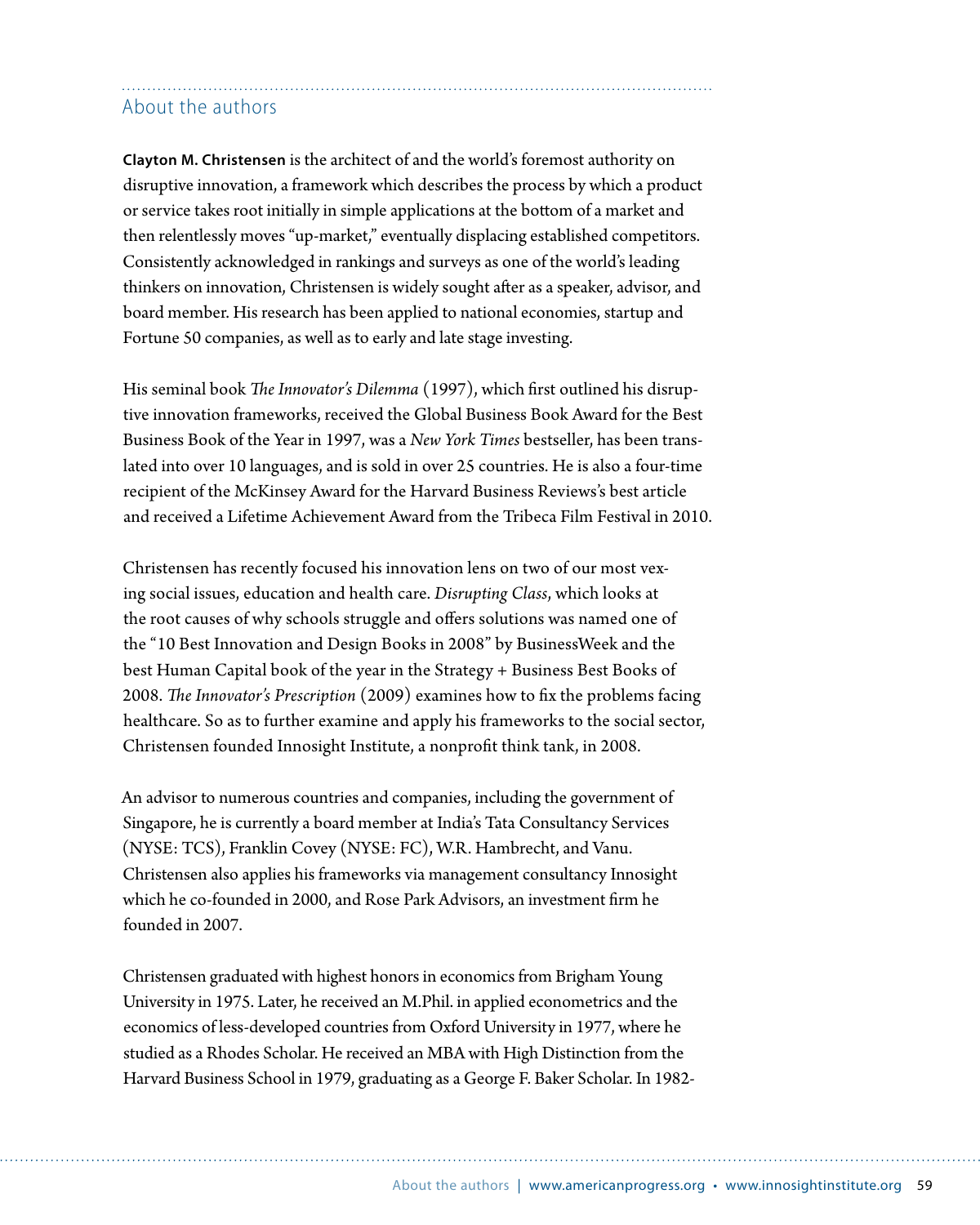## About the authors

**Clayton M. Christensen** is the architect of and the world's foremost authority on disruptive innovation, a framework which describes the process by which a product or service takes root initially in simple applications at the bottom of a market and then relentlessly moves "up-market," eventually displacing established competitors. Consistently acknowledged in rankings and surveys as one of the world's leading thinkers on innovation, Christensen is widely sought after as a speaker, advisor, and board member. His research has been applied to national economies, startup and Fortune 50 companies, as well as to early and late stage investing.

His seminal book *The Innovator's Dilemma* (1997), which first outlined his disruptive innovation frameworks, received the Global Business Book Award for the Best Business Book of the Year in 1997, was a *New York Times* bestseller, has been translated into over 10 languages, and is sold in over 25 countries. He is also a four-time recipient of the McKinsey Award for the Harvard Business Reviews's best article and received a Lifetime Achievement Award from the Tribeca Film Festival in 2010.

Christensen has recently focused his innovation lens on two of our most vexing social issues, education and health care. *Disrupting Class*, which looks at the root causes of why schools struggle and offers solutions was named one of the "10 Best Innovation and Design Books in 2008" by BusinessWeek and the best Human Capital book of the year in the Strategy + Business Best Books of 2008. *The Innovator's Prescription* (2009) examines how to fix the problems facing healthcare. So as to further examine and apply his frameworks to the social sector, Christensen founded Innosight Institute, a nonprofit think tank, in 2008.

An advisor to numerous countries and companies, including the government of Singapore, he is currently a board member at India's Tata Consultancy Services (NYSE: TCS), Franklin Covey (NYSE: FC), W.R. Hambrecht, and Vanu. Christensen also applies his frameworks via management consultancy Innosight which he co-founded in 2000, and Rose Park Advisors, an investment firm he founded in 2007.

Christensen graduated with highest honors in economics from Brigham Young University in 1975. Later, he received an M.Phil. in applied econometrics and the economics of less-developed countries from Oxford University in 1977, where he studied as a Rhodes Scholar. He received an MBA with High Distinction from the Harvard Business School in 1979, graduating as a George F. Baker Scholar. In 1982-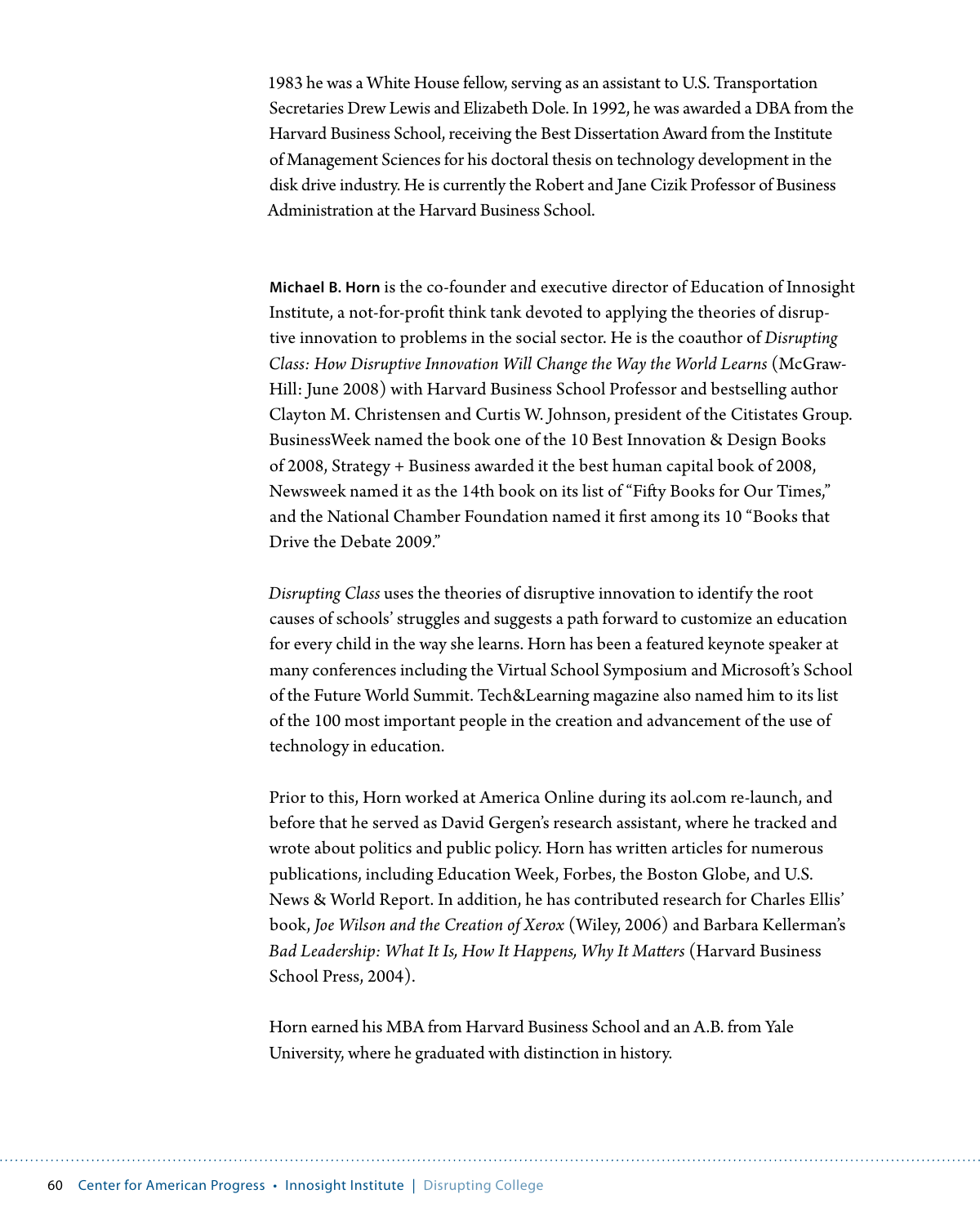1983 he was a White House fellow, serving as an assistant to U.S. Transportation Secretaries Drew Lewis and Elizabeth Dole. In 1992, he was awarded a DBA from the Harvard Business School, receiving the Best Dissertation Award from the Institute of Management Sciences for his doctoral thesis on technology development in the disk drive industry. He is currently the Robert and Jane Cizik Professor of Business Administration at the Harvard Business School.

**Michael B. Horn** is the co-founder and executive director of Education of Innosight Institute, a not-for-profit think tank devoted to applying the theories of disruptive innovation to problems in the social sector. He is the coauthor of *Disrupting Class: How Disruptive Innovation Will Change the Way the World Learns* (McGraw-Hill: June 2008) with Harvard Business School Professor and bestselling author Clayton M. Christensen and Curtis W. Johnson, president of the Citistates Group. BusinessWeek named the book one of the 10 Best Innovation & Design Books of 2008, Strategy + Business awarded it the best human capital book of 2008, Newsweek named it as the 14th book on its list of "Fifty Books for Our Times," and the National Chamber Foundation named it first among its 10 "Books that Drive the Debate 2009."

*Disrupting Class* uses the theories of disruptive innovation to identify the root causes of schools' struggles and suggests a path forward to customize an education for every child in the way she learns. Horn has been a featured keynote speaker at many conferences including the Virtual School Symposium and Microsoft's School of the Future World Summit. Tech&Learning magazine also named him to its list of the 100 most important people in the creation and advancement of the use of technology in education.

Prior to this, Horn worked at America Online during its aol.com re-launch, and before that he served as David Gergen's research assistant, where he tracked and wrote about politics and public policy. Horn has written articles for numerous publications, including Education Week, Forbes, the Boston Globe, and U.S. News & World Report. In addition, he has contributed research for Charles Ellis' book, *Joe Wilson and the Creation of Xerox* (Wiley, 2006) and Barbara Kellerman's *Bad Leadership: What It Is, How It Happens, Why It Matters* (Harvard Business School Press, 2004).

Horn earned his MBA from Harvard Business School and an A.B. from Yale University, where he graduated with distinction in history.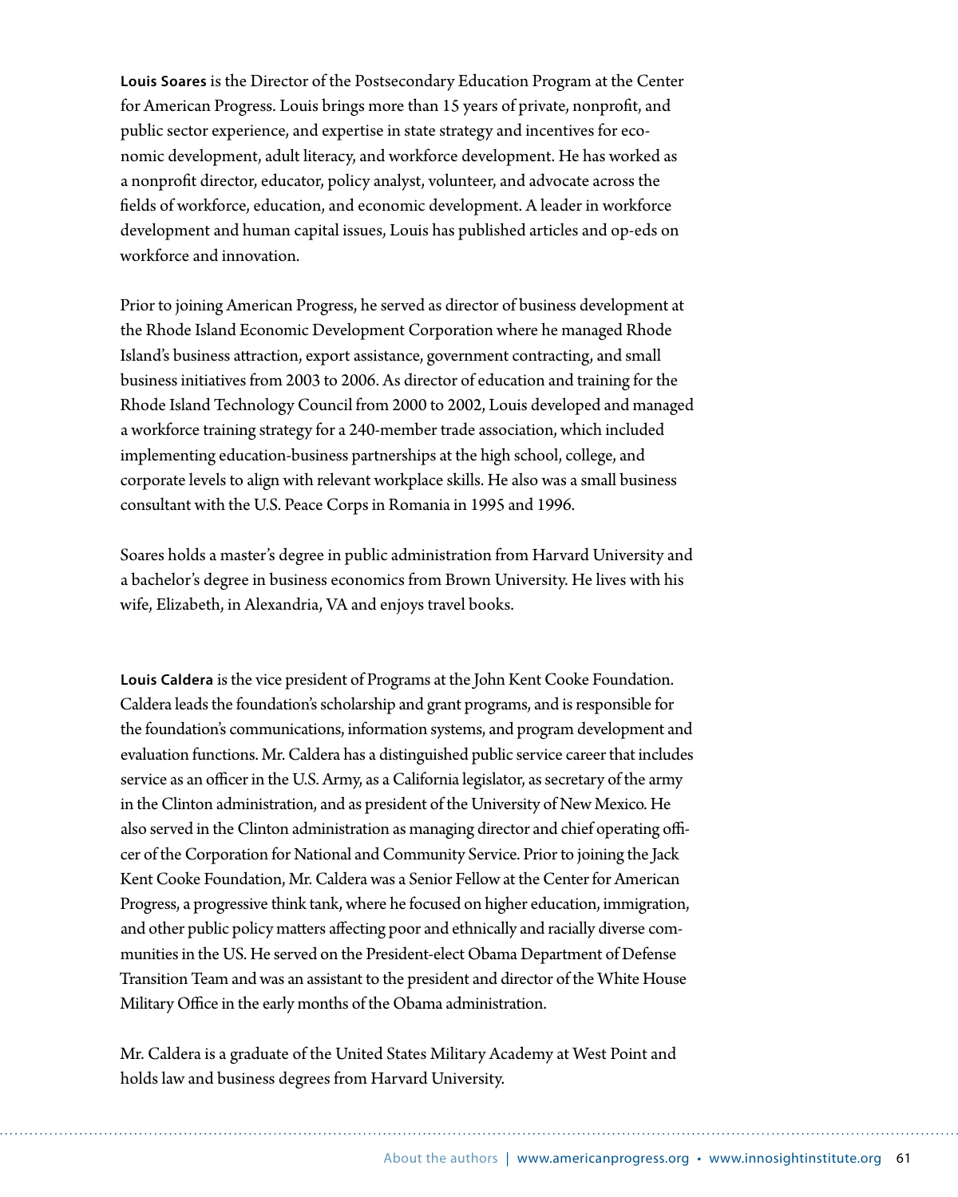**Louis Soares** is the Director of the Postsecondary Education Program at the Center for American Progress. Louis brings more than 15 years of private, nonprofit, and public sector experience, and expertise in state strategy and incentives for economic development, adult literacy, and workforce development. He has worked as a nonprofit director, educator, policy analyst, volunteer, and advocate across the fields of workforce, education, and economic development. A leader in workforce development and human capital issues, Louis has published articles and op-eds on workforce and innovation.

Prior to joining American Progress, he served as director of business development at the Rhode Island Economic Development Corporation where he managed Rhode Island's business attraction, export assistance, government contracting, and small business initiatives from 2003 to 2006. As director of education and training for the Rhode Island Technology Council from 2000 to 2002, Louis developed and managed a workforce training strategy for a 240-member trade association, which included implementing education-business partnerships at the high school, college, and corporate levels to align with relevant workplace skills. He also was a small business consultant with the U.S. Peace Corps in Romania in 1995 and 1996.

Soares holds a master's degree in public administration from Harvard University and a bachelor's degree in business economics from Brown University. He lives with his wife, Elizabeth, in Alexandria, VA and enjoys travel books.

**Louis Caldera** is the vice president of Programs at the John Kent Cooke Foundation. Caldera leads the foundation's scholarship and grant programs, and is responsible for the foundation's communications, information systems, and program development and evaluation functions. Mr. Caldera has a distinguished public service career that includes service as an officer in the U.S. Army, as a California legislator, as secretary of the army in the Clinton administration, and as president of the University of New Mexico. He also served in the Clinton administration as managing director and chief operating officer of the Corporation for National and Community Service. Prior to joining the Jack Kent Cooke Foundation, Mr. Caldera was a Senior Fellow at the Center for American Progress, a progressive think tank, where he focused on higher education, immigration, and other public policy matters affecting poor and ethnically and racially diverse communities in the US. He served on the President-elect Obama Department of Defense Transition Team and was an assistant to the president and director of the White House Military Office in the early months of the Obama administration.

Mr. Caldera is a graduate of the United States Military Academy at West Point and holds law and business degrees from Harvard University.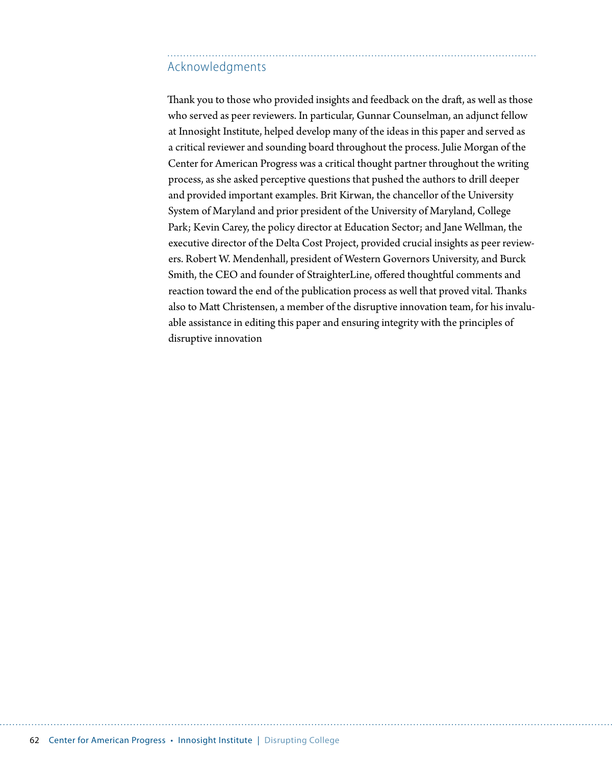## Acknowledgments

Thank you to those who provided insights and feedback on the draft, as well as those who served as peer reviewers. In particular, Gunnar Counselman, an adjunct fellow at Innosight Institute, helped develop many of the ideas in this paper and served as a critical reviewer and sounding board throughout the process. Julie Morgan of the Center for American Progress was a critical thought partner throughout the writing process, as she asked perceptive questions that pushed the authors to drill deeper and provided important examples. Brit Kirwan, the chancellor of the University System of Maryland and prior president of the University of Maryland, College Park; Kevin Carey, the policy director at Education Sector; and Jane Wellman, the executive director of the Delta Cost Project, provided crucial insights as peer reviewers. Robert W. Mendenhall, president of Western Governors University, and Burck Smith, the CEO and founder of StraighterLine, offered thoughtful comments and reaction toward the end of the publication process as well that proved vital. Thanks also to Matt Christensen, a member of the disruptive innovation team, for his invaluable assistance in editing this paper and ensuring integrity with the principles of disruptive innovation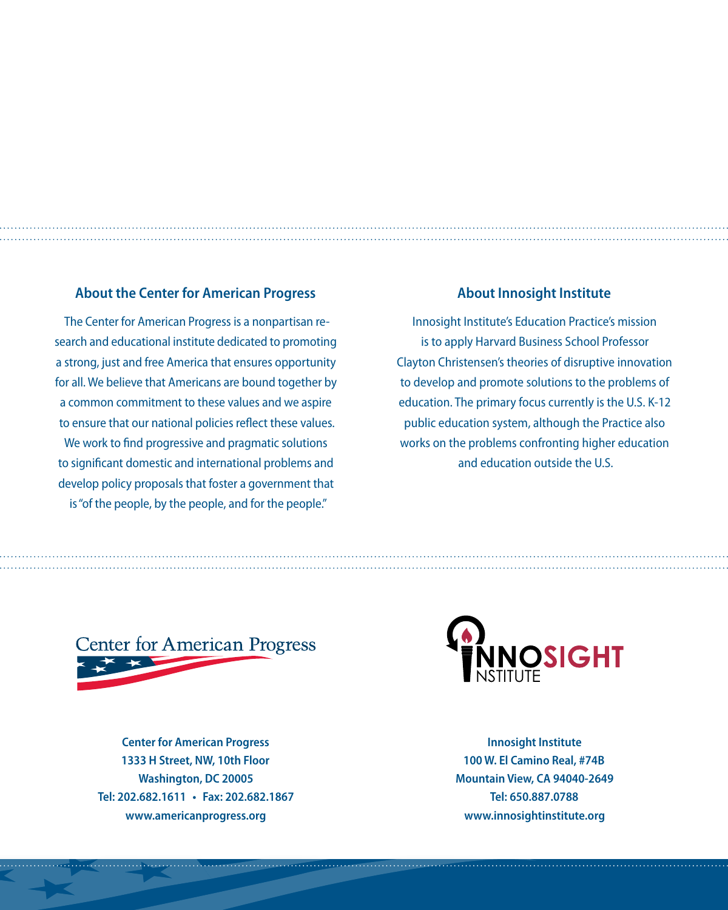### About the Center for American Progress

The Center for American Progress is a nonpartisan research and educational institute dedicated to promoting a strong, just and free America that ensures opportunity for all. We believe that Americans are bound together by a common commitment to these values and we aspire to ensure that our national policies reflect these values. We work to find progressive and pragmatic solutions to significant domestic and international problems and develop policy proposals that foster a government that is "of the people, by the people, and for the people."

### About Innosight Institute

Innosight Institute's Education Practice's mission is to apply Harvard Business School Professor Clayton Christensen's theories of disruptive innovation to develop and promote solutions to the problems of education. The primary focus currently is the U.S. K-12 public education system, although the Practice also works on the problems confronting higher education and education outside the U.S.

Center for American Progress

INNOSIGHT INSTITUTE

**Center for American Progress**
**1333 H Street, NW, 10th Floor**
**Washington, DC 20005**
**Tel: 202.682.1611 • Fax: 202.682.1867**
**www.americanprogress.org**

**Innosight Institute**
**100 W. El Camino Real, #74B**
**Mountain View, CA 94040-2649**
**Tel: 650.887.0788**
**www.innosightinstitute.org**